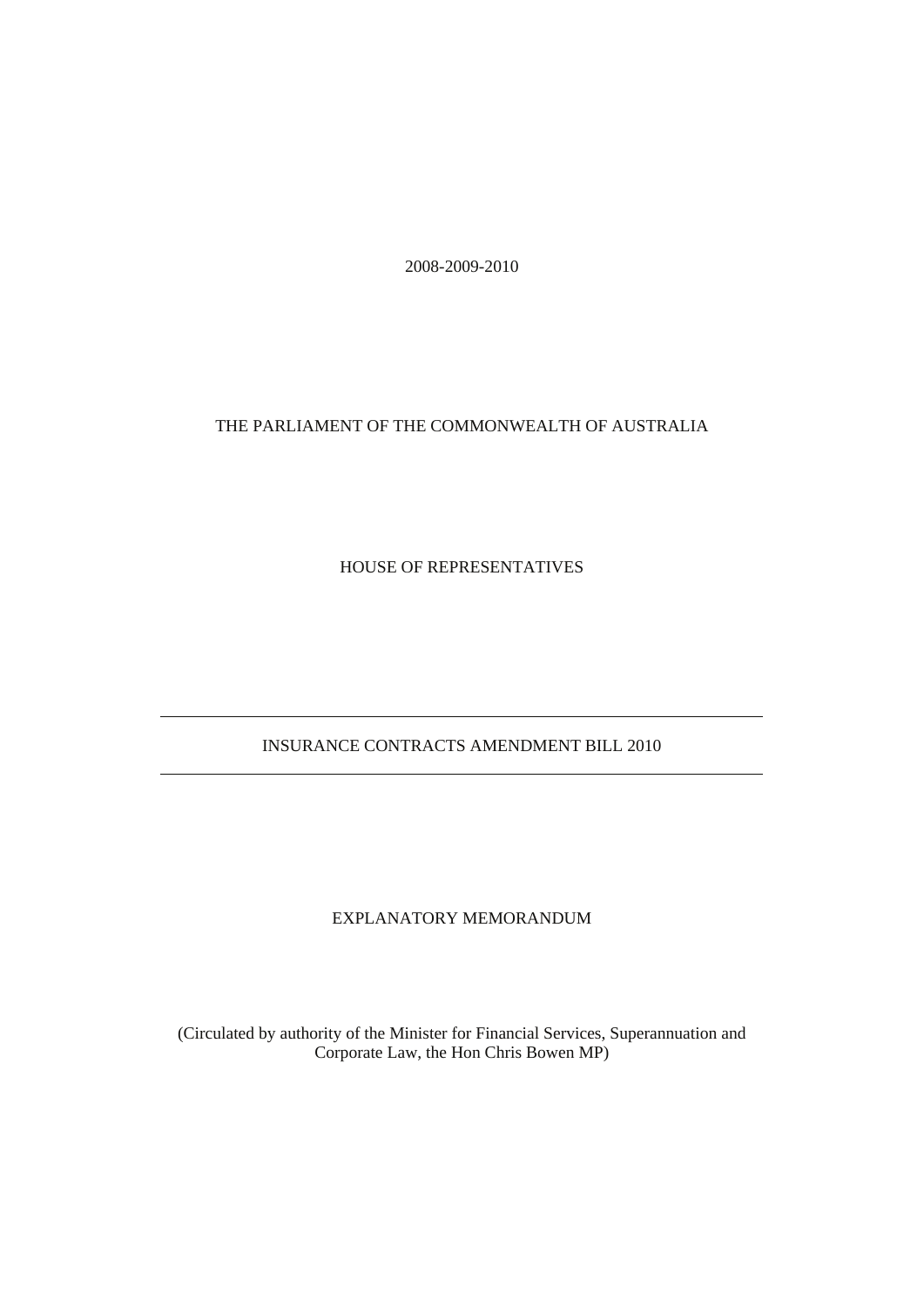2008-2009-2010

THE PARLIAMENT OF THE COMMONWEALTH OF AUSTRALIA

HOUSE OF REPRESENTATIVES

---

# INSURANCE CONTRACTS AMENDMENT BILL 2010

---

## EXPLANATORY MEMORANDUM

(Circulated by authority of the Minister for Financial Services, Superannuation and Corporate Law, the Hon Chris Bowen MP)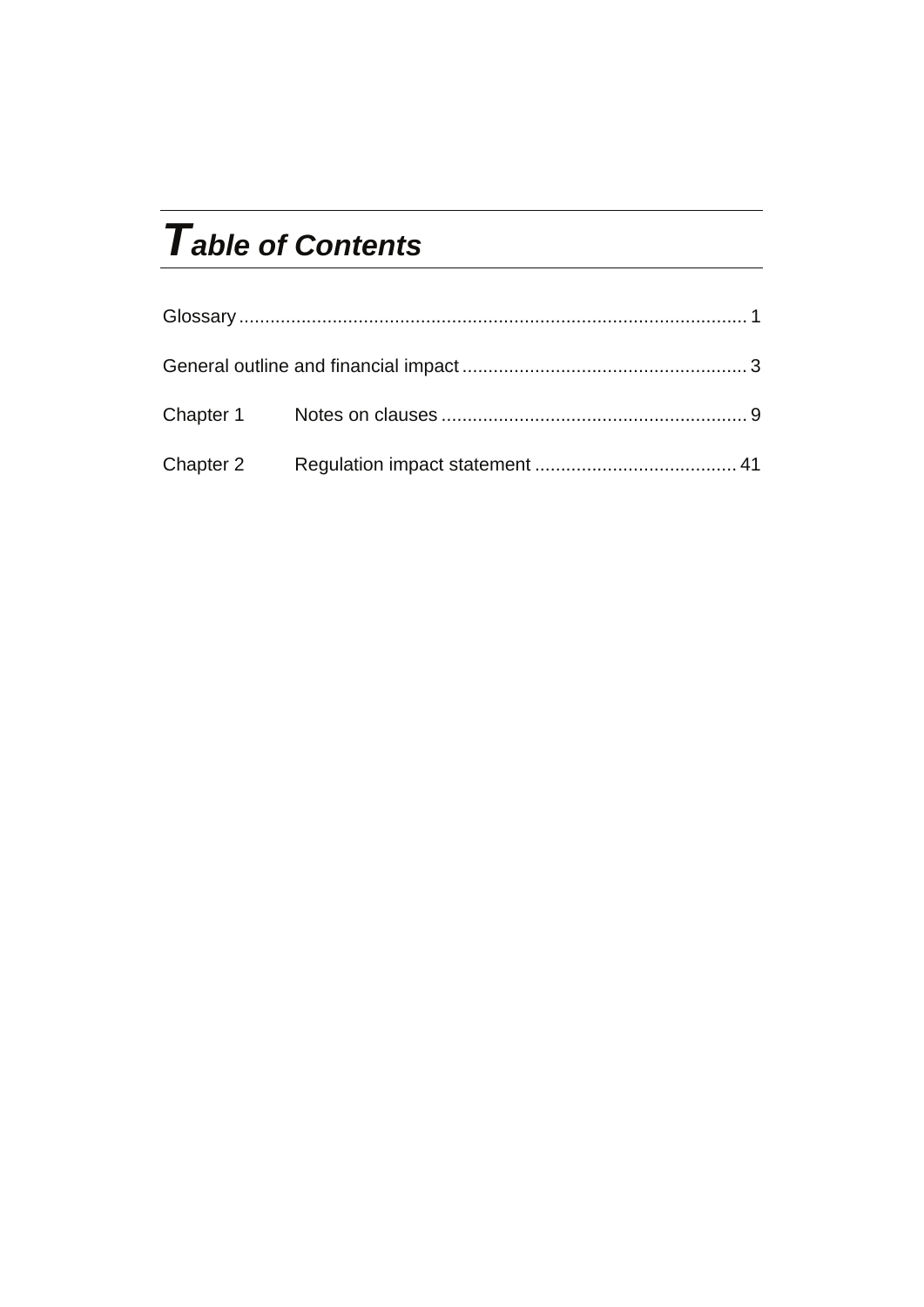# Table of Contents

Glossary ................................................................................................ 1

General outline and financial impact ...................................................... 3

Chapter 1 Notes on clauses .......................................................... 9

Chapter 2 Regulation impact statement ...................................... 41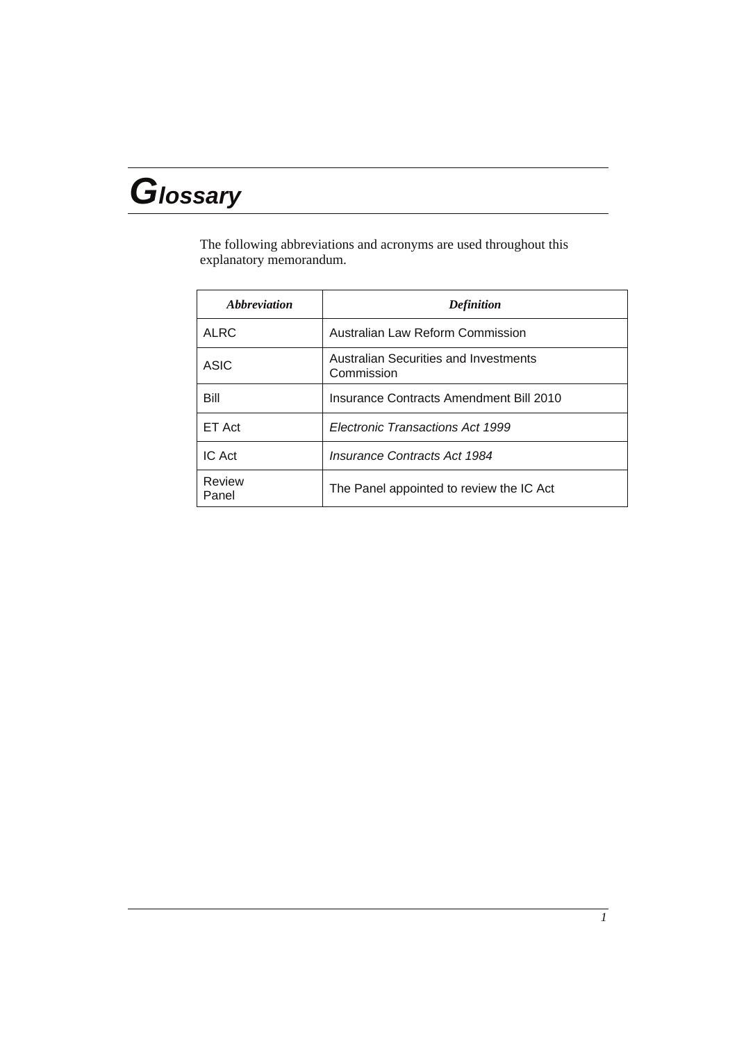# Glossary

The following abbreviations and acronyms are used throughout this explanatory memorandum.

| *Abbreviation* | *Definition* |
|---|---|
| ALRC | Australian Law Reform Commission |
| ASIC | Australian Securities and Investments Commission |
| Bill | Insurance Contracts Amendment Bill 2010 |
| ET Act | *Electronic Transactions Act 1999* |
| IC Act | *Insurance Contracts Act 1984* |
| Review Panel | The Panel appointed to review the IC Act |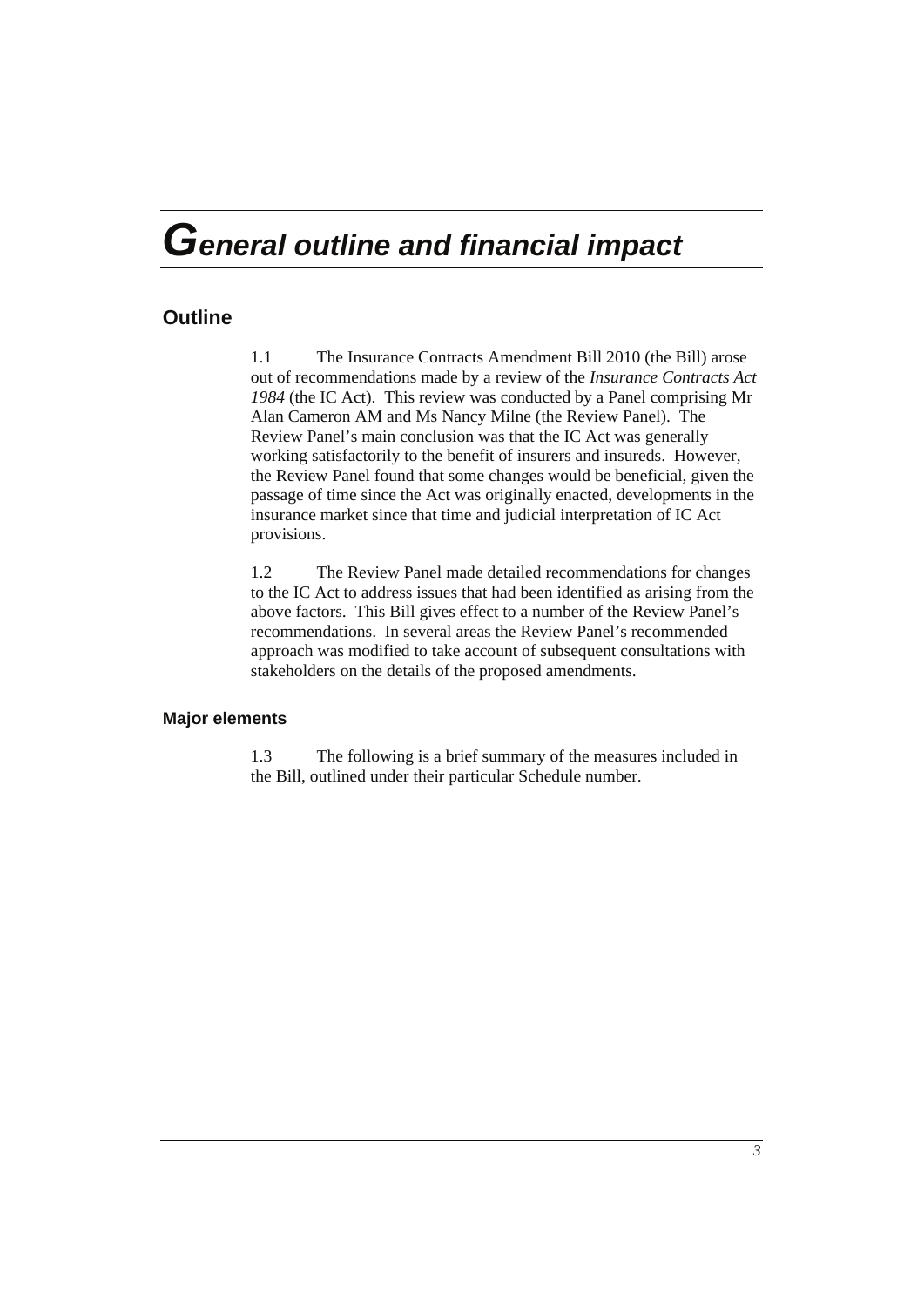# General outline and financial impact

## Outline

1.1 The Insurance Contracts Amendment Bill 2010 (the Bill) arose out of recommendations made by a review of the *Insurance Contracts Act 1984* (the IC Act). This review was conducted by a Panel comprising Mr Alan Cameron AM and Ms Nancy Milne (the Review Panel). The Review Panel's main conclusion was that the IC Act was generally working satisfactorily to the benefit of insurers and insureds. However, the Review Panel found that some changes would be beneficial, given the passage of time since the Act was originally enacted, developments in the insurance market since that time and judicial interpretation of IC Act provisions.

1.2 The Review Panel made detailed recommendations for changes to the IC Act to address issues that had been identified as arising from the above factors. This Bill gives effect to a number of the Review Panel's recommendations. In several areas the Review Panel's recommended approach was modified to take account of subsequent consultations with stakeholders on the details of the proposed amendments.

### Major elements

1.3 The following is a brief summary of the measures included in the Bill, outlined under their particular Schedule number.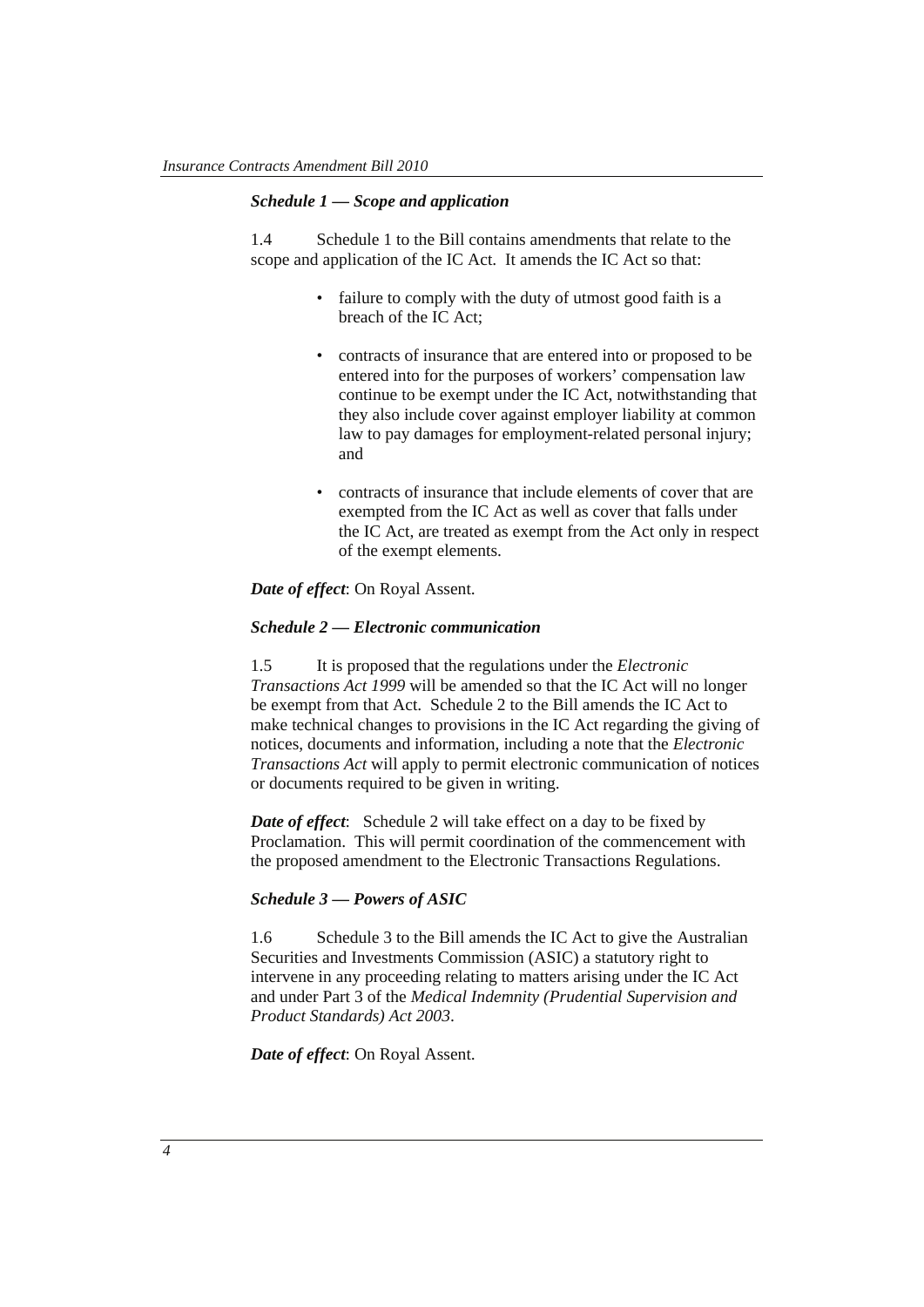***Schedule 1 — Scope and application***

1.4 Schedule 1 to the Bill contains amendments that relate to the scope and application of the IC Act. It amends the IC Act so that:

- failure to comply with the duty of utmost good faith is a breach of the IC Act;
- contracts of insurance that are entered into or proposed to be entered into for the purposes of workers' compensation law continue to be exempt under the IC Act, notwithstanding that they also include cover against employer liability at common law to pay damages for employment-related personal injury; and
- contracts of insurance that include elements of cover that are exempted from the IC Act as well as cover that falls under the IC Act, are treated as exempt from the Act only in respect of the exempt elements.

***Date of effect***: On Royal Assent.

***Schedule 2 — Electronic communication***

1.5 It is proposed that the regulations under the *Electronic Transactions Act 1999* will be amended so that the IC Act will no longer be exempt from that Act. Schedule 2 to the Bill amends the IC Act to make technical changes to provisions in the IC Act regarding the giving of notices, documents and information, including a note that the *Electronic Transactions Act* will apply to permit electronic communication of notices or documents required to be given in writing.

***Date of effect***: Schedule 2 will take effect on a day to be fixed by Proclamation. This will permit coordination of the commencement with the proposed amendment to the Electronic Transactions Regulations.

***Schedule 3 — Powers of ASIC***

1.6 Schedule 3 to the Bill amends the IC Act to give the Australian Securities and Investments Commission (ASIC) a statutory right to intervene in any proceeding relating to matters arising under the IC Act and under Part 3 of the *Medical Indemnity (Prudential Supervision and Product Standards) Act 2003*.

***Date of effect***: On Royal Assent.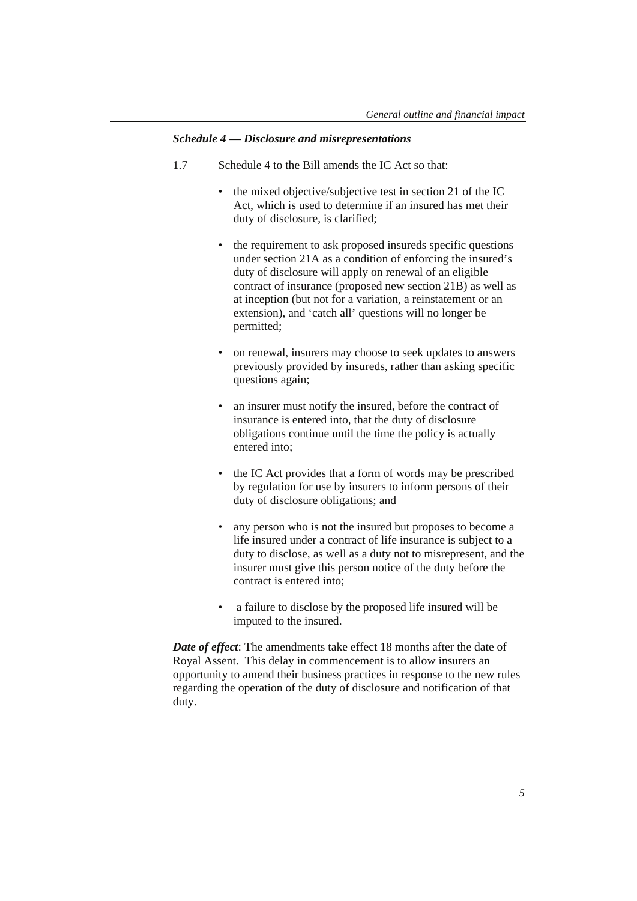*Schedule 4 — Disclosure and misrepresentations*

1.7 Schedule 4 to the Bill amends the IC Act so that:

- the mixed objective/subjective test in section 21 of the IC Act, which is used to determine if an insured has met their duty of disclosure, is clarified;
- the requirement to ask proposed insureds specific questions under section 21A as a condition of enforcing the insured's duty of disclosure will apply on renewal of an eligible contract of insurance (proposed new section 21B) as well as at inception (but not for a variation, a reinstatement or an extension), and 'catch all' questions will no longer be permitted;
- on renewal, insurers may choose to seek updates to answers previously provided by insureds, rather than asking specific questions again;
- an insurer must notify the insured, before the contract of insurance is entered into, that the duty of disclosure obligations continue until the time the policy is actually entered into;
- the IC Act provides that a form of words may be prescribed by regulation for use by insurers to inform persons of their duty of disclosure obligations; and
- any person who is not the insured but proposes to become a life insured under a contract of life insurance is subject to a duty to disclose, as well as a duty not to misrepresent, and the insurer must give this person notice of the duty before the contract is entered into;
- a failure to disclose by the proposed life insured will be imputed to the insured.

***Date of effect***: The amendments take effect 18 months after the date of Royal Assent. This delay in commencement is to allow insurers an opportunity to amend their business practices in response to the new rules regarding the operation of the duty of disclosure and notification of that duty.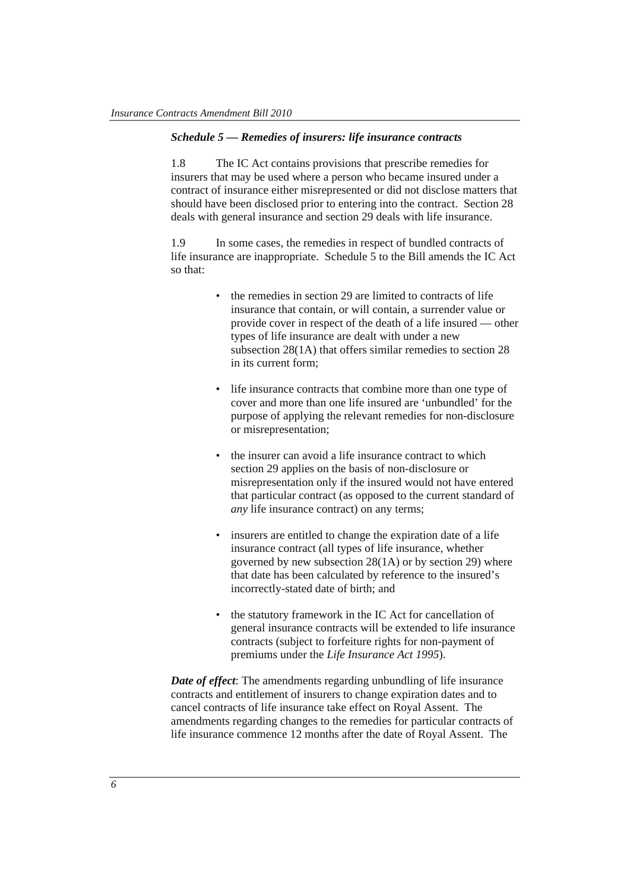### *Schedule 5 — Remedies of insurers: life insurance contracts*

1.8 The IC Act contains provisions that prescribe remedies for insurers that may be used where a person who became insured under a contract of insurance either misrepresented or did not disclose matters that should have been disclosed prior to entering into the contract. Section 28 deals with general insurance and section 29 deals with life insurance.

1.9 In some cases, the remedies in respect of bundled contracts of life insurance are inappropriate. Schedule 5 to the Bill amends the IC Act so that:

- the remedies in section 29 are limited to contracts of life insurance that contain, or will contain, a surrender value or provide cover in respect of the death of a life insured — other types of life insurance are dealt with under a new subsection 28(1A) that offers similar remedies to section 28 in its current form;
- life insurance contracts that combine more than one type of cover and more than one life insured are 'unbundled' for the purpose of applying the relevant remedies for non-disclosure or misrepresentation;
- the insurer can avoid a life insurance contract to which section 29 applies on the basis of non-disclosure or misrepresentation only if the insured would not have entered that particular contract (as opposed to the current standard of *any* life insurance contract) on any terms;
- insurers are entitled to change the expiration date of a life insurance contract (all types of life insurance, whether governed by new subsection 28(1A) or by section 29) where that date has been calculated by reference to the insured's incorrectly-stated date of birth; and
- the statutory framework in the IC Act for cancellation of general insurance contracts will be extended to life insurance contracts (subject to forfeiture rights for non-payment of premiums under the *Life Insurance Act 1995*).

***Date of effect***: The amendments regarding unbundling of life insurance contracts and entitlement of insurers to change expiration dates and to cancel contracts of life insurance take effect on Royal Assent. The amendments regarding changes to the remedies for particular contracts of life insurance commence 12 months after the date of Royal Assent. The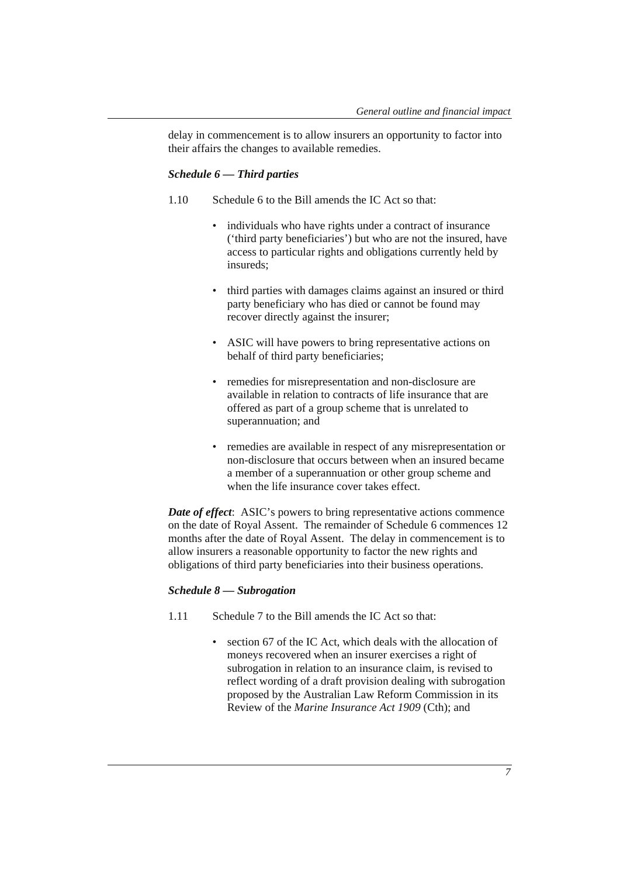delay in commencement is to allow insurers an opportunity to factor into their affairs the changes to available remedies.

***Schedule 6 — Third parties***

1.10 Schedule 6 to the Bill amends the IC Act so that:

- individuals who have rights under a contract of insurance ('third party beneficiaries') but who are not the insured, have access to particular rights and obligations currently held by insureds;
- third parties with damages claims against an insured or third party beneficiary who has died or cannot be found may recover directly against the insurer;
- ASIC will have powers to bring representative actions on behalf of third party beneficiaries;
- remedies for misrepresentation and non-disclosure are available in relation to contracts of life insurance that are offered as part of a group scheme that is unrelated to superannuation; and
- remedies are available in respect of any misrepresentation or non-disclosure that occurs between when an insured became a member of a superannuation or other group scheme and when the life insurance cover takes effect.

***Date of effect***: ASIC's powers to bring representative actions commence on the date of Royal Assent. The remainder of Schedule 6 commences 12 months after the date of Royal Assent. The delay in commencement is to allow insurers a reasonable opportunity to factor the new rights and obligations of third party beneficiaries into their business operations.

***Schedule 8 — Subrogation***

1.11 Schedule 7 to the Bill amends the IC Act so that:

- section 67 of the IC Act, which deals with the allocation of moneys recovered when an insurer exercises a right of subrogation in relation to an insurance claim, is revised to reflect wording of a draft provision dealing with subrogation proposed by the Australian Law Reform Commission in its Review of the *Marine Insurance Act 1909* (Cth); and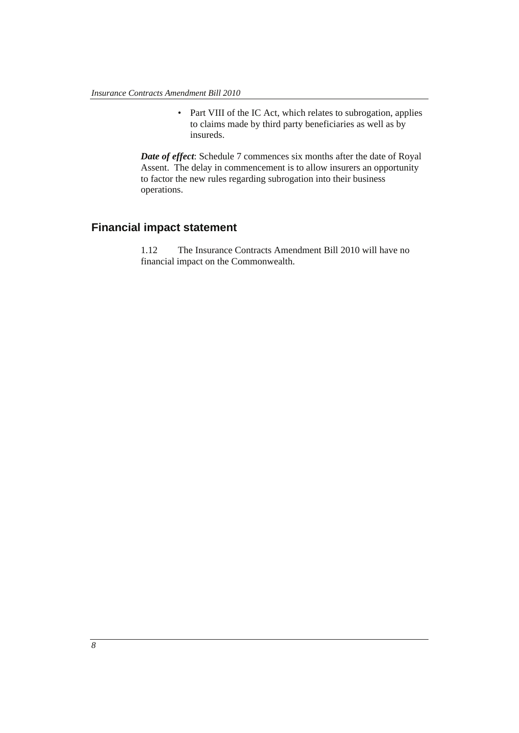- Part VIII of the IC Act, which relates to subrogation, applies to claims made by third party beneficiaries as well as by insureds.

***Date of effect***: Schedule 7 commences six months after the date of Royal Assent. The delay in commencement is to allow insurers an opportunity to factor the new rules regarding subrogation into their business operations.

## Financial impact statement

1.12 The Insurance Contracts Amendment Bill 2010 will have no financial impact on the Commonwealth.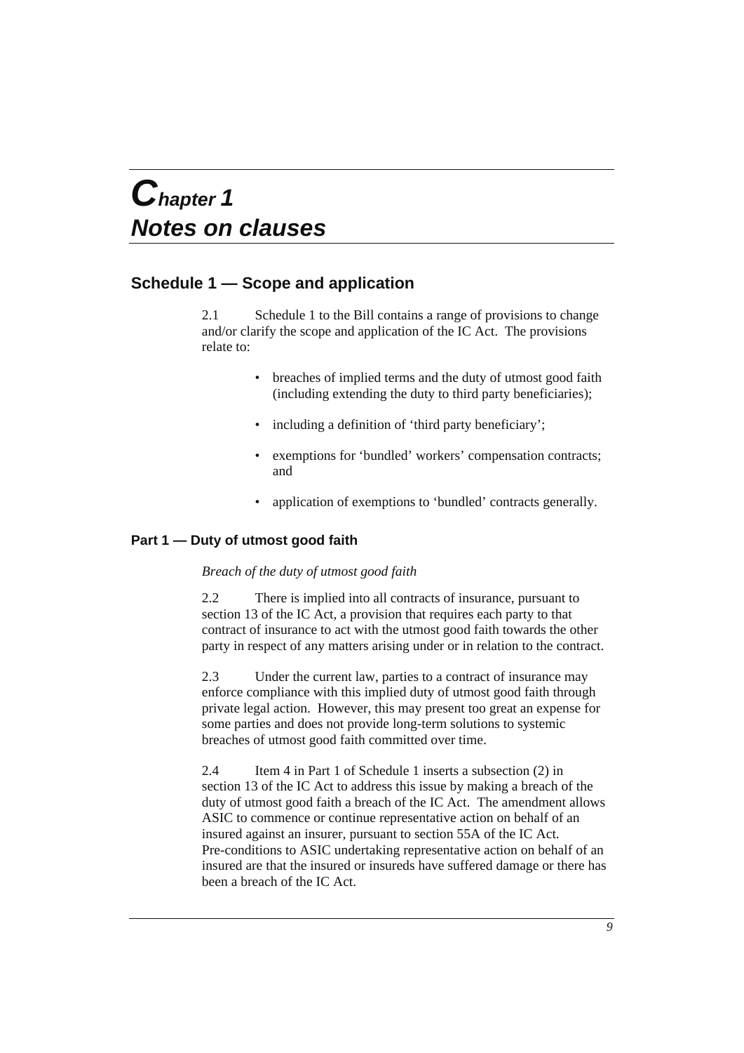# Chapter 1
# Notes on clauses

## Schedule 1 — Scope and application

2.1 Schedule 1 to the Bill contains a range of provisions to change and/or clarify the scope and application of the IC Act. The provisions relate to:

- breaches of implied terms and the duty of utmost good faith (including extending the duty to third party beneficiaries);
- including a definition of 'third party beneficiary';
- exemptions for 'bundled' workers' compensation contracts; and
- application of exemptions to 'bundled' contracts generally.

### Part 1 — Duty of utmost good faith

*Breach of the duty of utmost good faith*

2.2 There is implied into all contracts of insurance, pursuant to section 13 of the IC Act, a provision that requires each party to that contract of insurance to act with the utmost good faith towards the other party in respect of any matters arising under or in relation to the contract.

2.3 Under the current law, parties to a contract of insurance may enforce compliance with this implied duty of utmost good faith through private legal action. However, this may present too great an expense for some parties and does not provide long-term solutions to systemic breaches of utmost good faith committed over time.

2.4 Item 4 in Part 1 of Schedule 1 inserts a subsection (2) in section 13 of the IC Act to address this issue by making a breach of the duty of utmost good faith a breach of the IC Act. The amendment allows ASIC to commence or continue representative action on behalf of an insured against an insurer, pursuant to section 55A of the IC Act. Pre-conditions to ASIC undertaking representative action on behalf of an insured are that the insured or insureds have suffered damage or there has been a breach of the IC Act.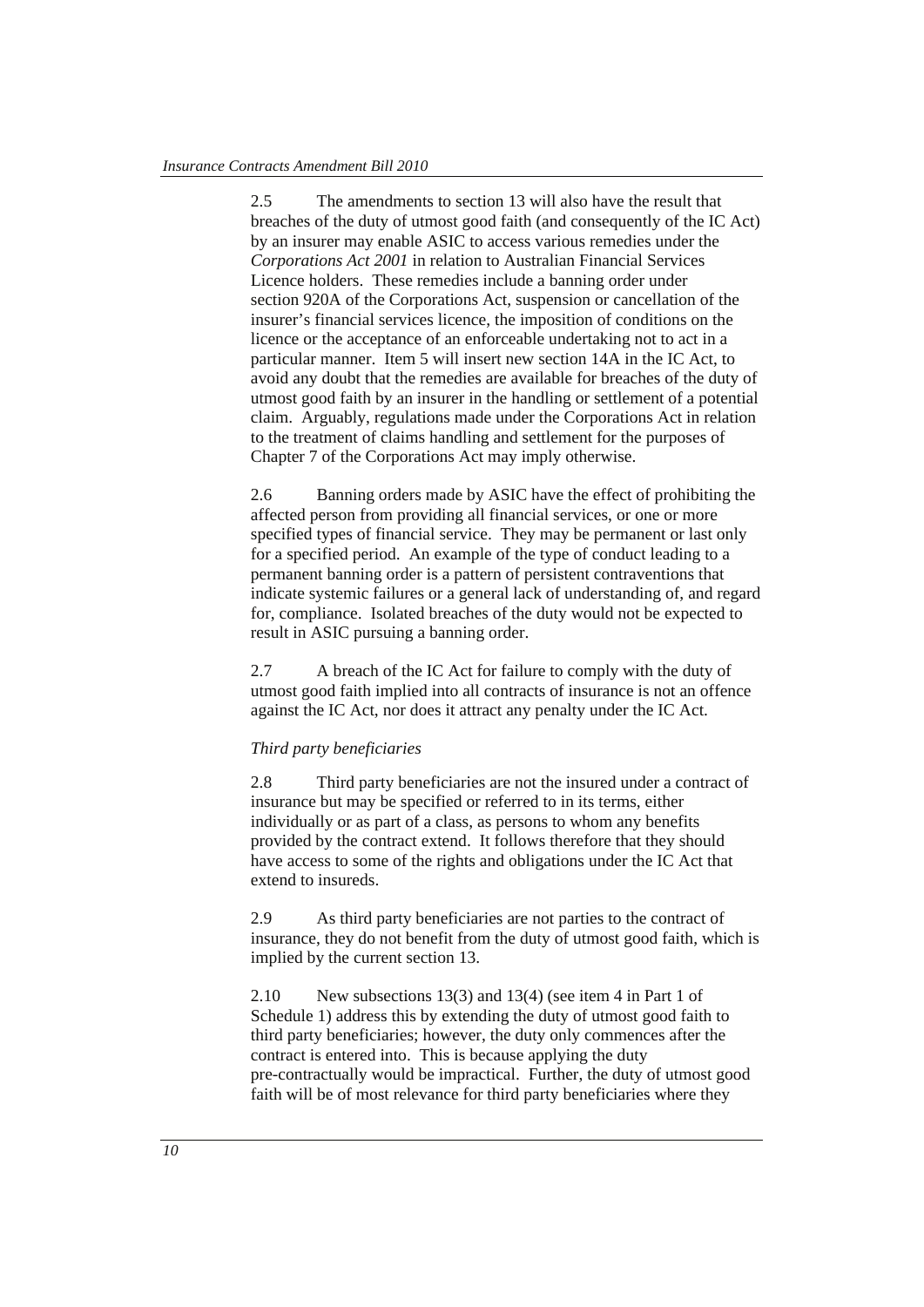2.5 The amendments to section 13 will also have the result that breaches of the duty of utmost good faith (and consequently of the IC Act) by an insurer may enable ASIC to access various remedies under the *Corporations Act 2001* in relation to Australian Financial Services Licence holders. These remedies include a banning order under section 920A of the Corporations Act, suspension or cancellation of the insurer's financial services licence, the imposition of conditions on the licence or the acceptance of an enforceable undertaking not to act in a particular manner. Item 5 will insert new section 14A in the IC Act, to avoid any doubt that the remedies are available for breaches of the duty of utmost good faith by an insurer in the handling or settlement of a potential claim. Arguably, regulations made under the Corporations Act in relation to the treatment of claims handling and settlement for the purposes of Chapter 7 of the Corporations Act may imply otherwise.

2.6 Banning orders made by ASIC have the effect of prohibiting the affected person from providing all financial services, or one or more specified types of financial service. They may be permanent or last only for a specified period. An example of the type of conduct leading to a permanent banning order is a pattern of persistent contraventions that indicate systemic failures or a general lack of understanding of, and regard for, compliance. Isolated breaches of the duty would not be expected to result in ASIC pursuing a banning order.

2.7 A breach of the IC Act for failure to comply with the duty of utmost good faith implied into all contracts of insurance is not an offence against the IC Act, nor does it attract any penalty under the IC Act.

*Third party beneficiaries*

2.8 Third party beneficiaries are not the insured under a contract of insurance but may be specified or referred to in its terms, either individually or as part of a class, as persons to whom any benefits provided by the contract extend. It follows therefore that they should have access to some of the rights and obligations under the IC Act that extend to insureds.

2.9 As third party beneficiaries are not parties to the contract of insurance, they do not benefit from the duty of utmost good faith, which is implied by the current section 13.

2.10 New subsections 13(3) and 13(4) (see item 4 in Part 1 of Schedule 1) address this by extending the duty of utmost good faith to third party beneficiaries; however, the duty only commences after the contract is entered into. This is because applying the duty pre-contractually would be impractical. Further, the duty of utmost good faith will be of most relevance for third party beneficiaries where they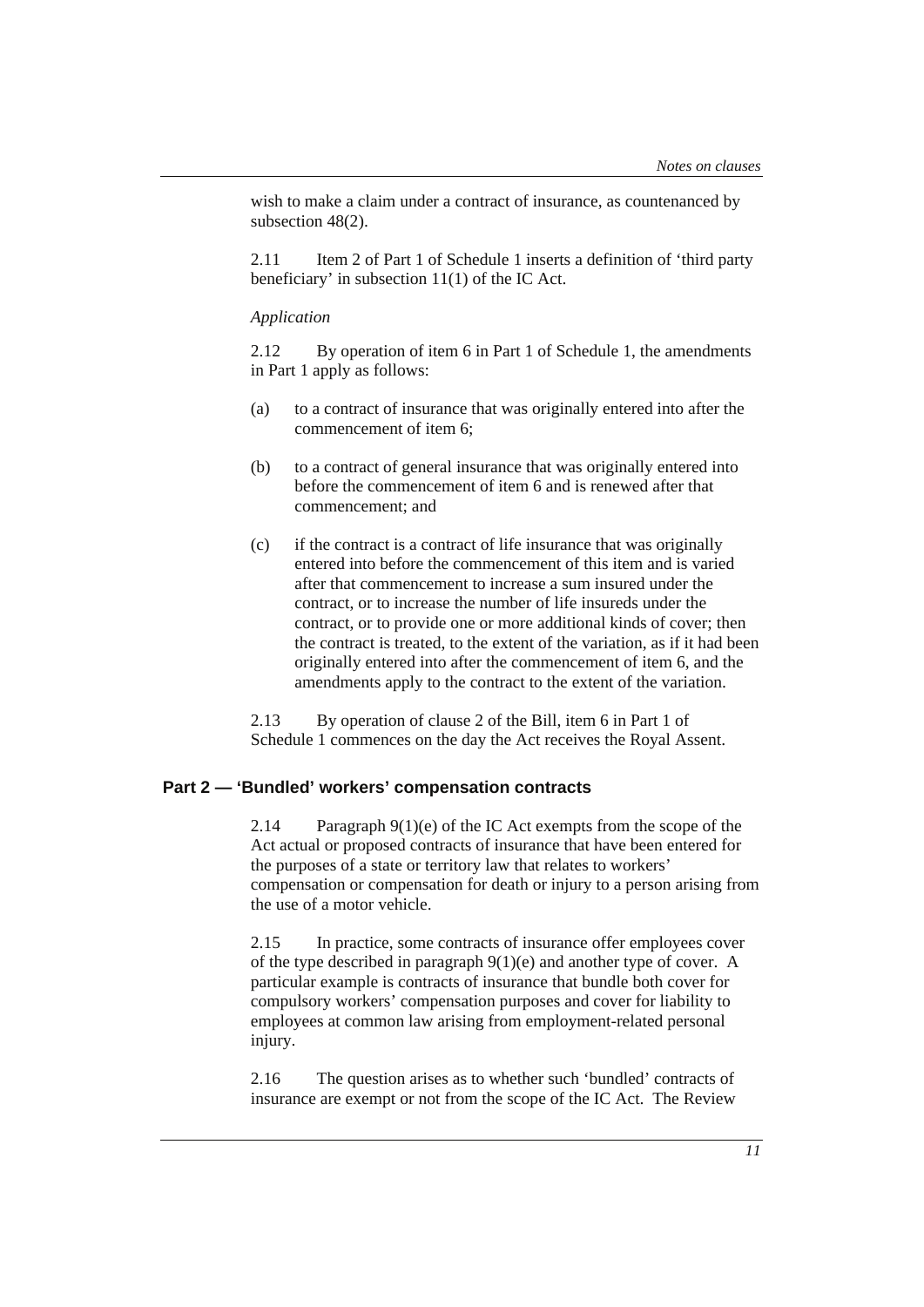wish to make a claim under a contract of insurance, as countenanced by subsection 48(2).

2.11 Item 2 of Part 1 of Schedule 1 inserts a definition of 'third party beneficiary' in subsection 11(1) of the IC Act.

*Application*

2.12 By operation of item 6 in Part 1 of Schedule 1, the amendments in Part 1 apply as follows:

(a) to a contract of insurance that was originally entered into after the commencement of item 6;

(b) to a contract of general insurance that was originally entered into before the commencement of item 6 and is renewed after that commencement; and

(c) if the contract is a contract of life insurance that was originally entered into before the commencement of this item and is varied after that commencement to increase a sum insured under the contract, or to increase the number of life insureds under the contract, or to provide one or more additional kinds of cover; then the contract is treated, to the extent of the variation, as if it had been originally entered into after the commencement of item 6, and the amendments apply to the contract to the extent of the variation.

2.13 By operation of clause 2 of the Bill, item 6 in Part 1 of Schedule 1 commences on the day the Act receives the Royal Assent.

## Part 2 — 'Bundled' workers' compensation contracts

2.14 Paragraph 9(1)(e) of the IC Act exempts from the scope of the Act actual or proposed contracts of insurance that have been entered for the purposes of a state or territory law that relates to workers' compensation or compensation for death or injury to a person arising from the use of a motor vehicle.

2.15 In practice, some contracts of insurance offer employees cover of the type described in paragraph 9(1)(e) and another type of cover. A particular example is contracts of insurance that bundle both cover for compulsory workers' compensation purposes and cover for liability to employees at common law arising from employment-related personal injury.

2.16 The question arises as to whether such 'bundled' contracts of insurance are exempt or not from the scope of the IC Act. The Review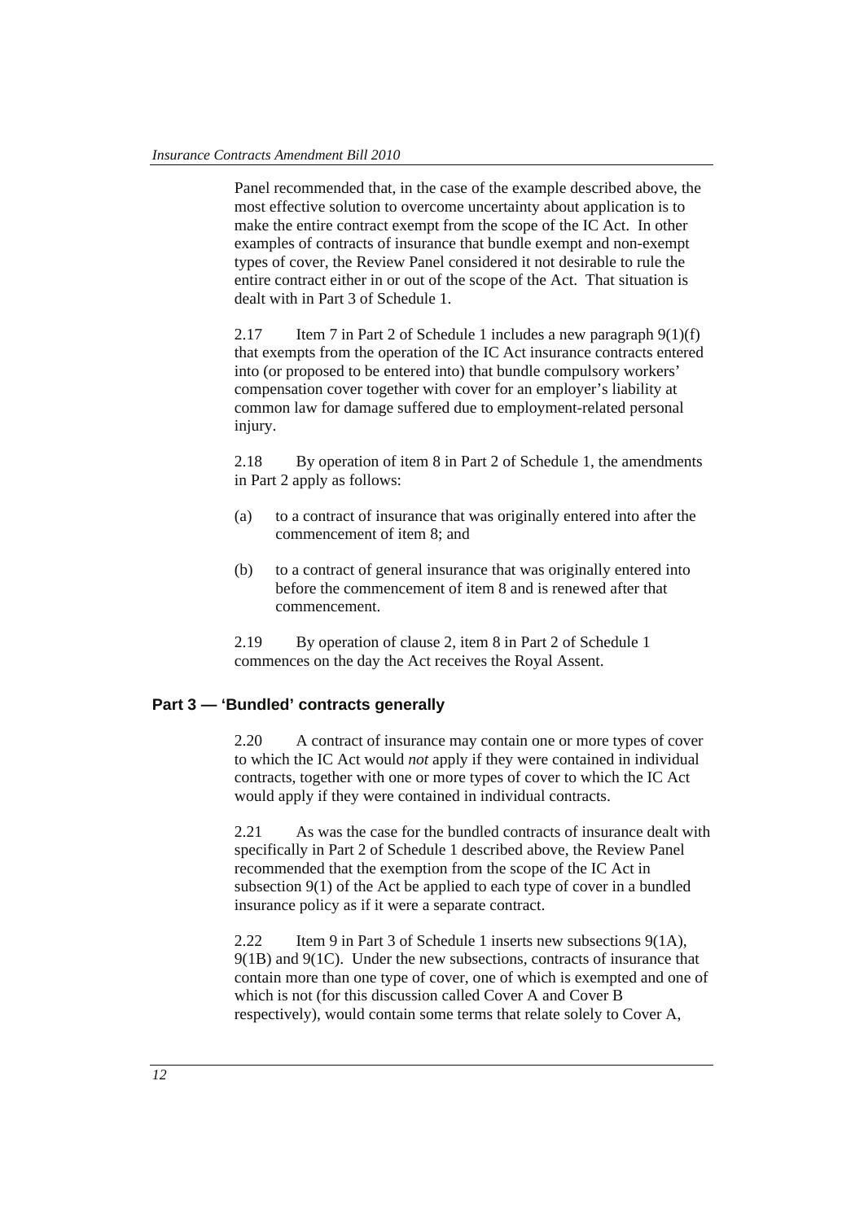Panel recommended that, in the case of the example described above, the most effective solution to overcome uncertainty about application is to make the entire contract exempt from the scope of the IC Act. In other examples of contracts of insurance that bundle exempt and non-exempt types of cover, the Review Panel considered it not desirable to rule the entire contract either in or out of the scope of the Act. That situation is dealt with in Part 3 of Schedule 1.

2.17 Item 7 in Part 2 of Schedule 1 includes a new paragraph 9(1)(f) that exempts from the operation of the IC Act insurance contracts entered into (or proposed to be entered into) that bundle compulsory workers' compensation cover together with cover for an employer's liability at common law for damage suffered due to employment-related personal injury.

2.18 By operation of item 8 in Part 2 of Schedule 1, the amendments in Part 2 apply as follows:

(a) to a contract of insurance that was originally entered into after the commencement of item 8; and

(b) to a contract of general insurance that was originally entered into before the commencement of item 8 and is renewed after that commencement.

2.19 By operation of clause 2, item 8 in Part 2 of Schedule 1 commences on the day the Act receives the Royal Assent.

## Part 3 — 'Bundled' contracts generally

2.20 A contract of insurance may contain one or more types of cover to which the IC Act would *not* apply if they were contained in individual contracts, together with one or more types of cover to which the IC Act would apply if they were contained in individual contracts.

2.21 As was the case for the bundled contracts of insurance dealt with specifically in Part 2 of Schedule 1 described above, the Review Panel recommended that the exemption from the scope of the IC Act in subsection 9(1) of the Act be applied to each type of cover in a bundled insurance policy as if it were a separate contract.

2.22 Item 9 in Part 3 of Schedule 1 inserts new subsections 9(1A), 9(1B) and 9(1C). Under the new subsections, contracts of insurance that contain more than one type of cover, one of which is exempted and one of which is not (for this discussion called Cover A and Cover B respectively), would contain some terms that relate solely to Cover A,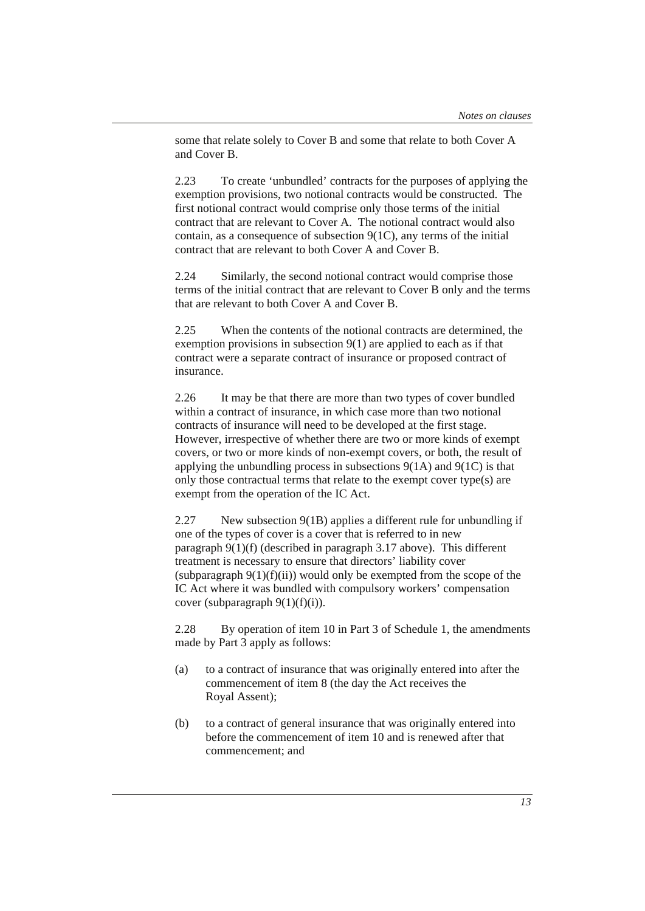some that relate solely to Cover B and some that relate to both Cover A and Cover B.

2.23 To create 'unbundled' contracts for the purposes of applying the exemption provisions, two notional contracts would be constructed. The first notional contract would comprise only those terms of the initial contract that are relevant to Cover A. The notional contract would also contain, as a consequence of subsection 9(1C), any terms of the initial contract that are relevant to both Cover A and Cover B.

2.24 Similarly, the second notional contract would comprise those terms of the initial contract that are relevant to Cover B only and the terms that are relevant to both Cover A and Cover B.

2.25 When the contents of the notional contracts are determined, the exemption provisions in subsection 9(1) are applied to each as if that contract were a separate contract of insurance or proposed contract of insurance.

2.26 It may be that there are more than two types of cover bundled within a contract of insurance, in which case more than two notional contracts of insurance will need to be developed at the first stage. However, irrespective of whether there are two or more kinds of exempt covers, or two or more kinds of non-exempt covers, or both, the result of applying the unbundling process in subsections 9(1A) and 9(1C) is that only those contractual terms that relate to the exempt cover type(s) are exempt from the operation of the IC Act.

2.27 New subsection 9(1B) applies a different rule for unbundling if one of the types of cover is a cover that is referred to in new paragraph 9(1)(f) (described in paragraph 3.17 above). This different treatment is necessary to ensure that directors' liability cover (subparagraph 9(1)(f)(ii)) would only be exempted from the scope of the IC Act where it was bundled with compulsory workers' compensation cover (subparagraph 9(1)(f)(i)).

2.28 By operation of item 10 in Part 3 of Schedule 1, the amendments made by Part 3 apply as follows:

(a) to a contract of insurance that was originally entered into after the commencement of item 8 (the day the Act receives the Royal Assent);

(b) to a contract of general insurance that was originally entered into before the commencement of item 10 and is renewed after that commencement; and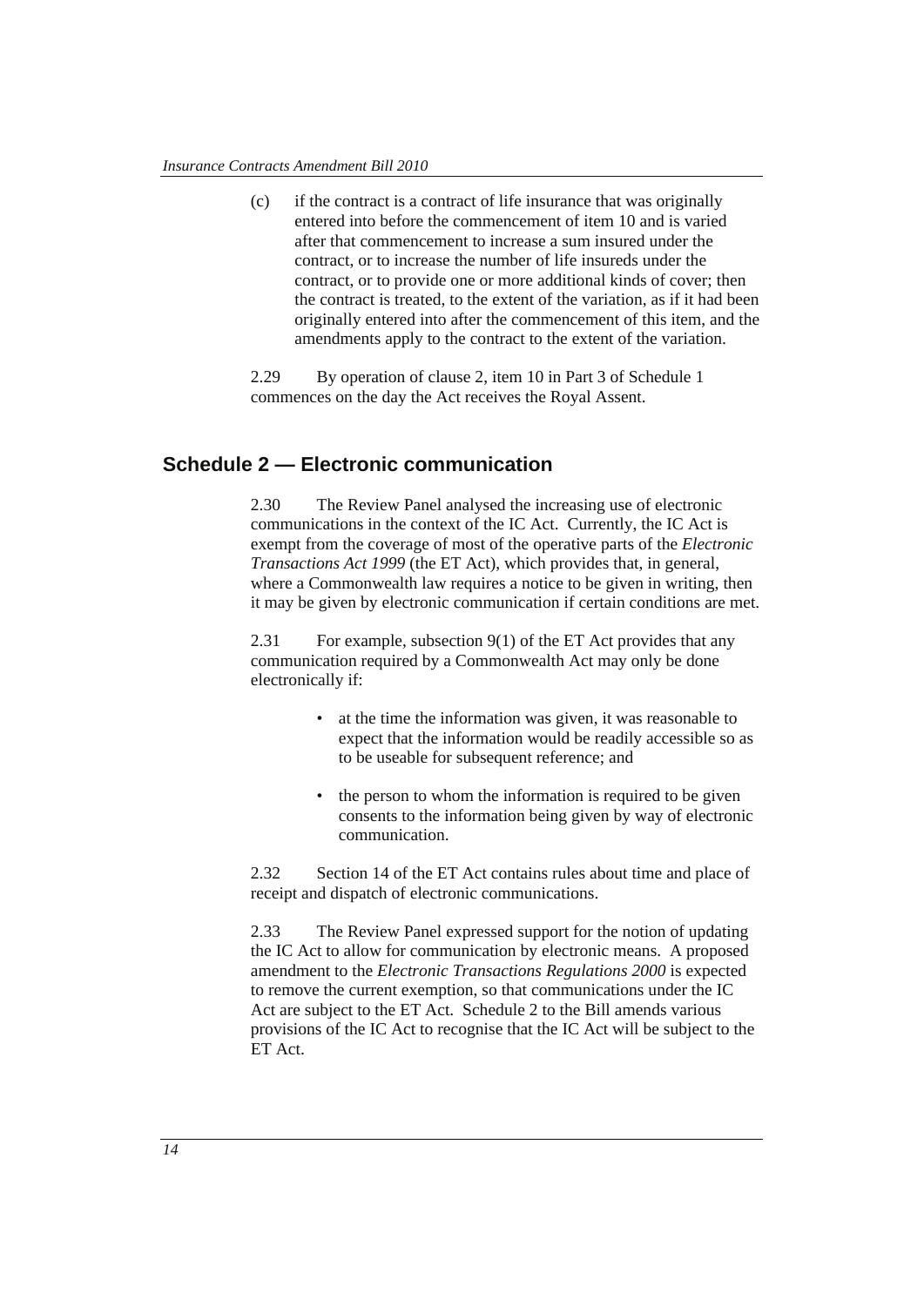(c) if the contract is a contract of life insurance that was originally entered into before the commencement of item 10 and is varied after that commencement to increase a sum insured under the contract, or to increase the number of life insureds under the contract, or to provide one or more additional kinds of cover; then the contract is treated, to the extent of the variation, as if it had been originally entered into after the commencement of this item, and the amendments apply to the contract to the extent of the variation.

2.29 By operation of clause 2, item 10 in Part 3 of Schedule 1 commences on the day the Act receives the Royal Assent.

## Schedule 2 — Electronic communication

2.30 The Review Panel analysed the increasing use of electronic communications in the context of the IC Act. Currently, the IC Act is exempt from the coverage of most of the operative parts of the *Electronic Transactions Act 1999* (the ET Act), which provides that, in general, where a Commonwealth law requires a notice to be given in writing, then it may be given by electronic communication if certain conditions are met.

2.31 For example, subsection 9(1) of the ET Act provides that any communication required by a Commonwealth Act may only be done electronically if:

- at the time the information was given, it was reasonable to expect that the information would be readily accessible so as to be useable for subsequent reference; and
- the person to whom the information is required to be given consents to the information being given by way of electronic communication.

2.32 Section 14 of the ET Act contains rules about time and place of receipt and dispatch of electronic communications.

2.33 The Review Panel expressed support for the notion of updating the IC Act to allow for communication by electronic means. A proposed amendment to the *Electronic Transactions Regulations 2000* is expected to remove the current exemption, so that communications under the IC Act are subject to the ET Act. Schedule 2 to the Bill amends various provisions of the IC Act to recognise that the IC Act will be subject to the ET Act.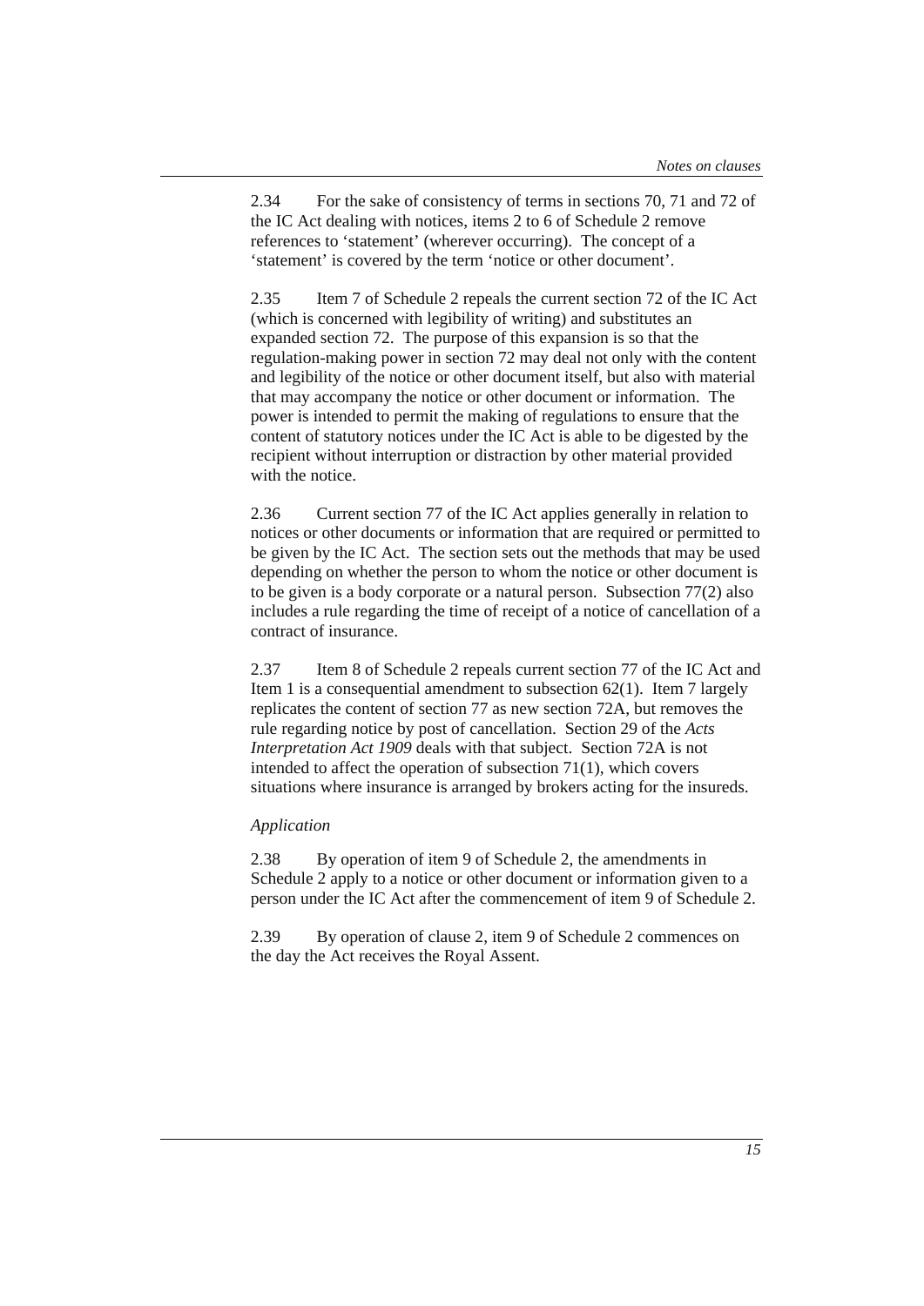2.34 For the sake of consistency of terms in sections 70, 71 and 72 of the IC Act dealing with notices, items 2 to 6 of Schedule 2 remove references to 'statement' (wherever occurring). The concept of a 'statement' is covered by the term 'notice or other document'.

2.35 Item 7 of Schedule 2 repeals the current section 72 of the IC Act (which is concerned with legibility of writing) and substitutes an expanded section 72. The purpose of this expansion is so that the regulation-making power in section 72 may deal not only with the content and legibility of the notice or other document itself, but also with material that may accompany the notice or other document or information. The power is intended to permit the making of regulations to ensure that the content of statutory notices under the IC Act is able to be digested by the recipient without interruption or distraction by other material provided with the notice.

2.36 Current section 77 of the IC Act applies generally in relation to notices or other documents or information that are required or permitted to be given by the IC Act. The section sets out the methods that may be used depending on whether the person to whom the notice or other document is to be given is a body corporate or a natural person. Subsection 77(2) also includes a rule regarding the time of receipt of a notice of cancellation of a contract of insurance.

2.37 Item 8 of Schedule 2 repeals current section 77 of the IC Act and Item 1 is a consequential amendment to subsection 62(1). Item 7 largely replicates the content of section 77 as new section 72A, but removes the rule regarding notice by post of cancellation. Section 29 of the *Acts Interpretation Act 1909* deals with that subject. Section 72A is not intended to affect the operation of subsection 71(1), which covers situations where insurance is arranged by brokers acting for the insureds.

*Application*

2.38 By operation of item 9 of Schedule 2, the amendments in Schedule 2 apply to a notice or other document or information given to a person under the IC Act after the commencement of item 9 of Schedule 2.

2.39 By operation of clause 2, item 9 of Schedule 2 commences on the day the Act receives the Royal Assent.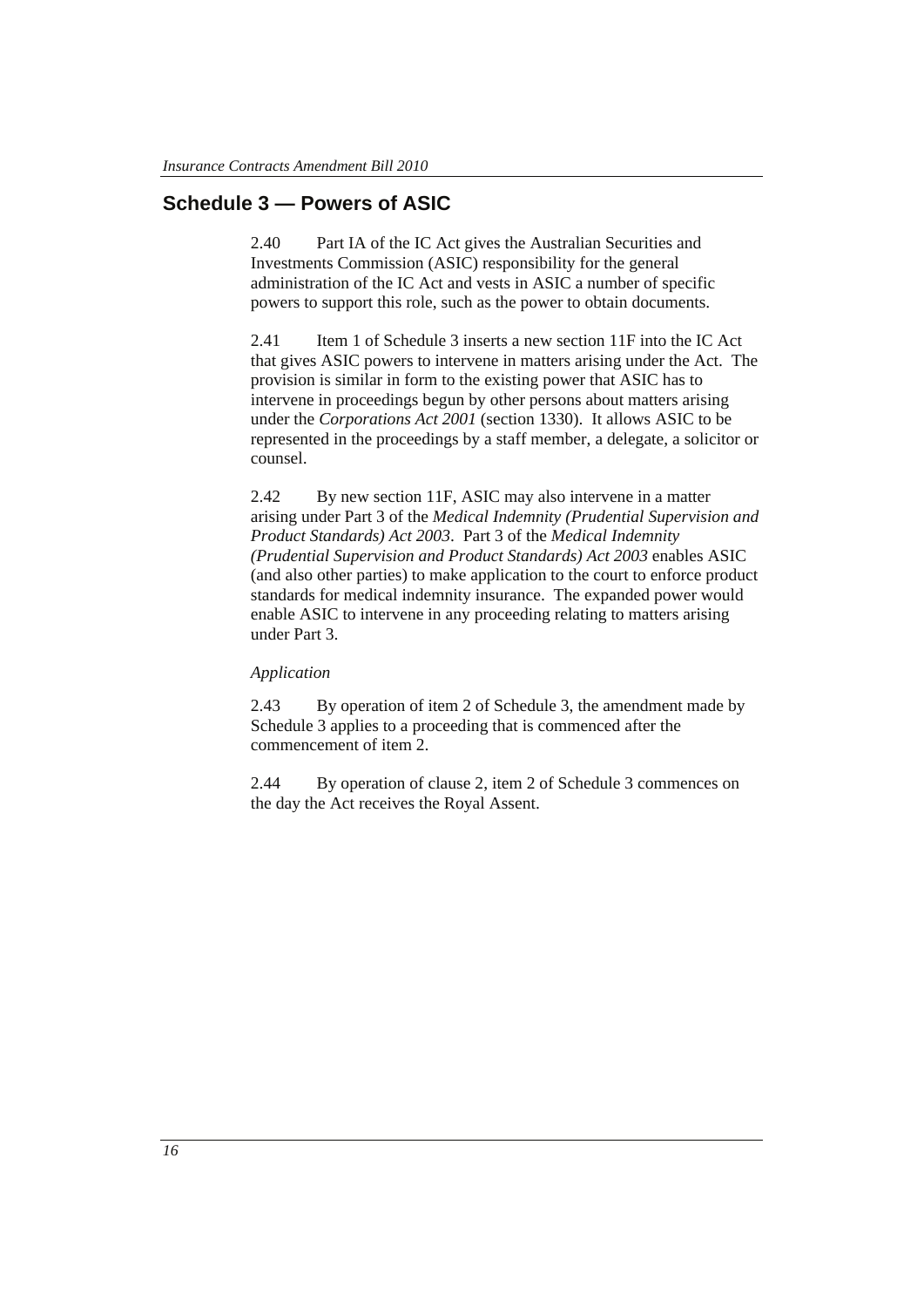## Schedule 3 — Powers of ASIC

2.40 Part IA of the IC Act gives the Australian Securities and Investments Commission (ASIC) responsibility for the general administration of the IC Act and vests in ASIC a number of specific powers to support this role, such as the power to obtain documents.

2.41 Item 1 of Schedule 3 inserts a new section 11F into the IC Act that gives ASIC powers to intervene in matters arising under the Act. The provision is similar in form to the existing power that ASIC has to intervene in proceedings begun by other persons about matters arising under the *Corporations Act 2001* (section 1330). It allows ASIC to be represented in the proceedings by a staff member, a delegate, a solicitor or counsel.

2.42 By new section 11F, ASIC may also intervene in a matter arising under Part 3 of the *Medical Indemnity (Prudential Supervision and Product Standards) Act 2003*. Part 3 of the *Medical Indemnity (Prudential Supervision and Product Standards) Act 2003* enables ASIC (and also other parties) to make application to the court to enforce product standards for medical indemnity insurance. The expanded power would enable ASIC to intervene in any proceeding relating to matters arising under Part 3.

*Application*

2.43 By operation of item 2 of Schedule 3, the amendment made by Schedule 3 applies to a proceeding that is commenced after the commencement of item 2.

2.44 By operation of clause 2, item 2 of Schedule 3 commences on the day the Act receives the Royal Assent.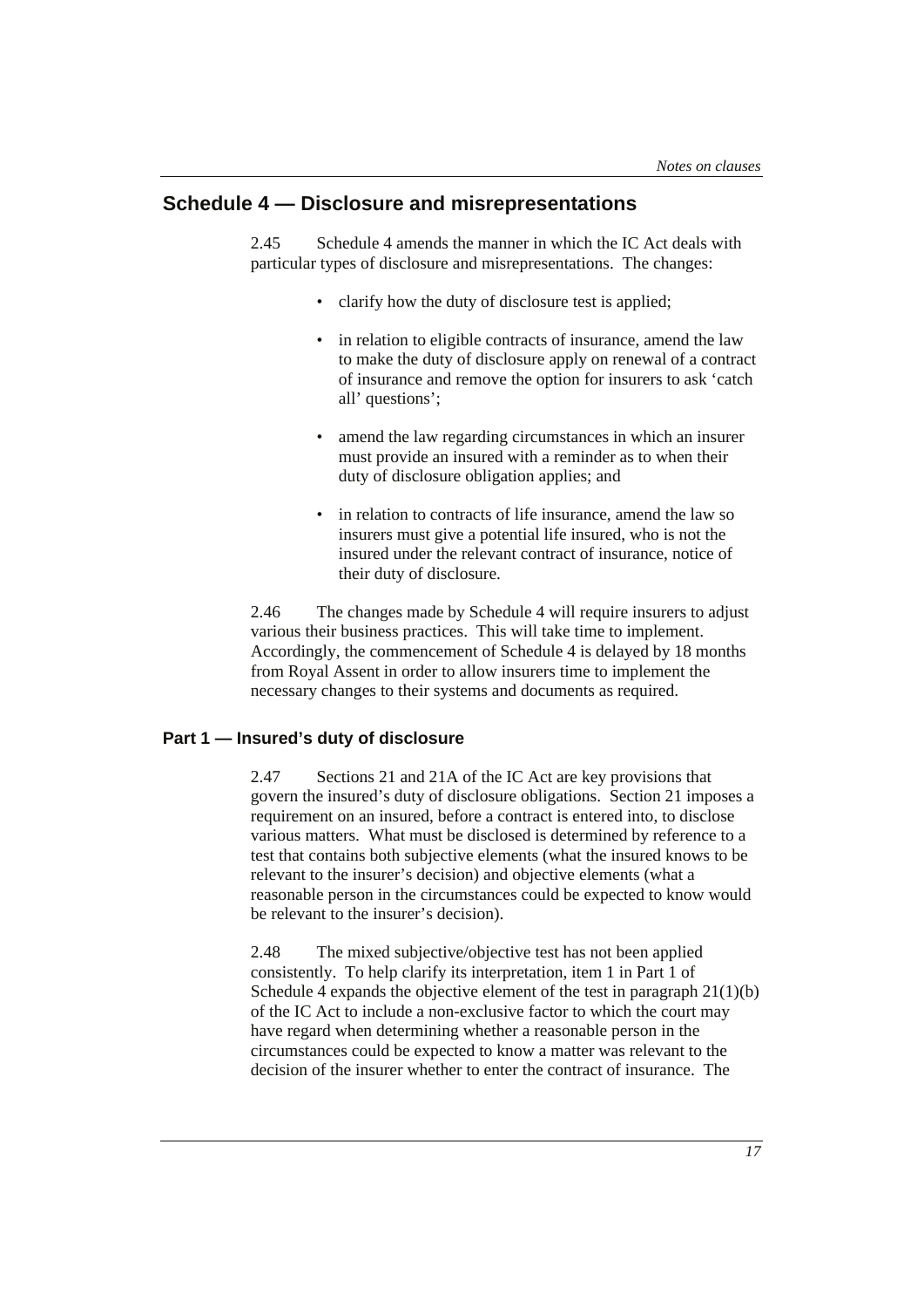## Schedule 4 — Disclosure and misrepresentations

2.45 Schedule 4 amends the manner in which the IC Act deals with particular types of disclosure and misrepresentations. The changes:

- clarify how the duty of disclosure test is applied;
- in relation to eligible contracts of insurance, amend the law to make the duty of disclosure apply on renewal of a contract of insurance and remove the option for insurers to ask 'catch all' questions';
- amend the law regarding circumstances in which an insurer must provide an insured with a reminder as to when their duty of disclosure obligation applies; and
- in relation to contracts of life insurance, amend the law so insurers must give a potential life insured, who is not the insured under the relevant contract of insurance, notice of their duty of disclosure.

2.46 The changes made by Schedule 4 will require insurers to adjust various their business practices. This will take time to implement. Accordingly, the commencement of Schedule 4 is delayed by 18 months from Royal Assent in order to allow insurers time to implement the necessary changes to their systems and documents as required.

### Part 1 — Insured's duty of disclosure

2.47 Sections 21 and 21A of the IC Act are key provisions that govern the insured's duty of disclosure obligations. Section 21 imposes a requirement on an insured, before a contract is entered into, to disclose various matters. What must be disclosed is determined by reference to a test that contains both subjective elements (what the insured knows to be relevant to the insurer's decision) and objective elements (what a reasonable person in the circumstances could be expected to know would be relevant to the insurer's decision).

2.48 The mixed subjective/objective test has not been applied consistently. To help clarify its interpretation, item 1 in Part 1 of Schedule 4 expands the objective element of the test in paragraph 21(1)(b) of the IC Act to include a non-exclusive factor to which the court may have regard when determining whether a reasonable person in the circumstances could be expected to know a matter was relevant to the decision of the insurer whether to enter the contract of insurance. The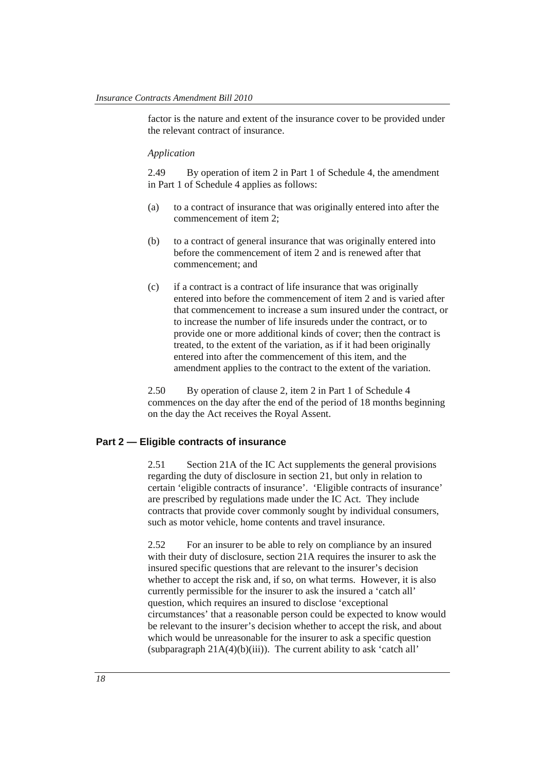factor is the nature and extent of the insurance cover to be provided under the relevant contract of insurance.

*Application*

2.49 By operation of item 2 in Part 1 of Schedule 4, the amendment in Part 1 of Schedule 4 applies as follows:

(a) to a contract of insurance that was originally entered into after the commencement of item 2;

(b) to a contract of general insurance that was originally entered into before the commencement of item 2 and is renewed after that commencement; and

(c) if a contract is a contract of life insurance that was originally entered into before the commencement of item 2 and is varied after that commencement to increase a sum insured under the contract, or to increase the number of life insureds under the contract, or to provide one or more additional kinds of cover; then the contract is treated, to the extent of the variation, as if it had been originally entered into after the commencement of this item, and the amendment applies to the contract to the extent of the variation.

2.50 By operation of clause 2, item 2 in Part 1 of Schedule 4 commences on the day after the end of the period of 18 months beginning on the day the Act receives the Royal Assent.

## Part 2 — Eligible contracts of insurance

2.51 Section 21A of the IC Act supplements the general provisions regarding the duty of disclosure in section 21, but only in relation to certain 'eligible contracts of insurance'. 'Eligible contracts of insurance' are prescribed by regulations made under the IC Act. They include contracts that provide cover commonly sought by individual consumers, such as motor vehicle, home contents and travel insurance.

2.52 For an insurer to be able to rely on compliance by an insured with their duty of disclosure, section 21A requires the insurer to ask the insured specific questions that are relevant to the insurer's decision whether to accept the risk and, if so, on what terms. However, it is also currently permissible for the insurer to ask the insured a 'catch all' question, which requires an insured to disclose 'exceptional circumstances' that a reasonable person could be expected to know would be relevant to the insurer's decision whether to accept the risk, and about which would be unreasonable for the insurer to ask a specific question (subparagraph 21A(4)(b)(iii)). The current ability to ask 'catch all'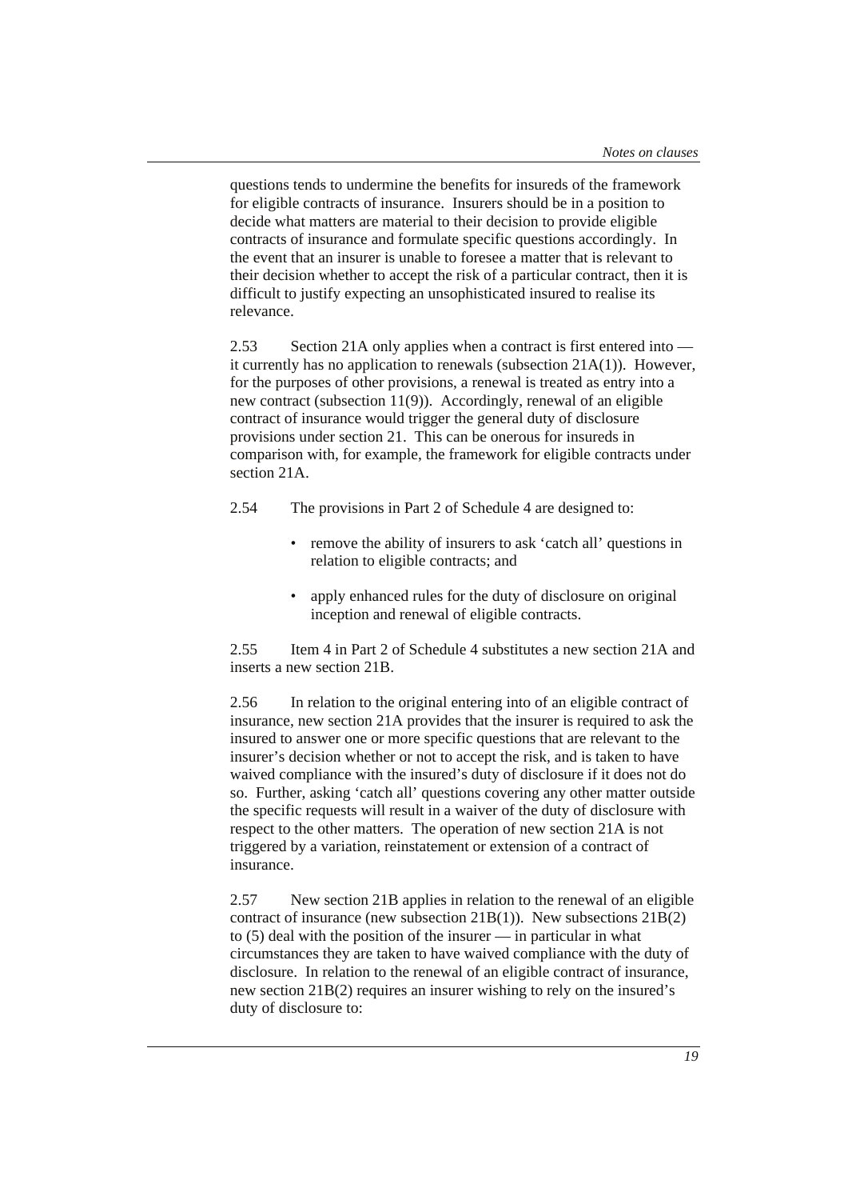questions tends to undermine the benefits for insureds of the framework for eligible contracts of insurance. Insurers should be in a position to decide what matters are material to their decision to provide eligible contracts of insurance and formulate specific questions accordingly. In the event that an insurer is unable to foresee a matter that is relevant to their decision whether to accept the risk of a particular contract, then it is difficult to justify expecting an unsophisticated insured to realise its relevance.

2.53 Section 21A only applies when a contract is first entered into — it currently has no application to renewals (subsection 21A(1)). However, for the purposes of other provisions, a renewal is treated as entry into a new contract (subsection 11(9)). Accordingly, renewal of an eligible contract of insurance would trigger the general duty of disclosure provisions under section 21. This can be onerous for insureds in comparison with, for example, the framework for eligible contracts under section 21A.

2.54 The provisions in Part 2 of Schedule 4 are designed to:

- remove the ability of insurers to ask 'catch all' questions in relation to eligible contracts; and
- apply enhanced rules for the duty of disclosure on original inception and renewal of eligible contracts.

2.55 Item 4 in Part 2 of Schedule 4 substitutes a new section 21A and inserts a new section 21B.

2.56 In relation to the original entering into of an eligible contract of insurance, new section 21A provides that the insurer is required to ask the insured to answer one or more specific questions that are relevant to the insurer's decision whether or not to accept the risk, and is taken to have waived compliance with the insured's duty of disclosure if it does not do so. Further, asking 'catch all' questions covering any other matter outside the specific requests will result in a waiver of the duty of disclosure with respect to the other matters. The operation of new section 21A is not triggered by a variation, reinstatement or extension of a contract of insurance.

2.57 New section 21B applies in relation to the renewal of an eligible contract of insurance (new subsection 21B(1)). New subsections 21B(2) to (5) deal with the position of the insurer — in particular in what circumstances they are taken to have waived compliance with the duty of disclosure. In relation to the renewal of an eligible contract of insurance, new section 21B(2) requires an insurer wishing to rely on the insured's duty of disclosure to: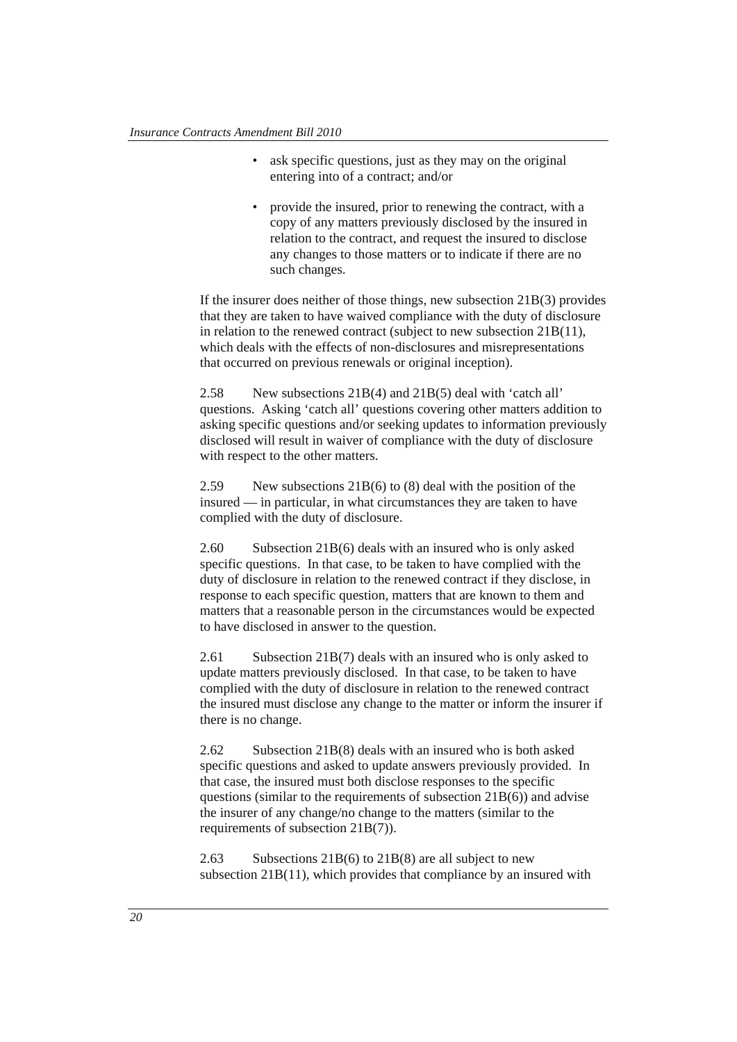- ask specific questions, just as they may on the original entering into of a contract; and/or
- provide the insured, prior to renewing the contract, with a copy of any matters previously disclosed by the insured in relation to the contract, and request the insured to disclose any changes to those matters or to indicate if there are no such changes.

If the insurer does neither of those things, new subsection 21B(3) provides that they are taken to have waived compliance with the duty of disclosure in relation to the renewed contract (subject to new subsection 21B(11), which deals with the effects of non-disclosures and misrepresentations that occurred on previous renewals or original inception).

2.58 New subsections 21B(4) and 21B(5) deal with 'catch all' questions. Asking 'catch all' questions covering other matters addition to asking specific questions and/or seeking updates to information previously disclosed will result in waiver of compliance with the duty of disclosure with respect to the other matters.

2.59 New subsections 21B(6) to (8) deal with the position of the insured — in particular, in what circumstances they are taken to have complied with the duty of disclosure.

2.60 Subsection 21B(6) deals with an insured who is only asked specific questions. In that case, to be taken to have complied with the duty of disclosure in relation to the renewed contract if they disclose, in response to each specific question, matters that are known to them and matters that a reasonable person in the circumstances would be expected to have disclosed in answer to the question.

2.61 Subsection 21B(7) deals with an insured who is only asked to update matters previously disclosed. In that case, to be taken to have complied with the duty of disclosure in relation to the renewed contract the insured must disclose any change to the matter or inform the insurer if there is no change.

2.62 Subsection 21B(8) deals with an insured who is both asked specific questions and asked to update answers previously provided. In that case, the insured must both disclose responses to the specific questions (similar to the requirements of subsection 21B(6)) and advise the insurer of any change/no change to the matters (similar to the requirements of subsection 21B(7)).

2.63 Subsections 21B(6) to 21B(8) are all subject to new subsection 21B(11), which provides that compliance by an insured with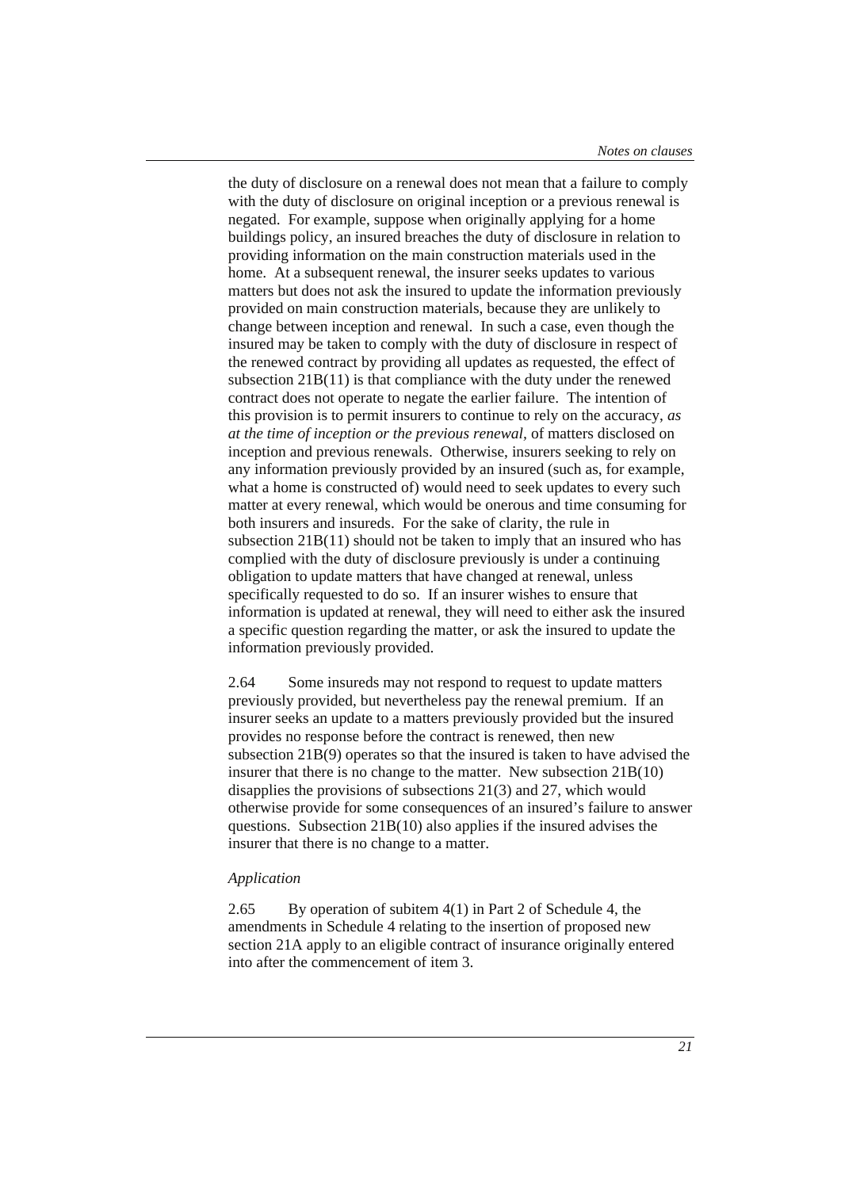the duty of disclosure on a renewal does not mean that a failure to comply with the duty of disclosure on original inception or a previous renewal is negated. For example, suppose when originally applying for a home buildings policy, an insured breaches the duty of disclosure in relation to providing information on the main construction materials used in the home. At a subsequent renewal, the insurer seeks updates to various matters but does not ask the insured to update the information previously provided on main construction materials, because they are unlikely to change between inception and renewal. In such a case, even though the insured may be taken to comply with the duty of disclosure in respect of the renewed contract by providing all updates as requested, the effect of subsection 21B(11) is that compliance with the duty under the renewed contract does not operate to negate the earlier failure. The intention of this provision is to permit insurers to continue to rely on the accuracy, *as at the time of inception or the previous renewal*, of matters disclosed on inception and previous renewals. Otherwise, insurers seeking to rely on any information previously provided by an insured (such as, for example, what a home is constructed of) would need to seek updates to every such matter at every renewal, which would be onerous and time consuming for both insurers and insureds. For the sake of clarity, the rule in subsection 21B(11) should not be taken to imply that an insured who has complied with the duty of disclosure previously is under a continuing obligation to update matters that have changed at renewal, unless specifically requested to do so. If an insurer wishes to ensure that information is updated at renewal, they will need to either ask the insured a specific question regarding the matter, or ask the insured to update the information previously provided.

2.64 Some insureds may not respond to request to update matters previously provided, but nevertheless pay the renewal premium. If an insurer seeks an update to a matters previously provided but the insured provides no response before the contract is renewed, then new subsection 21B(9) operates so that the insured is taken to have advised the insurer that there is no change to the matter. New subsection 21B(10) disapplies the provisions of subsections 21(3) and 27, which would otherwise provide for some consequences of an insured's failure to answer questions. Subsection 21B(10) also applies if the insured advises the insurer that there is no change to a matter.

*Application*

2.65 By operation of subitem 4(1) in Part 2 of Schedule 4, the amendments in Schedule 4 relating to the insertion of proposed new section 21A apply to an eligible contract of insurance originally entered into after the commencement of item 3.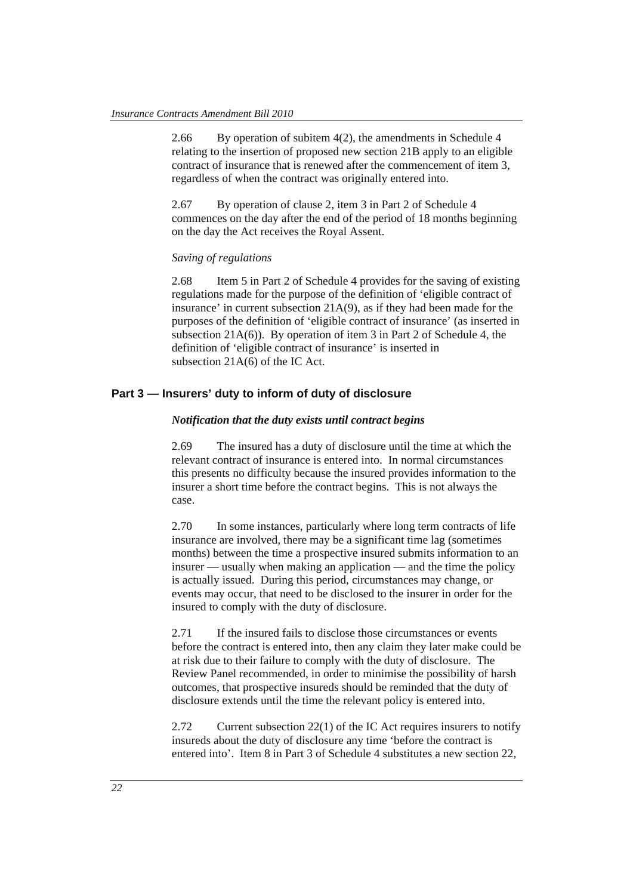2.66 By operation of subitem 4(2), the amendments in Schedule 4 relating to the insertion of proposed new section 21B apply to an eligible contract of insurance that is renewed after the commencement of item 3, regardless of when the contract was originally entered into.

2.67 By operation of clause 2, item 3 in Part 2 of Schedule 4 commences on the day after the end of the period of 18 months beginning on the day the Act receives the Royal Assent.

*Saving of regulations*

2.68 Item 5 in Part 2 of Schedule 4 provides for the saving of existing regulations made for the purpose of the definition of 'eligible contract of insurance' in current subsection 21A(9), as if they had been made for the purposes of the definition of 'eligible contract of insurance' (as inserted in subsection 21A(6)). By operation of item 3 in Part 2 of Schedule 4, the definition of 'eligible contract of insurance' is inserted in subsection 21A(6) of the IC Act.

## Part 3 — Insurers' duty to inform of duty of disclosure

***Notification that the duty exists until contract begins***

2.69 The insured has a duty of disclosure until the time at which the relevant contract of insurance is entered into. In normal circumstances this presents no difficulty because the insured provides information to the insurer a short time before the contract begins. This is not always the case.

2.70 In some instances, particularly where long term contracts of life insurance are involved, there may be a significant time lag (sometimes months) between the time a prospective insured submits information to an insurer — usually when making an application — and the time the policy is actually issued. During this period, circumstances may change, or events may occur, that need to be disclosed to the insurer in order for the insured to comply with the duty of disclosure.

2.71 If the insured fails to disclose those circumstances or events before the contract is entered into, then any claim they later make could be at risk due to their failure to comply with the duty of disclosure. The Review Panel recommended, in order to minimise the possibility of harsh outcomes, that prospective insureds should be reminded that the duty of disclosure extends until the time the relevant policy is entered into.

2.72 Current subsection 22(1) of the IC Act requires insurers to notify insureds about the duty of disclosure any time 'before the contract is entered into'. Item 8 in Part 3 of Schedule 4 substitutes a new section 22,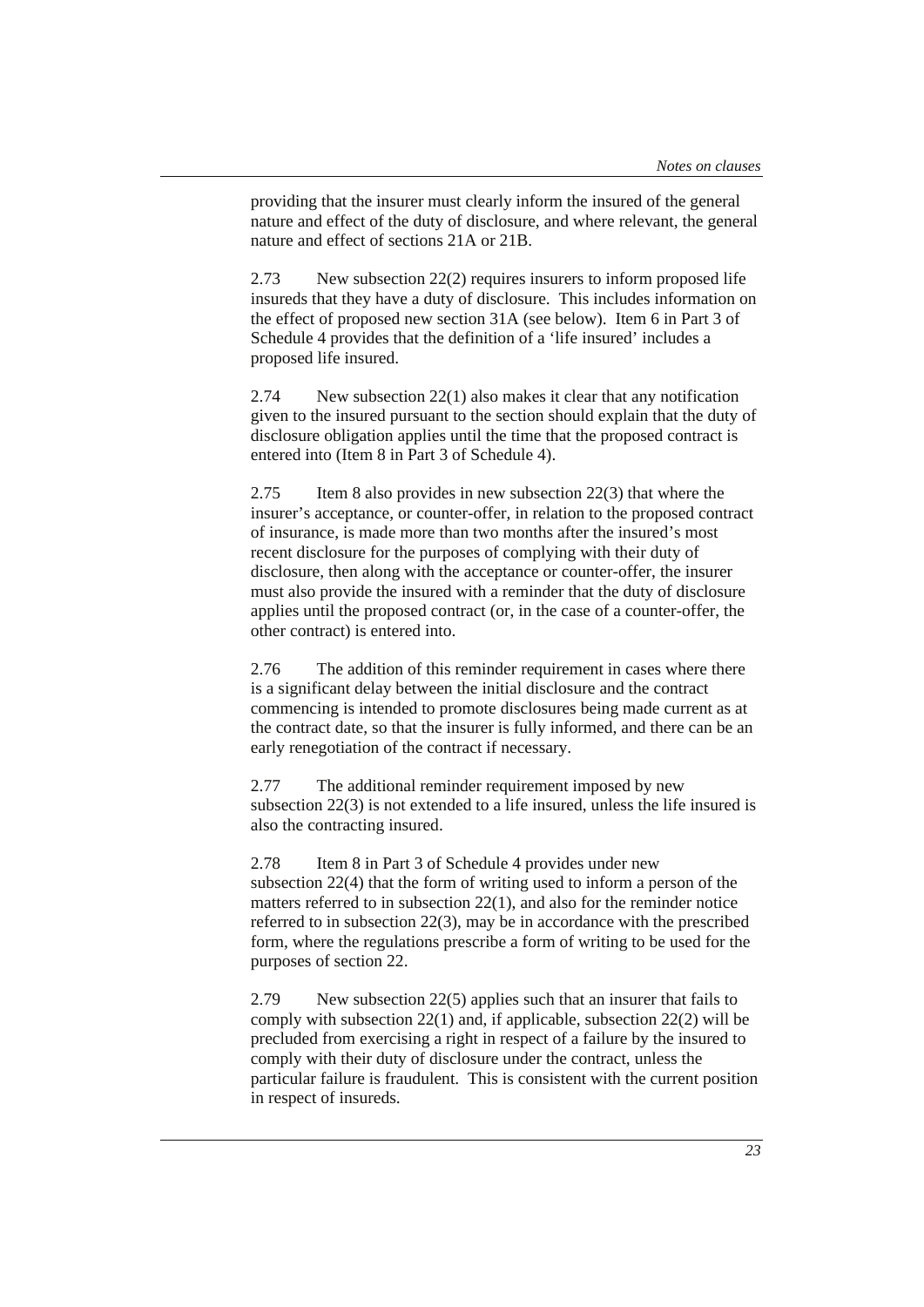providing that the insurer must clearly inform the insured of the general nature and effect of the duty of disclosure, and where relevant, the general nature and effect of sections 21A or 21B.

2.73 New subsection 22(2) requires insurers to inform proposed life insureds that they have a duty of disclosure. This includes information on the effect of proposed new section 31A (see below). Item 6 in Part 3 of Schedule 4 provides that the definition of a 'life insured' includes a proposed life insured.

2.74 New subsection 22(1) also makes it clear that any notification given to the insured pursuant to the section should explain that the duty of disclosure obligation applies until the time that the proposed contract is entered into (Item 8 in Part 3 of Schedule 4).

2.75 Item 8 also provides in new subsection 22(3) that where the insurer's acceptance, or counter-offer, in relation to the proposed contract of insurance, is made more than two months after the insured's most recent disclosure for the purposes of complying with their duty of disclosure, then along with the acceptance or counter-offer, the insurer must also provide the insured with a reminder that the duty of disclosure applies until the proposed contract (or, in the case of a counter-offer, the other contract) is entered into.

2.76 The addition of this reminder requirement in cases where there is a significant delay between the initial disclosure and the contract commencing is intended to promote disclosures being made current as at the contract date, so that the insurer is fully informed, and there can be an early renegotiation of the contract if necessary.

2.77 The additional reminder requirement imposed by new subsection 22(3) is not extended to a life insured, unless the life insured is also the contracting insured.

2.78 Item 8 in Part 3 of Schedule 4 provides under new subsection 22(4) that the form of writing used to inform a person of the matters referred to in subsection 22(1), and also for the reminder notice referred to in subsection 22(3), may be in accordance with the prescribed form, where the regulations prescribe a form of writing to be used for the purposes of section 22.

2.79 New subsection 22(5) applies such that an insurer that fails to comply with subsection 22(1) and, if applicable, subsection 22(2) will be precluded from exercising a right in respect of a failure by the insured to comply with their duty of disclosure under the contract, unless the particular failure is fraudulent. This is consistent with the current position in respect of insureds.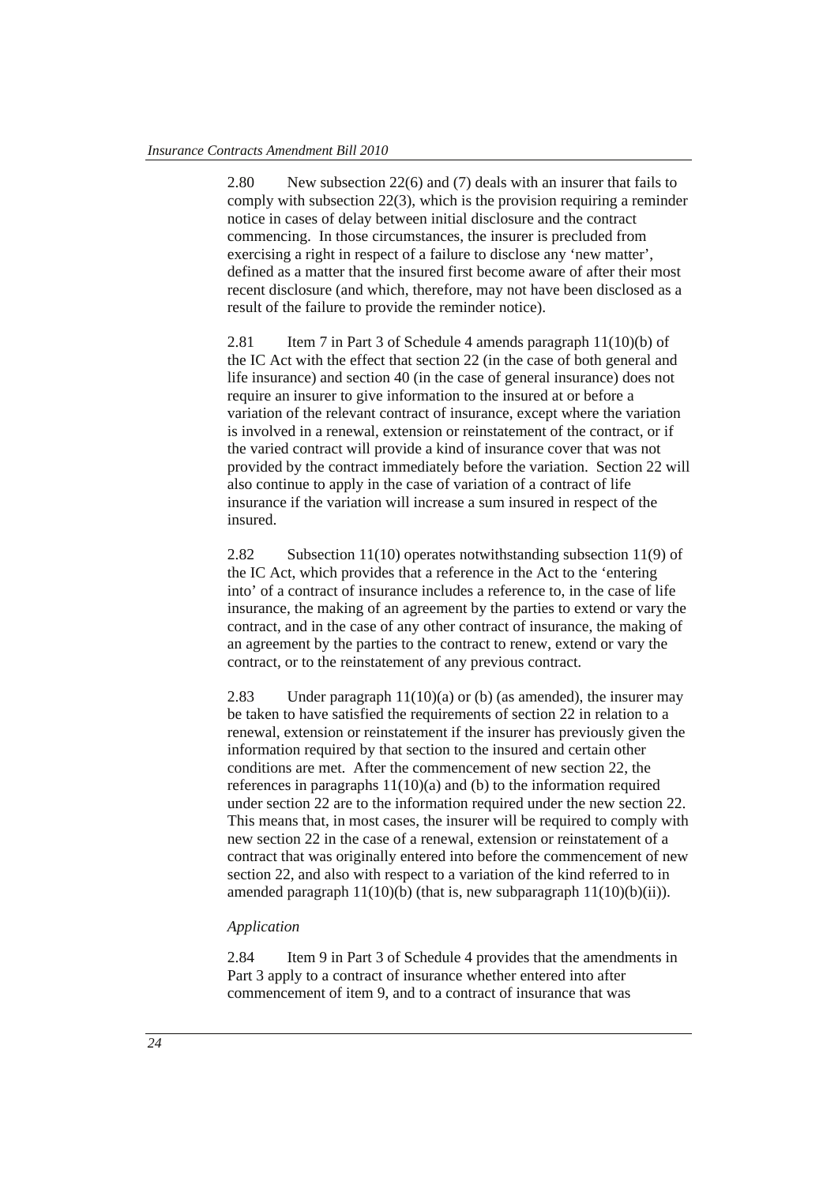2.80 New subsection 22(6) and (7) deals with an insurer that fails to comply with subsection 22(3), which is the provision requiring a reminder notice in cases of delay between initial disclosure and the contract commencing. In those circumstances, the insurer is precluded from exercising a right in respect of a failure to disclose any 'new matter', defined as a matter that the insured first become aware of after their most recent disclosure (and which, therefore, may not have been disclosed as a result of the failure to provide the reminder notice).

2.81 Item 7 in Part 3 of Schedule 4 amends paragraph 11(10)(b) of the IC Act with the effect that section 22 (in the case of both general and life insurance) and section 40 (in the case of general insurance) does not require an insurer to give information to the insured at or before a variation of the relevant contract of insurance, except where the variation is involved in a renewal, extension or reinstatement of the contract, or if the varied contract will provide a kind of insurance cover that was not provided by the contract immediately before the variation. Section 22 will also continue to apply in the case of variation of a contract of life insurance if the variation will increase a sum insured in respect of the insured.

2.82 Subsection 11(10) operates notwithstanding subsection 11(9) of the IC Act, which provides that a reference in the Act to the 'entering into' of a contract of insurance includes a reference to, in the case of life insurance, the making of an agreement by the parties to extend or vary the contract, and in the case of any other contract of insurance, the making of an agreement by the parties to the contract to renew, extend or vary the contract, or to the reinstatement of any previous contract.

2.83 Under paragraph 11(10)(a) or (b) (as amended), the insurer may be taken to have satisfied the requirements of section 22 in relation to a renewal, extension or reinstatement if the insurer has previously given the information required by that section to the insured and certain other conditions are met. After the commencement of new section 22, the references in paragraphs 11(10)(a) and (b) to the information required under section 22 are to the information required under the new section 22. This means that, in most cases, the insurer will be required to comply with new section 22 in the case of a renewal, extension or reinstatement of a contract that was originally entered into before the commencement of new section 22, and also with respect to a variation of the kind referred to in amended paragraph 11(10)(b) (that is, new subparagraph 11(10)(b)(ii)).

*Application*

2.84 Item 9 in Part 3 of Schedule 4 provides that the amendments in Part 3 apply to a contract of insurance whether entered into after commencement of item 9, and to a contract of insurance that was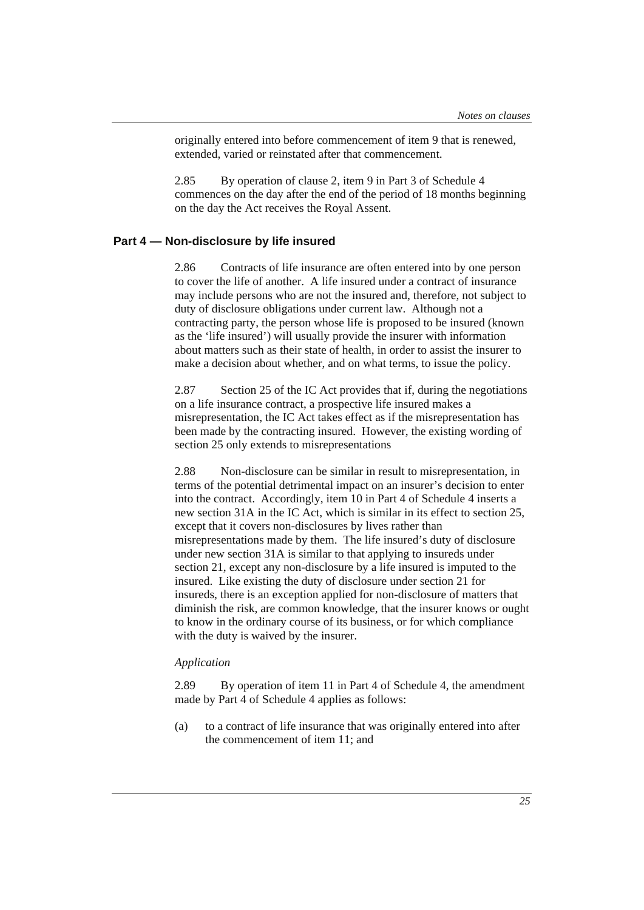originally entered into before commencement of item 9 that is renewed, extended, varied or reinstated after that commencement.

2.85 By operation of clause 2, item 9 in Part 3 of Schedule 4 commences on the day after the end of the period of 18 months beginning on the day the Act receives the Royal Assent.

## Part 4 — Non-disclosure by life insured

2.86 Contracts of life insurance are often entered into by one person to cover the life of another. A life insured under a contract of insurance may include persons who are not the insured and, therefore, not subject to duty of disclosure obligations under current law. Although not a contracting party, the person whose life is proposed to be insured (known as the 'life insured') will usually provide the insurer with information about matters such as their state of health, in order to assist the insurer to make a decision about whether, and on what terms, to issue the policy.

2.87 Section 25 of the IC Act provides that if, during the negotiations on a life insurance contract, a prospective life insured makes a misrepresentation, the IC Act takes effect as if the misrepresentation has been made by the contracting insured. However, the existing wording of section 25 only extends to misrepresentations

2.88 Non-disclosure can be similar in result to misrepresentation, in terms of the potential detrimental impact on an insurer's decision to enter into the contract. Accordingly, item 10 in Part 4 of Schedule 4 inserts a new section 31A in the IC Act, which is similar in its effect to section 25, except that it covers non-disclosures by lives rather than misrepresentations made by them. The life insured's duty of disclosure under new section 31A is similar to that applying to insureds under section 21, except any non-disclosure by a life insured is imputed to the insured. Like existing the duty of disclosure under section 21 for insureds, there is an exception applied for non-disclosure of matters that diminish the risk, are common knowledge, that the insurer knows or ought to know in the ordinary course of its business, or for which compliance with the duty is waived by the insurer.

*Application*

2.89 By operation of item 11 in Part 4 of Schedule 4, the amendment made by Part 4 of Schedule 4 applies as follows:

(a) to a contract of life insurance that was originally entered into after the commencement of item 11; and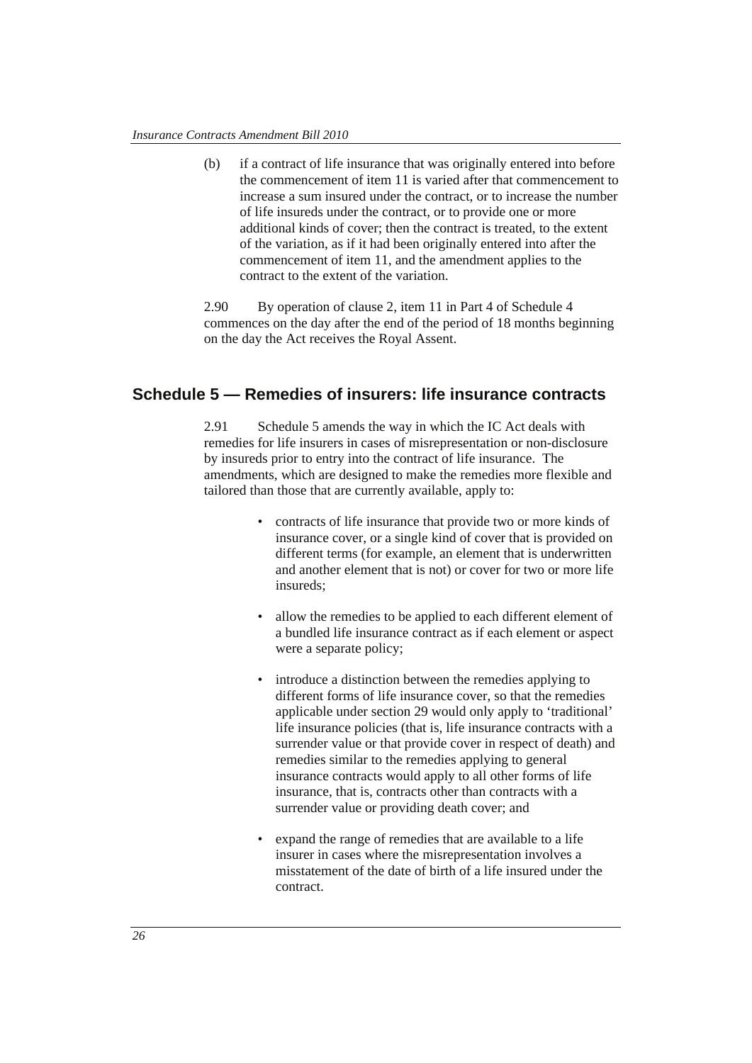(b) if a contract of life insurance that was originally entered into before the commencement of item 11 is varied after that commencement to increase a sum insured under the contract, or to increase the number of life insureds under the contract, or to provide one or more additional kinds of cover; then the contract is treated, to the extent of the variation, as if it had been originally entered into after the commencement of item 11, and the amendment applies to the contract to the extent of the variation.

2.90 By operation of clause 2, item 11 in Part 4 of Schedule 4 commences on the day after the end of the period of 18 months beginning on the day the Act receives the Royal Assent.

## Schedule 5 — Remedies of insurers: life insurance contracts

2.91 Schedule 5 amends the way in which the IC Act deals with remedies for life insurers in cases of misrepresentation or non-disclosure by insureds prior to entry into the contract of life insurance. The amendments, which are designed to make the remedies more flexible and tailored than those that are currently available, apply to:

- contracts of life insurance that provide two or more kinds of insurance cover, or a single kind of cover that is provided on different terms (for example, an element that is underwritten and another element that is not) or cover for two or more life insureds;
- allow the remedies to be applied to each different element of a bundled life insurance contract as if each element or aspect were a separate policy;
- introduce a distinction between the remedies applying to different forms of life insurance cover, so that the remedies applicable under section 29 would only apply to 'traditional' life insurance policies (that is, life insurance contracts with a surrender value or that provide cover in respect of death) and remedies similar to the remedies applying to general insurance contracts would apply to all other forms of life insurance, that is, contracts other than contracts with a surrender value or providing death cover; and
- expand the range of remedies that are available to a life insurer in cases where the misrepresentation involves a misstatement of the date of birth of a life insured under the contract.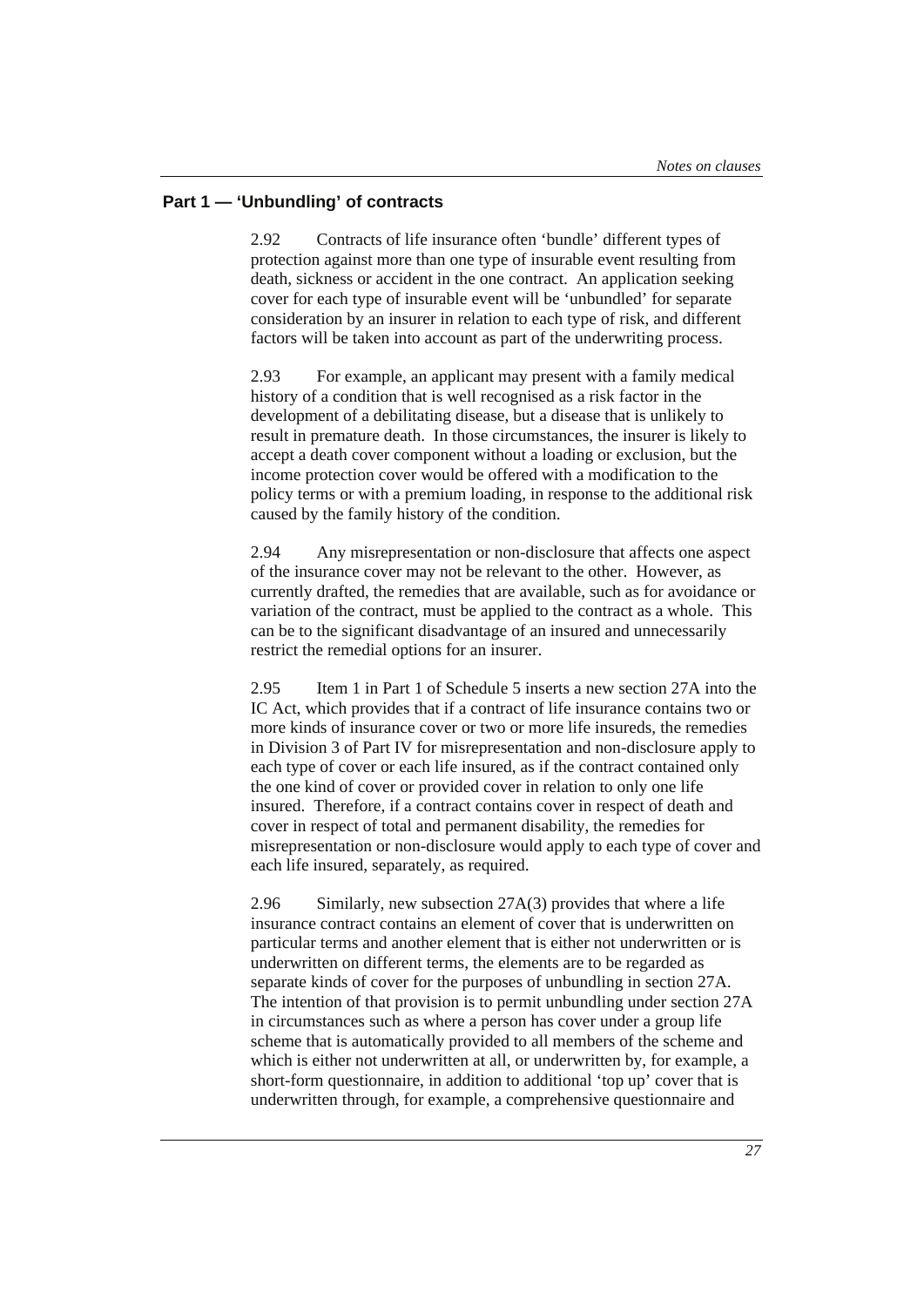## Part 1 — 'Unbundling' of contracts

2.92 Contracts of life insurance often 'bundle' different types of protection against more than one type of insurable event resulting from death, sickness or accident in the one contract. An application seeking cover for each type of insurable event will be 'unbundled' for separate consideration by an insurer in relation to each type of risk, and different factors will be taken into account as part of the underwriting process.

2.93 For example, an applicant may present with a family medical history of a condition that is well recognised as a risk factor in the development of a debilitating disease, but a disease that is unlikely to result in premature death. In those circumstances, the insurer is likely to accept a death cover component without a loading or exclusion, but the income protection cover would be offered with a modification to the policy terms or with a premium loading, in response to the additional risk caused by the family history of the condition.

2.94 Any misrepresentation or non-disclosure that affects one aspect of the insurance cover may not be relevant to the other. However, as currently drafted, the remedies that are available, such as for avoidance or variation of the contract, must be applied to the contract as a whole. This can be to the significant disadvantage of an insured and unnecessarily restrict the remedial options for an insurer.

2.95 Item 1 in Part 1 of Schedule 5 inserts a new section 27A into the IC Act, which provides that if a contract of life insurance contains two or more kinds of insurance cover or two or more life insureds, the remedies in Division 3 of Part IV for misrepresentation and non-disclosure apply to each type of cover or each life insured, as if the contract contained only the one kind of cover or provided cover in relation to only one life insured. Therefore, if a contract contains cover in respect of death and cover in respect of total and permanent disability, the remedies for misrepresentation or non-disclosure would apply to each type of cover and each life insured, separately, as required.

2.96 Similarly, new subsection 27A(3) provides that where a life insurance contract contains an element of cover that is underwritten on particular terms and another element that is either not underwritten or is underwritten on different terms, the elements are to be regarded as separate kinds of cover for the purposes of unbundling in section 27A. The intention of that provision is to permit unbundling under section 27A in circumstances such as where a person has cover under a group life scheme that is automatically provided to all members of the scheme and which is either not underwritten at all, or underwritten by, for example, a short-form questionnaire, in addition to additional 'top up' cover that is underwritten through, for example, a comprehensive questionnaire and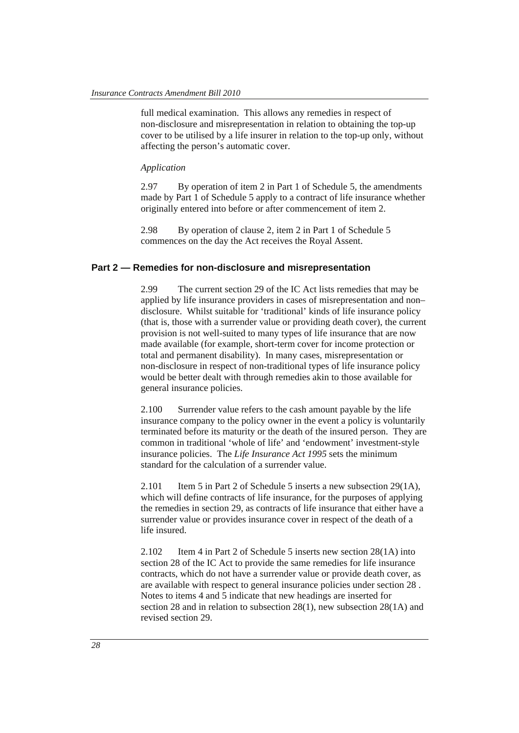full medical examination. This allows any remedies in respect of non-disclosure and misrepresentation in relation to obtaining the top-up cover to be utilised by a life insurer in relation to the top-up only, without affecting the person's automatic cover.

*Application*

2.97 By operation of item 2 in Part 1 of Schedule 5, the amendments made by Part 1 of Schedule 5 apply to a contract of life insurance whether originally entered into before or after commencement of item 2.

2.98 By operation of clause 2, item 2 in Part 1 of Schedule 5 commences on the day the Act receives the Royal Assent.

## Part 2 — Remedies for non-disclosure and misrepresentation

2.99 The current section 29 of the IC Act lists remedies that may be applied by life insurance providers in cases of misrepresentation and non–disclosure. Whilst suitable for 'traditional' kinds of life insurance policy (that is, those with a surrender value or providing death cover), the current provision is not well-suited to many types of life insurance that are now made available (for example, short-term cover for income protection or total and permanent disability). In many cases, misrepresentation or non-disclosure in respect of non-traditional types of life insurance policy would be better dealt with through remedies akin to those available for general insurance policies.

2.100 Surrender value refers to the cash amount payable by the life insurance company to the policy owner in the event a policy is voluntarily terminated before its maturity or the death of the insured person. They are common in traditional 'whole of life' and 'endowment' investment-style insurance policies. The *Life Insurance Act 1995* sets the minimum standard for the calculation of a surrender value.

2.101 Item 5 in Part 2 of Schedule 5 inserts a new subsection 29(1A), which will define contracts of life insurance, for the purposes of applying the remedies in section 29, as contracts of life insurance that either have a surrender value or provides insurance cover in respect of the death of a life insured.

2.102 Item 4 in Part 2 of Schedule 5 inserts new section 28(1A) into section 28 of the IC Act to provide the same remedies for life insurance contracts, which do not have a surrender value or provide death cover, as are available with respect to general insurance policies under section 28 . Notes to items 4 and 5 indicate that new headings are inserted for section 28 and in relation to subsection 28(1), new subsection 28(1A) and revised section 29.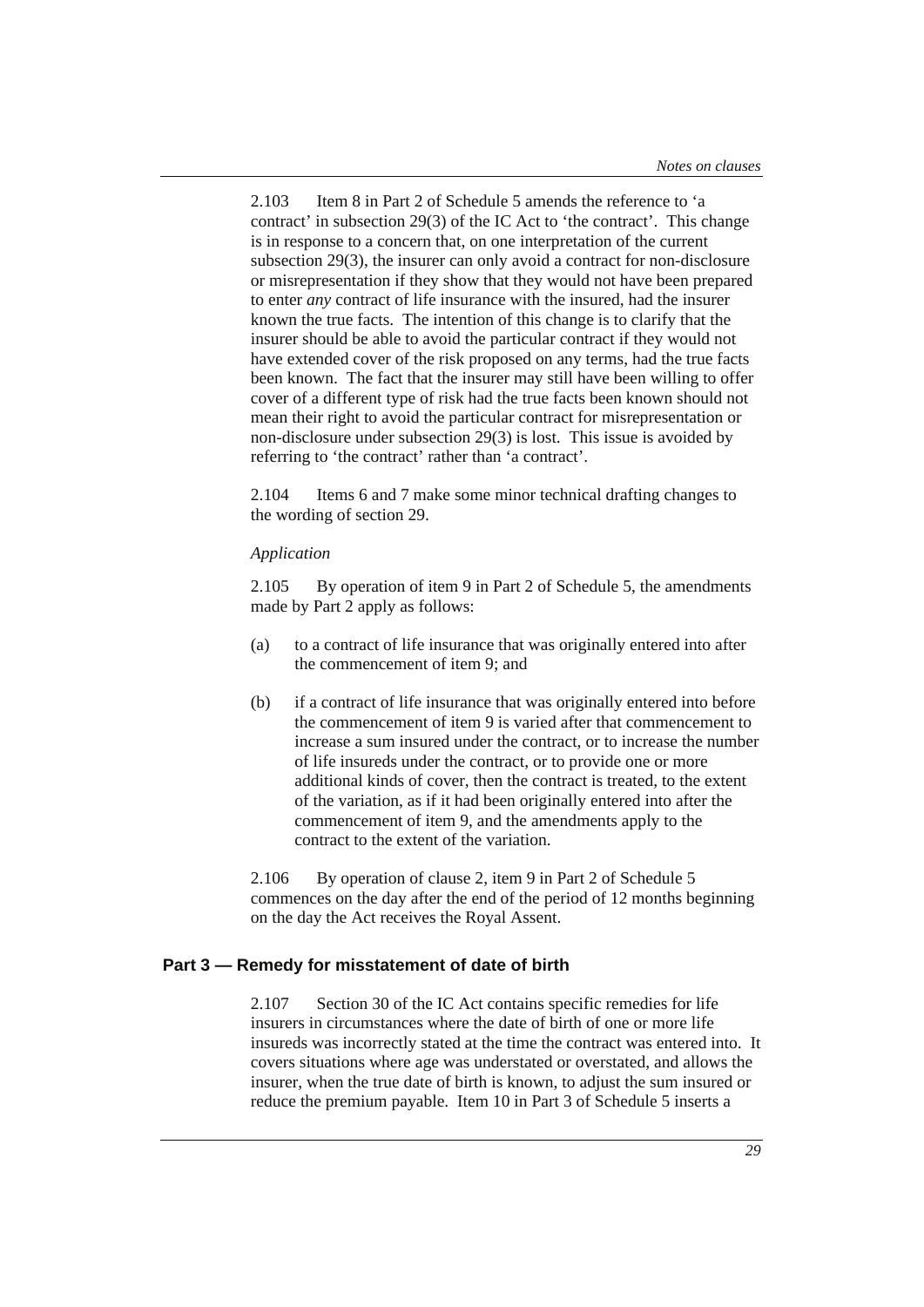2.103 Item 8 in Part 2 of Schedule 5 amends the reference to 'a contract' in subsection 29(3) of the IC Act to 'the contract'. This change is in response to a concern that, on one interpretation of the current subsection 29(3), the insurer can only avoid a contract for non-disclosure or misrepresentation if they show that they would not have been prepared to enter *any* contract of life insurance with the insured, had the insurer known the true facts. The intention of this change is to clarify that the insurer should be able to avoid the particular contract if they would not have extended cover of the risk proposed on any terms, had the true facts been known. The fact that the insurer may still have been willing to offer cover of a different type of risk had the true facts been known should not mean their right to avoid the particular contract for misrepresentation or non-disclosure under subsection 29(3) is lost. This issue is avoided by referring to 'the contract' rather than 'a contract'.

2.104 Items 6 and 7 make some minor technical drafting changes to the wording of section 29.

*Application*

2.105 By operation of item 9 in Part 2 of Schedule 5, the amendments made by Part 2 apply as follows:

(a) to a contract of life insurance that was originally entered into after the commencement of item 9; and

(b) if a contract of life insurance that was originally entered into before the commencement of item 9 is varied after that commencement to increase a sum insured under the contract, or to increase the number of life insureds under the contract, or to provide one or more additional kinds of cover, then the contract is treated, to the extent of the variation, as if it had been originally entered into after the commencement of item 9, and the amendments apply to the contract to the extent of the variation.

2.106 By operation of clause 2, item 9 in Part 2 of Schedule 5 commences on the day after the end of the period of 12 months beginning on the day the Act receives the Royal Assent.

## Part 3 — Remedy for misstatement of date of birth

2.107 Section 30 of the IC Act contains specific remedies for life insurers in circumstances where the date of birth of one or more life insureds was incorrectly stated at the time the contract was entered into. It covers situations where age was understated or overstated, and allows the insurer, when the true date of birth is known, to adjust the sum insured or reduce the premium payable. Item 10 in Part 3 of Schedule 5 inserts a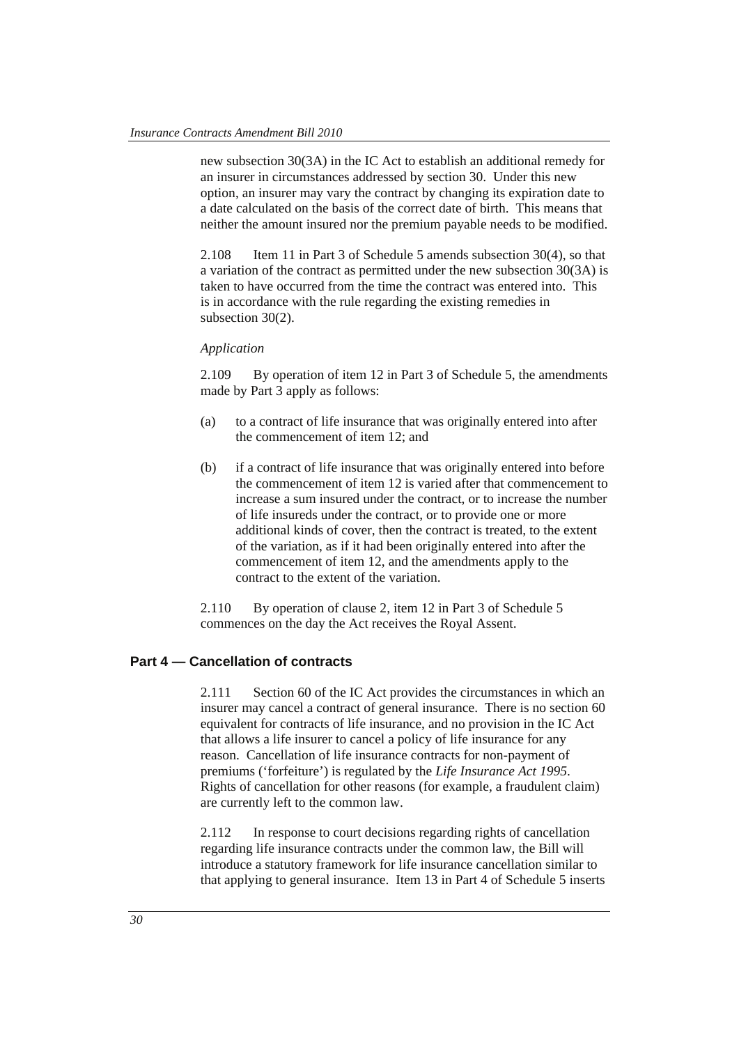new subsection 30(3A) in the IC Act to establish an additional remedy for an insurer in circumstances addressed by section 30. Under this new option, an insurer may vary the contract by changing its expiration date to a date calculated on the basis of the correct date of birth. This means that neither the amount insured nor the premium payable needs to be modified.

2.108 Item 11 in Part 3 of Schedule 5 amends subsection 30(4), so that a variation of the contract as permitted under the new subsection 30(3A) is taken to have occurred from the time the contract was entered into. This is in accordance with the rule regarding the existing remedies in subsection 30(2).

*Application*

2.109 By operation of item 12 in Part 3 of Schedule 5, the amendments made by Part 3 apply as follows:

(a) to a contract of life insurance that was originally entered into after the commencement of item 12; and

(b) if a contract of life insurance that was originally entered into before the commencement of item 12 is varied after that commencement to increase a sum insured under the contract, or to increase the number of life insureds under the contract, or to provide one or more additional kinds of cover, then the contract is treated, to the extent of the variation, as if it had been originally entered into after the commencement of item 12, and the amendments apply to the contract to the extent of the variation.

2.110 By operation of clause 2, item 12 in Part 3 of Schedule 5 commences on the day the Act receives the Royal Assent.

## Part 4 — Cancellation of contracts

2.111 Section 60 of the IC Act provides the circumstances in which an insurer may cancel a contract of general insurance. There is no section 60 equivalent for contracts of life insurance, and no provision in the IC Act that allows a life insurer to cancel a policy of life insurance for any reason. Cancellation of life insurance contracts for non-payment of premiums ('forfeiture') is regulated by the *Life Insurance Act 1995*. Rights of cancellation for other reasons (for example, a fraudulent claim) are currently left to the common law.

2.112 In response to court decisions regarding rights of cancellation regarding life insurance contracts under the common law, the Bill will introduce a statutory framework for life insurance cancellation similar to that applying to general insurance. Item 13 in Part 4 of Schedule 5 inserts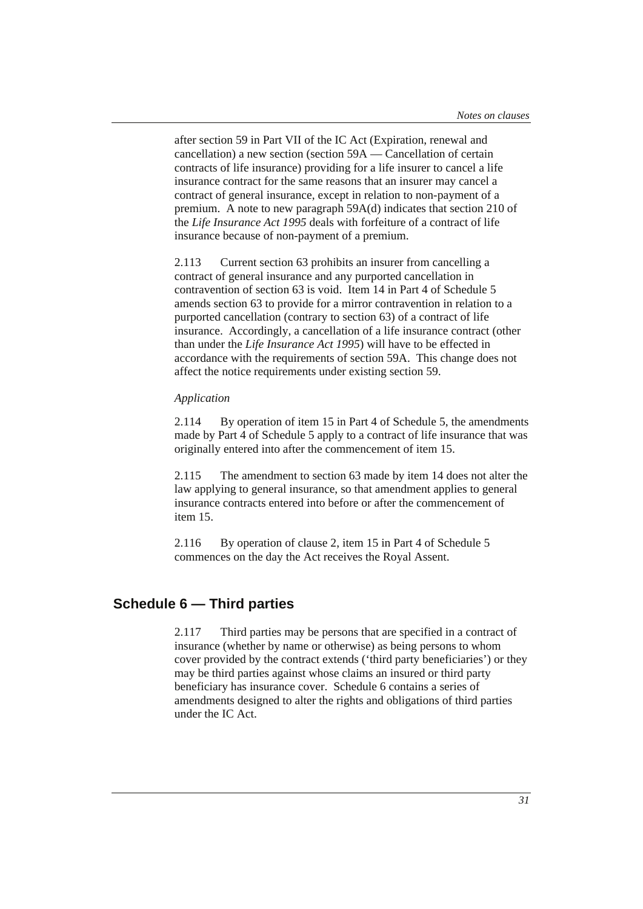after section 59 in Part VII of the IC Act (Expiration, renewal and cancellation) a new section (section 59A — Cancellation of certain contracts of life insurance) providing for a life insurer to cancel a life insurance contract for the same reasons that an insurer may cancel a contract of general insurance, except in relation to non-payment of a premium. A note to new paragraph 59A(d) indicates that section 210 of the *Life Insurance Act 1995* deals with forfeiture of a contract of life insurance because of non-payment of a premium.

2.113 Current section 63 prohibits an insurer from cancelling a contract of general insurance and any purported cancellation in contravention of section 63 is void. Item 14 in Part 4 of Schedule 5 amends section 63 to provide for a mirror contravention in relation to a purported cancellation (contrary to section 63) of a contract of life insurance. Accordingly, a cancellation of a life insurance contract (other than under the *Life Insurance Act 1995*) will have to be effected in accordance with the requirements of section 59A. This change does not affect the notice requirements under existing section 59.

*Application*

2.114 By operation of item 15 in Part 4 of Schedule 5, the amendments made by Part 4 of Schedule 5 apply to a contract of life insurance that was originally entered into after the commencement of item 15.

2.115 The amendment to section 63 made by item 14 does not alter the law applying to general insurance, so that amendment applies to general insurance contracts entered into before or after the commencement of item 15.

2.116 By operation of clause 2, item 15 in Part 4 of Schedule 5 commences on the day the Act receives the Royal Assent.

## Schedule 6 — Third parties

2.117 Third parties may be persons that are specified in a contract of insurance (whether by name or otherwise) as being persons to whom cover provided by the contract extends ('third party beneficiaries') or they may be third parties against whose claims an insured or third party beneficiary has insurance cover. Schedule 6 contains a series of amendments designed to alter the rights and obligations of third parties under the IC Act.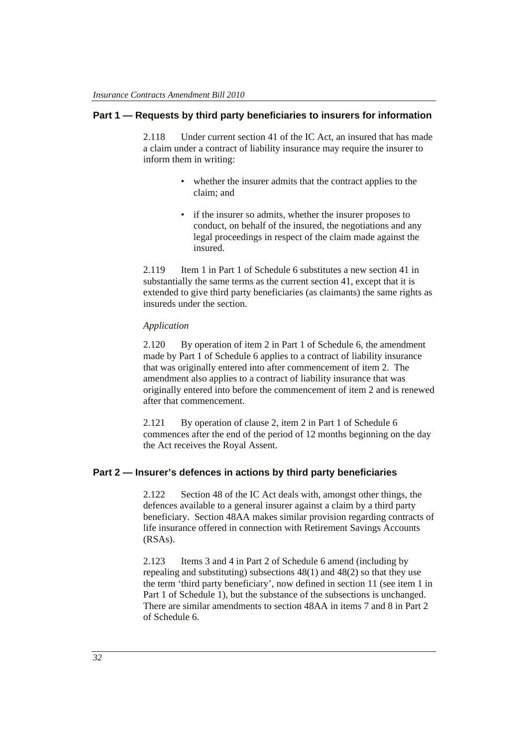## Part 1 — Requests by third party beneficiaries to insurers for information

2.118 Under current section 41 of the IC Act, an insured that has made a claim under a contract of liability insurance may require the insurer to inform them in writing:

- whether the insurer admits that the contract applies to the claim; and
- if the insurer so admits, whether the insurer proposes to conduct, on behalf of the insured, the negotiations and any legal proceedings in respect of the claim made against the insured.

2.119 Item 1 in Part 1 of Schedule 6 substitutes a new section 41 in substantially the same terms as the current section 41, except that it is extended to give third party beneficiaries (as claimants) the same rights as insureds under the section.

*Application*

2.120 By operation of item 2 in Part 1 of Schedule 6, the amendment made by Part 1 of Schedule 6 applies to a contract of liability insurance that was originally entered into after commencement of item 2. The amendment also applies to a contract of liability insurance that was originally entered into before the commencement of item 2 and is renewed after that commencement.

2.121 By operation of clause 2, item 2 in Part 1 of Schedule 6 commences after the end of the period of 12 months beginning on the day the Act receives the Royal Assent.

## Part 2 — Insurer's defences in actions by third party beneficiaries

2.122 Section 48 of the IC Act deals with, amongst other things, the defences available to a general insurer against a claim by a third party beneficiary. Section 48AA makes similar provision regarding contracts of life insurance offered in connection with Retirement Savings Accounts (RSAs).

2.123 Items 3 and 4 in Part 2 of Schedule 6 amend (including by repealing and substituting) subsections 48(1) and 48(2) so that they use the term 'third party beneficiary', now defined in section 11 (see item 1 in Part 1 of Schedule 1), but the substance of the subsections is unchanged. There are similar amendments to section 48AA in items 7 and 8 in Part 2 of Schedule 6.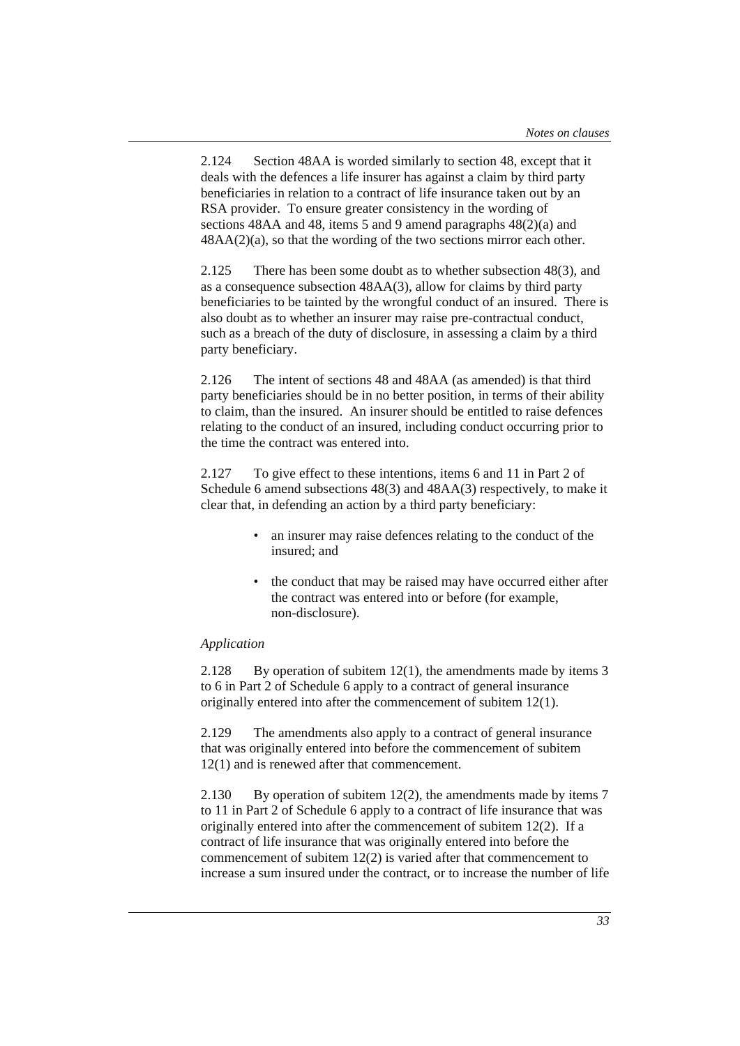2.124 Section 48AA is worded similarly to section 48, except that it deals with the defences a life insurer has against a claim by third party beneficiaries in relation to a contract of life insurance taken out by an RSA provider. To ensure greater consistency in the wording of sections 48AA and 48, items 5 and 9 amend paragraphs 48(2)(a) and 48AA(2)(a), so that the wording of the two sections mirror each other.

2.125 There has been some doubt as to whether subsection 48(3), and as a consequence subsection 48AA(3), allow for claims by third party beneficiaries to be tainted by the wrongful conduct of an insured. There is also doubt as to whether an insurer may raise pre-contractual conduct, such as a breach of the duty of disclosure, in assessing a claim by a third party beneficiary.

2.126 The intent of sections 48 and 48AA (as amended) is that third party beneficiaries should be in no better position, in terms of their ability to claim, than the insured. An insurer should be entitled to raise defences relating to the conduct of an insured, including conduct occurring prior to the time the contract was entered into.

2.127 To give effect to these intentions, items 6 and 11 in Part 2 of Schedule 6 amend subsections 48(3) and 48AA(3) respectively, to make it clear that, in defending an action by a third party beneficiary:

- an insurer may raise defences relating to the conduct of the insured; and
- the conduct that may be raised may have occurred either after the contract was entered into or before (for example, non-disclosure).

*Application*

2.128 By operation of subitem 12(1), the amendments made by items 3 to 6 in Part 2 of Schedule 6 apply to a contract of general insurance originally entered into after the commencement of subitem 12(1).

2.129 The amendments also apply to a contract of general insurance that was originally entered into before the commencement of subitem 12(1) and is renewed after that commencement.

2.130 By operation of subitem 12(2), the amendments made by items 7 to 11 in Part 2 of Schedule 6 apply to a contract of life insurance that was originally entered into after the commencement of subitem 12(2). If a contract of life insurance that was originally entered into before the commencement of subitem 12(2) is varied after that commencement to increase a sum insured under the contract, or to increase the number of life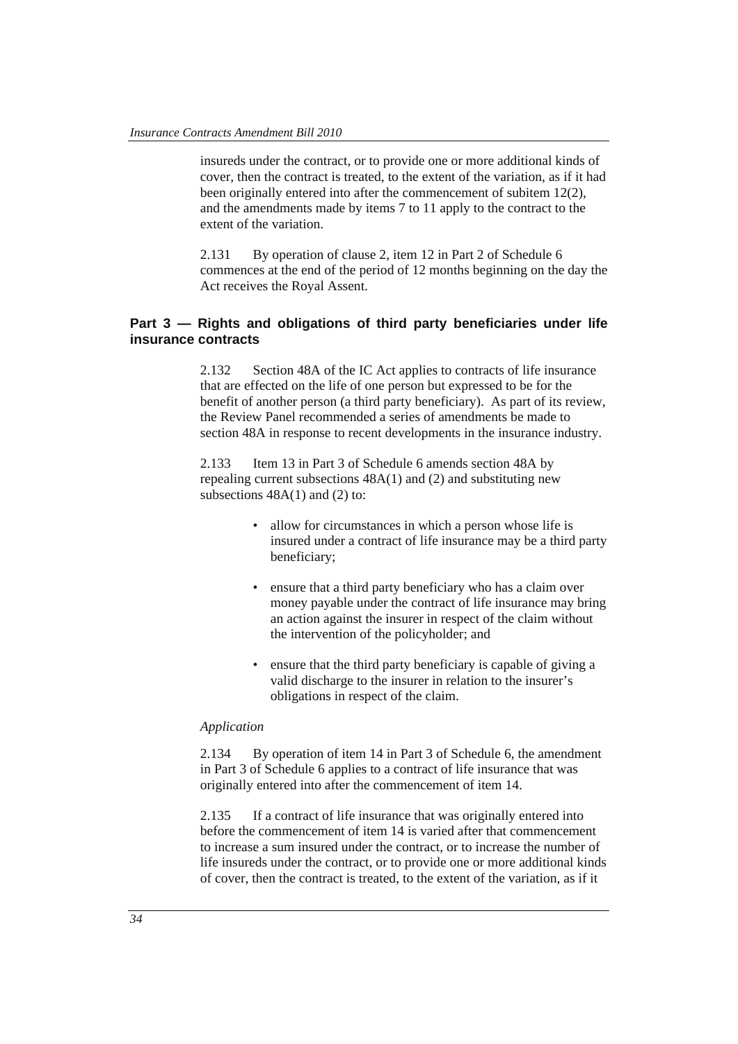insureds under the contract, or to provide one or more additional kinds of cover, then the contract is treated, to the extent of the variation, as if it had been originally entered into after the commencement of subitem 12(2), and the amendments made by items 7 to 11 apply to the contract to the extent of the variation.

2.131 By operation of clause 2, item 12 in Part 2 of Schedule 6 commences at the end of the period of 12 months beginning on the day the Act receives the Royal Assent.

### Part 3 — Rights and obligations of third party beneficiaries under life insurance contracts

2.132 Section 48A of the IC Act applies to contracts of life insurance that are effected on the life of one person but expressed to be for the benefit of another person (a third party beneficiary). As part of its review, the Review Panel recommended a series of amendments be made to section 48A in response to recent developments in the insurance industry.

2.133 Item 13 in Part 3 of Schedule 6 amends section 48A by repealing current subsections 48A(1) and (2) and substituting new subsections 48A(1) and (2) to:

- allow for circumstances in which a person whose life is insured under a contract of life insurance may be a third party beneficiary;
- ensure that a third party beneficiary who has a claim over money payable under the contract of life insurance may bring an action against the insurer in respect of the claim without the intervention of the policyholder; and
- ensure that the third party beneficiary is capable of giving a valid discharge to the insurer in relation to the insurer's obligations in respect of the claim.

*Application*

2.134 By operation of item 14 in Part 3 of Schedule 6, the amendment in Part 3 of Schedule 6 applies to a contract of life insurance that was originally entered into after the commencement of item 14.

2.135 If a contract of life insurance that was originally entered into before the commencement of item 14 is varied after that commencement to increase a sum insured under the contract, or to increase the number of life insureds under the contract, or to provide one or more additional kinds of cover, then the contract is treated, to the extent of the variation, as if it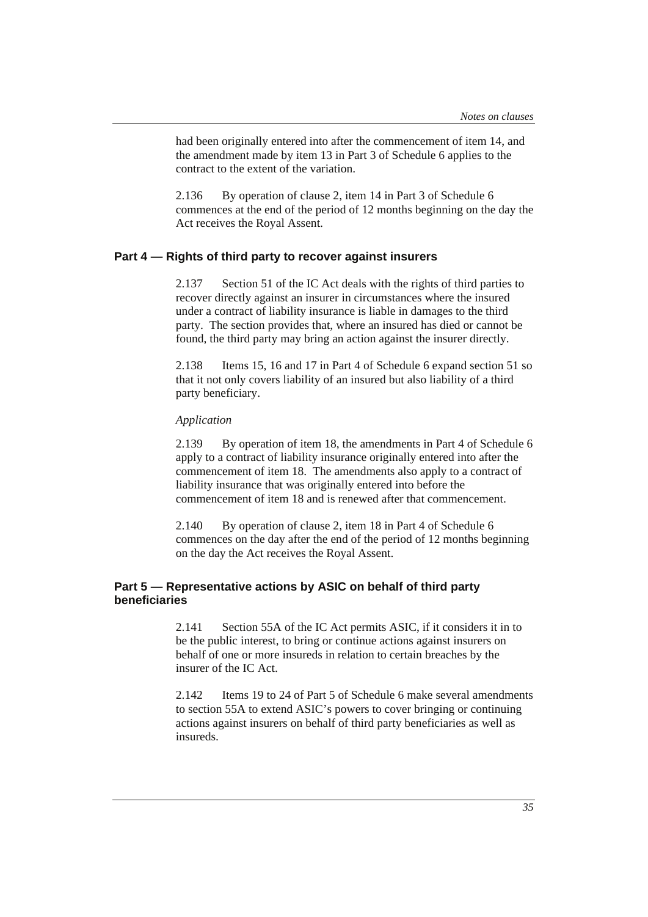had been originally entered into after the commencement of item 14, and the amendment made by item 13 in Part 3 of Schedule 6 applies to the contract to the extent of the variation.

2.136 By operation of clause 2, item 14 in Part 3 of Schedule 6 commences at the end of the period of 12 months beginning on the day the Act receives the Royal Assent.

### Part 4 — Rights of third party to recover against insurers

2.137 Section 51 of the IC Act deals with the rights of third parties to recover directly against an insurer in circumstances where the insured under a contract of liability insurance is liable in damages to the third party. The section provides that, where an insured has died or cannot be found, the third party may bring an action against the insurer directly.

2.138 Items 15, 16 and 17 in Part 4 of Schedule 6 expand section 51 so that it not only covers liability of an insured but also liability of a third party beneficiary.

*Application*

2.139 By operation of item 18, the amendments in Part 4 of Schedule 6 apply to a contract of liability insurance originally entered into after the commencement of item 18. The amendments also apply to a contract of liability insurance that was originally entered into before the commencement of item 18 and is renewed after that commencement.

2.140 By operation of clause 2, item 18 in Part 4 of Schedule 6 commences on the day after the end of the period of 12 months beginning on the day the Act receives the Royal Assent.

### Part 5 — Representative actions by ASIC on behalf of third party beneficiaries

2.141 Section 55A of the IC Act permits ASIC, if it considers it in to be the public interest, to bring or continue actions against insurers on behalf of one or more insureds in relation to certain breaches by the insurer of the IC Act.

2.142 Items 19 to 24 of Part 5 of Schedule 6 make several amendments to section 55A to extend ASIC's powers to cover bringing or continuing actions against insurers on behalf of third party beneficiaries as well as insureds.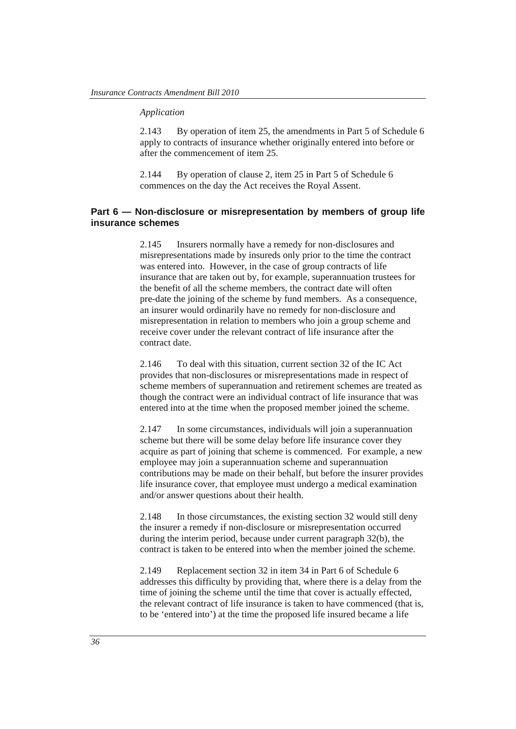*Application*

2.143 By operation of item 25, the amendments in Part 5 of Schedule 6 apply to contracts of insurance whether originally entered into before or after the commencement of item 25.

2.144 By operation of clause 2, item 25 in Part 5 of Schedule 6 commences on the day the Act receives the Royal Assent.

### Part 6 — Non-disclosure or misrepresentation by members of group life insurance schemes

2.145 Insurers normally have a remedy for non-disclosures and misrepresentations made by insureds only prior to the time the contract was entered into. However, in the case of group contracts of life insurance that are taken out by, for example, superannuation trustees for the benefit of all the scheme members, the contract date will often pre-date the joining of the scheme by fund members. As a consequence, an insurer would ordinarily have no remedy for non-disclosure and misrepresentation in relation to members who join a group scheme and receive cover under the relevant contract of life insurance after the contract date.

2.146 To deal with this situation, current section 32 of the IC Act provides that non-disclosures or misrepresentations made in respect of scheme members of superannuation and retirement schemes are treated as though the contract were an individual contract of life insurance that was entered into at the time when the proposed member joined the scheme.

2.147 In some circumstances, individuals will join a superannuation scheme but there will be some delay before life insurance cover they acquire as part of joining that scheme is commenced. For example, a new employee may join a superannuation scheme and superannuation contributions may be made on their behalf, but before the insurer provides life insurance cover, that employee must undergo a medical examination and/or answer questions about their health.

2.148 In those circumstances, the existing section 32 would still deny the insurer a remedy if non-disclosure or misrepresentation occurred during the interim period, because under current paragraph 32(b), the contract is taken to be entered into when the member joined the scheme.

2.149 Replacement section 32 in item 34 in Part 6 of Schedule 6 addresses this difficulty by providing that, where there is a delay from the time of joining the scheme until the time that cover is actually effected, the relevant contract of life insurance is taken to have commenced (that is, to be 'entered into') at the time the proposed life insured became a life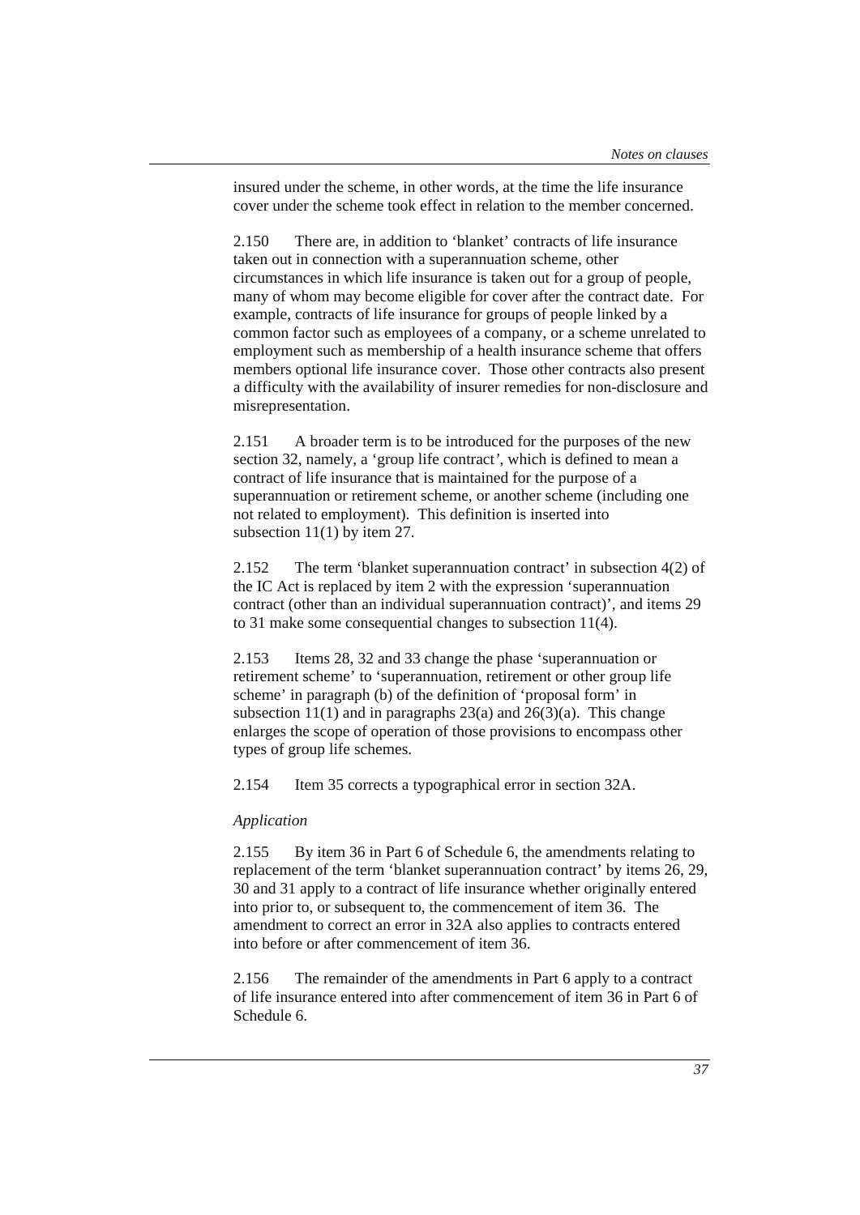insured under the scheme, in other words, at the time the life insurance cover under the scheme took effect in relation to the member concerned.

2.150 There are, in addition to 'blanket' contracts of life insurance taken out in connection with a superannuation scheme, other circumstances in which life insurance is taken out for a group of people, many of whom may become eligible for cover after the contract date. For example, contracts of life insurance for groups of people linked by a common factor such as employees of a company, or a scheme unrelated to employment such as membership of a health insurance scheme that offers members optional life insurance cover. Those other contracts also present a difficulty with the availability of insurer remedies for non-disclosure and misrepresentation.

2.151 A broader term is to be introduced for the purposes of the new section 32, namely, a 'group life contract', which is defined to mean a contract of life insurance that is maintained for the purpose of a superannuation or retirement scheme, or another scheme (including one not related to employment). This definition is inserted into subsection 11(1) by item 27.

2.152 The term 'blanket superannuation contract' in subsection 4(2) of the IC Act is replaced by item 2 with the expression 'superannuation contract (other than an individual superannuation contract)', and items 29 to 31 make some consequential changes to subsection 11(4).

2.153 Items 28, 32 and 33 change the phase 'superannuation or retirement scheme' to 'superannuation, retirement or other group life scheme' in paragraph (b) of the definition of 'proposal form' in subsection 11(1) and in paragraphs 23(a) and 26(3)(a). This change enlarges the scope of operation of those provisions to encompass other types of group life schemes.

2.154 Item 35 corrects a typographical error in section 32A.

*Application*

2.155 By item 36 in Part 6 of Schedule 6, the amendments relating to replacement of the term 'blanket superannuation contract' by items 26, 29, 30 and 31 apply to a contract of life insurance whether originally entered into prior to, or subsequent to, the commencement of item 36. The amendment to correct an error in 32A also applies to contracts entered into before or after commencement of item 36.

2.156 The remainder of the amendments in Part 6 apply to a contract of life insurance entered into after commencement of item 36 in Part 6 of Schedule 6.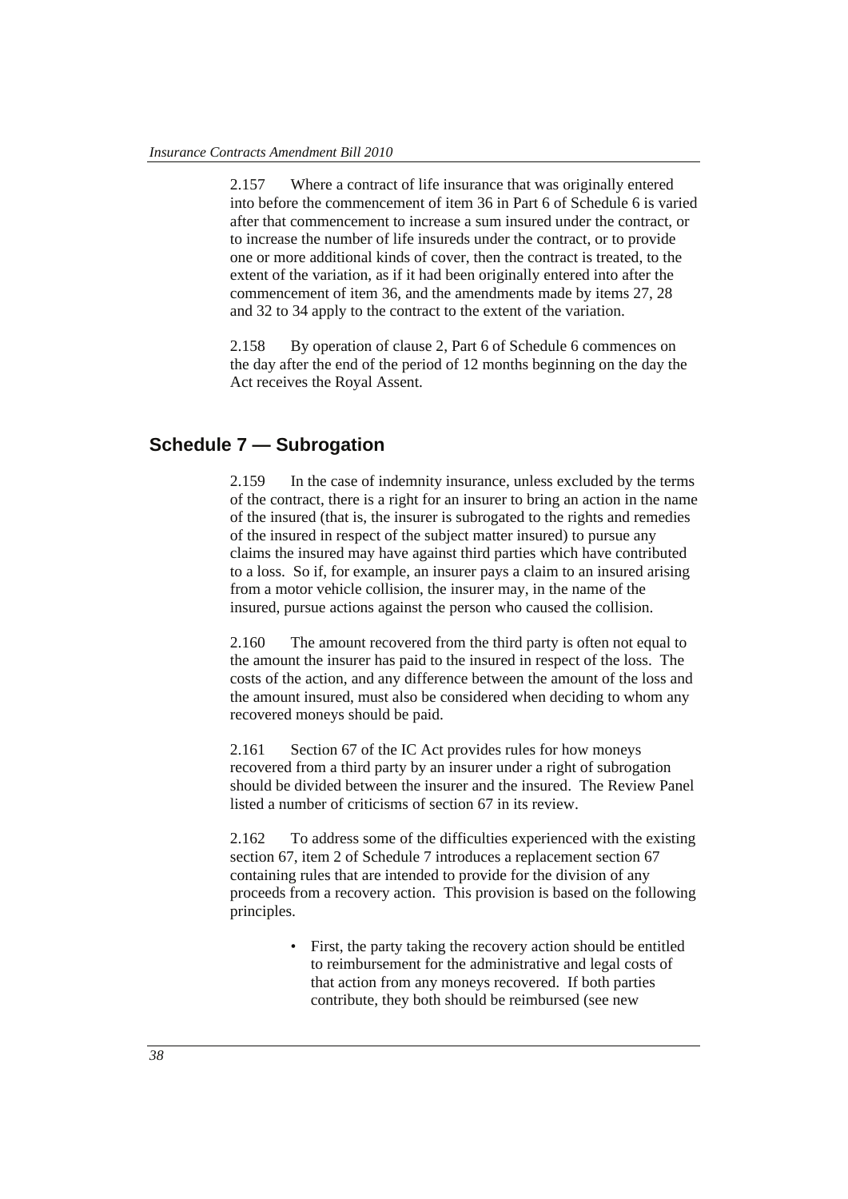2.157 Where a contract of life insurance that was originally entered into before the commencement of item 36 in Part 6 of Schedule 6 is varied after that commencement to increase a sum insured under the contract, or to increase the number of life insureds under the contract, or to provide one or more additional kinds of cover, then the contract is treated, to the extent of the variation, as if it had been originally entered into after the commencement of item 36, and the amendments made by items 27, 28 and 32 to 34 apply to the contract to the extent of the variation.

2.158 By operation of clause 2, Part 6 of Schedule 6 commences on the day after the end of the period of 12 months beginning on the day the Act receives the Royal Assent.

## Schedule 7 — Subrogation

2.159 In the case of indemnity insurance, unless excluded by the terms of the contract, there is a right for an insurer to bring an action in the name of the insured (that is, the insurer is subrogated to the rights and remedies of the insured in respect of the subject matter insured) to pursue any claims the insured may have against third parties which have contributed to a loss. So if, for example, an insurer pays a claim to an insured arising from a motor vehicle collision, the insurer may, in the name of the insured, pursue actions against the person who caused the collision.

2.160 The amount recovered from the third party is often not equal to the amount the insurer has paid to the insured in respect of the loss. The costs of the action, and any difference between the amount of the loss and the amount insured, must also be considered when deciding to whom any recovered moneys should be paid.

2.161 Section 67 of the IC Act provides rules for how moneys recovered from a third party by an insurer under a right of subrogation should be divided between the insurer and the insured. The Review Panel listed a number of criticisms of section 67 in its review.

2.162 To address some of the difficulties experienced with the existing section 67, item 2 of Schedule 7 introduces a replacement section 67 containing rules that are intended to provide for the division of any proceeds from a recovery action. This provision is based on the following principles.

- First, the party taking the recovery action should be entitled to reimbursement for the administrative and legal costs of that action from any moneys recovered. If both parties contribute, they both should be reimbursed (see new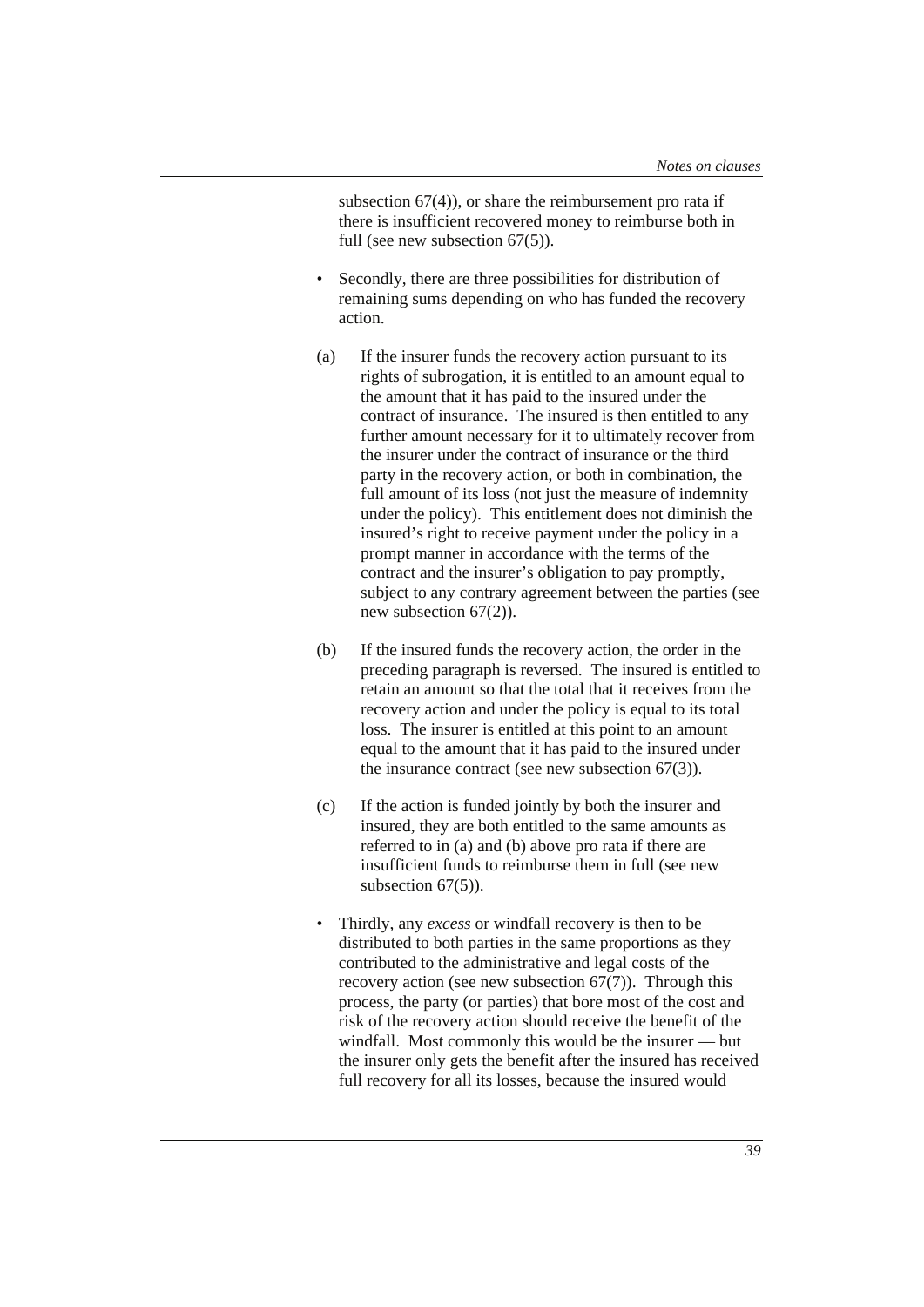subsection 67(4)), or share the reimbursement pro rata if there is insufficient recovered money to reimburse both in full (see new subsection 67(5)).

- Secondly, there are three possibilities for distribution of remaining sums depending on who has funded the recovery action.

(a) If the insurer funds the recovery action pursuant to its rights of subrogation, it is entitled to an amount equal to the amount that it has paid to the insured under the contract of insurance. The insured is then entitled to any further amount necessary for it to ultimately recover from the insurer under the contract of insurance or the third party in the recovery action, or both in combination, the full amount of its loss (not just the measure of indemnity under the policy). This entitlement does not diminish the insured's right to receive payment under the policy in a prompt manner in accordance with the terms of the contract and the insurer's obligation to pay promptly, subject to any contrary agreement between the parties (see new subsection 67(2)).

(b) If the insured funds the recovery action, the order in the preceding paragraph is reversed. The insured is entitled to retain an amount so that the total that it receives from the recovery action and under the policy is equal to its total loss. The insurer is entitled at this point to an amount equal to the amount that it has paid to the insured under the insurance contract (see new subsection 67(3)).

(c) If the action is funded jointly by both the insurer and insured, they are both entitled to the same amounts as referred to in (a) and (b) above pro rata if there are insufficient funds to reimburse them in full (see new subsection 67(5)).

- Thirdly, any *excess* or windfall recovery is then to be distributed to both parties in the same proportions as they contributed to the administrative and legal costs of the recovery action (see new subsection 67(7)). Through this process, the party (or parties) that bore most of the cost and risk of the recovery action should receive the benefit of the windfall. Most commonly this would be the insurer — but the insurer only gets the benefit after the insured has received full recovery for all its losses, because the insured would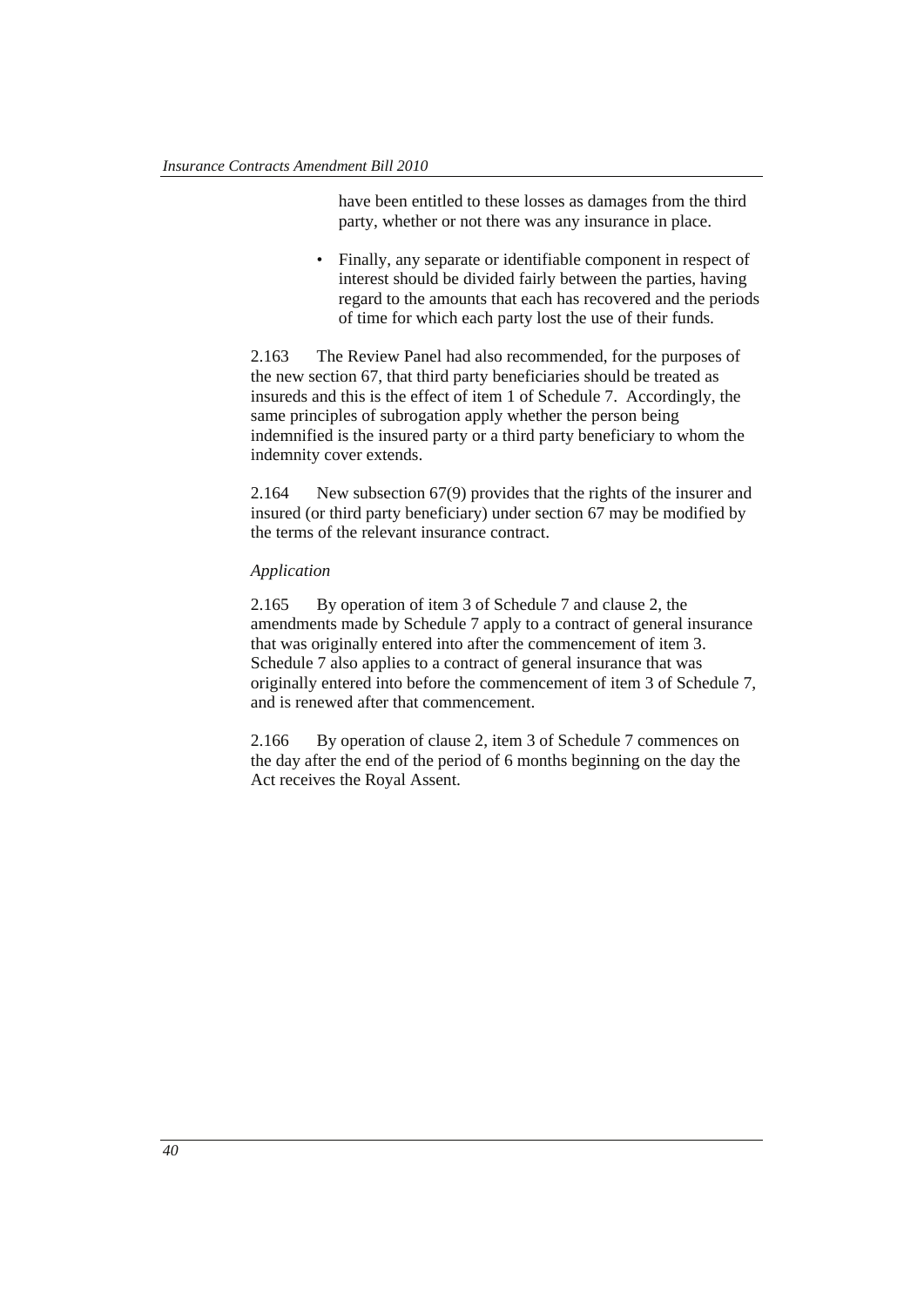have been entitled to these losses as damages from the third party, whether or not there was any insurance in place.

- Finally, any separate or identifiable component in respect of interest should be divided fairly between the parties, having regard to the amounts that each has recovered and the periods of time for which each party lost the use of their funds.

2.163 The Review Panel had also recommended, for the purposes of the new section 67, that third party beneficiaries should be treated as insureds and this is the effect of item 1 of Schedule 7. Accordingly, the same principles of subrogation apply whether the person being indemnified is the insured party or a third party beneficiary to whom the indemnity cover extends.

2.164 New subsection 67(9) provides that the rights of the insurer and insured (or third party beneficiary) under section 67 may be modified by the terms of the relevant insurance contract.

*Application*

2.165 By operation of item 3 of Schedule 7 and clause 2, the amendments made by Schedule 7 apply to a contract of general insurance that was originally entered into after the commencement of item 3. Schedule 7 also applies to a contract of general insurance that was originally entered into before the commencement of item 3 of Schedule 7, and is renewed after that commencement.

2.166 By operation of clause 2, item 3 of Schedule 7 commences on the day after the end of the period of 6 months beginning on the day the Act receives the Royal Assent.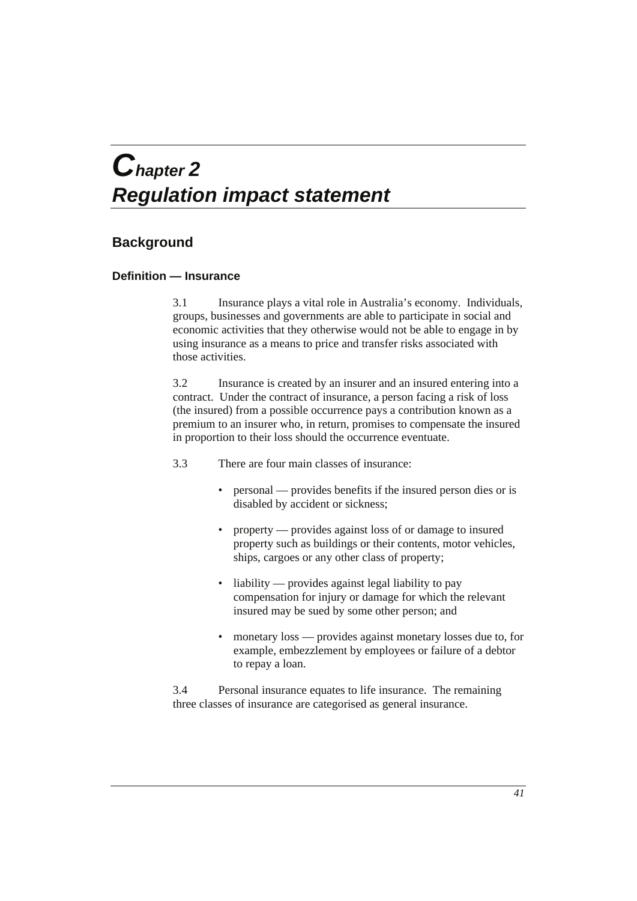# Chapter 2
# Regulation impact statement

## Background

### Definition — Insurance

3.1 Insurance plays a vital role in Australia's economy. Individuals, groups, businesses and governments are able to participate in social and economic activities that they otherwise would not be able to engage in by using insurance as a means to price and transfer risks associated with those activities.

3.2 Insurance is created by an insurer and an insured entering into a contract. Under the contract of insurance, a person facing a risk of loss (the insured) from a possible occurrence pays a contribution known as a premium to an insurer who, in return, promises to compensate the insured in proportion to their loss should the occurrence eventuate.

3.3 There are four main classes of insurance:

- personal — provides benefits if the insured person dies or is disabled by accident or sickness;
- property — provides against loss of or damage to insured property such as buildings or their contents, motor vehicles, ships, cargoes or any other class of property;
- liability — provides against legal liability to pay compensation for injury or damage for which the relevant insured may be sued by some other person; and
- monetary loss — provides against monetary losses due to, for example, embezzlement by employees or failure of a debtor to repay a loan.

3.4 Personal insurance equates to life insurance. The remaining three classes of insurance are categorised as general insurance.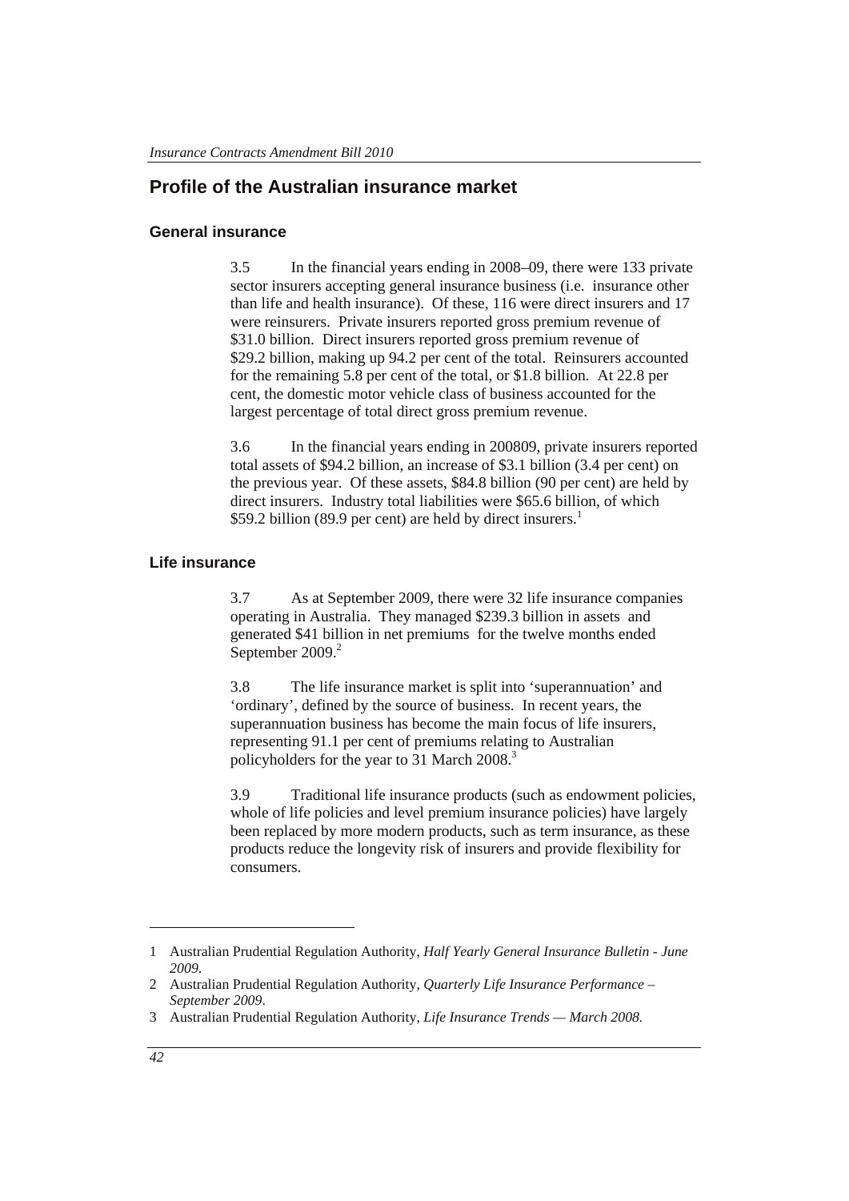## Profile of the Australian insurance market

### General insurance

3.5 In the financial years ending in 2008–09, there were 133 private sector insurers accepting general insurance business (i.e. insurance other than life and health insurance). Of these, 116 were direct insurers and 17 were reinsurers. Private insurers reported gross premium revenue of $31.0 billion. Direct insurers reported gross premium revenue of $29.2 billion, making up 94.2 per cent of the total. Reinsurers accounted for the remaining 5.8 per cent of the total, or $1.8 billion. At 22.8 per cent, the domestic motor vehicle class of business accounted for the largest percentage of total direct gross premium revenue.

3.6 In the financial years ending in 200809, private insurers reported total assets of $94.2 billion, an increase of $3.1 billion (3.4 per cent) on the previous year. Of these assets, $84.8 billion (90 per cent) are held by direct insurers. Industry total liabilities were $65.6 billion, of which $59.2 billion (89.9 per cent) are held by direct insurers.[1]

### Life insurance

3.7 As at September 2009, there were 32 life insurance companies operating in Australia. They managed $239.3 billion in assets and generated $41 billion in net premiums for the twelve months ended September 2009.[2]

3.8 The life insurance market is split into 'superannuation' and 'ordinary', defined by the source of business. In recent years, the superannuation business has become the main focus of life insurers, representing 91.1 per cent of premiums relating to Australian policyholders for the year to 31 March 2008.[3]

3.9 Traditional life insurance products (such as endowment policies, whole of life policies and level premium insurance policies) have largely been replaced by more modern products, such as term insurance, as these products reduce the longevity risk of insurers and provide flexibility for consumers.

---

1 Australian Prudential Regulation Authority, *Half Yearly General Insurance Bulletin - June 2009*.

2 Australian Prudential Regulation Authority, *Quarterly Life Insurance Performance – September 2009*.

3 Australian Prudential Regulation Authority, *Life Insurance Trends — March 2008.*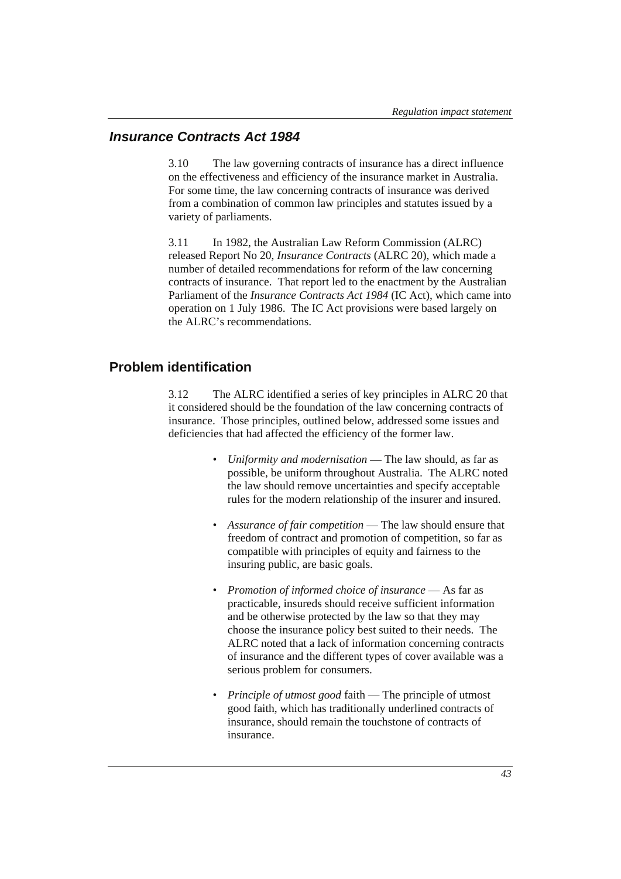## *Insurance Contracts Act 1984*

3.10 The law governing contracts of insurance has a direct influence on the effectiveness and efficiency of the insurance market in Australia. For some time, the law concerning contracts of insurance was derived from a combination of common law principles and statutes issued by a variety of parliaments.

3.11 In 1982, the Australian Law Reform Commission (ALRC) released Report No 20, *Insurance Contracts* (ALRC 20), which made a number of detailed recommendations for reform of the law concerning contracts of insurance. That report led to the enactment by the Australian Parliament of the *Insurance Contracts Act 1984* (IC Act), which came into operation on 1 July 1986. The IC Act provisions were based largely on the ALRC's recommendations.

## Problem identification

3.12 The ALRC identified a series of key principles in ALRC 20 that it considered should be the foundation of the law concerning contracts of insurance. Those principles, outlined below, addressed some issues and deficiencies that had affected the efficiency of the former law.

- *Uniformity and modernisation* — The law should, as far as possible, be uniform throughout Australia. The ALRC noted the law should remove uncertainties and specify acceptable rules for the modern relationship of the insurer and insured.
- *Assurance of fair competition* — The law should ensure that freedom of contract and promotion of competition, so far as compatible with principles of equity and fairness to the insuring public, are basic goals.
- *Promotion of informed choice of insurance* — As far as practicable, insureds should receive sufficient information and be otherwise protected by the law so that they may choose the insurance policy best suited to their needs. The ALRC noted that a lack of information concerning contracts of insurance and the different types of cover available was a serious problem for consumers.
- *Principle of utmost good* faith — The principle of utmost good faith, which has traditionally underlined contracts of insurance, should remain the touchstone of contracts of insurance.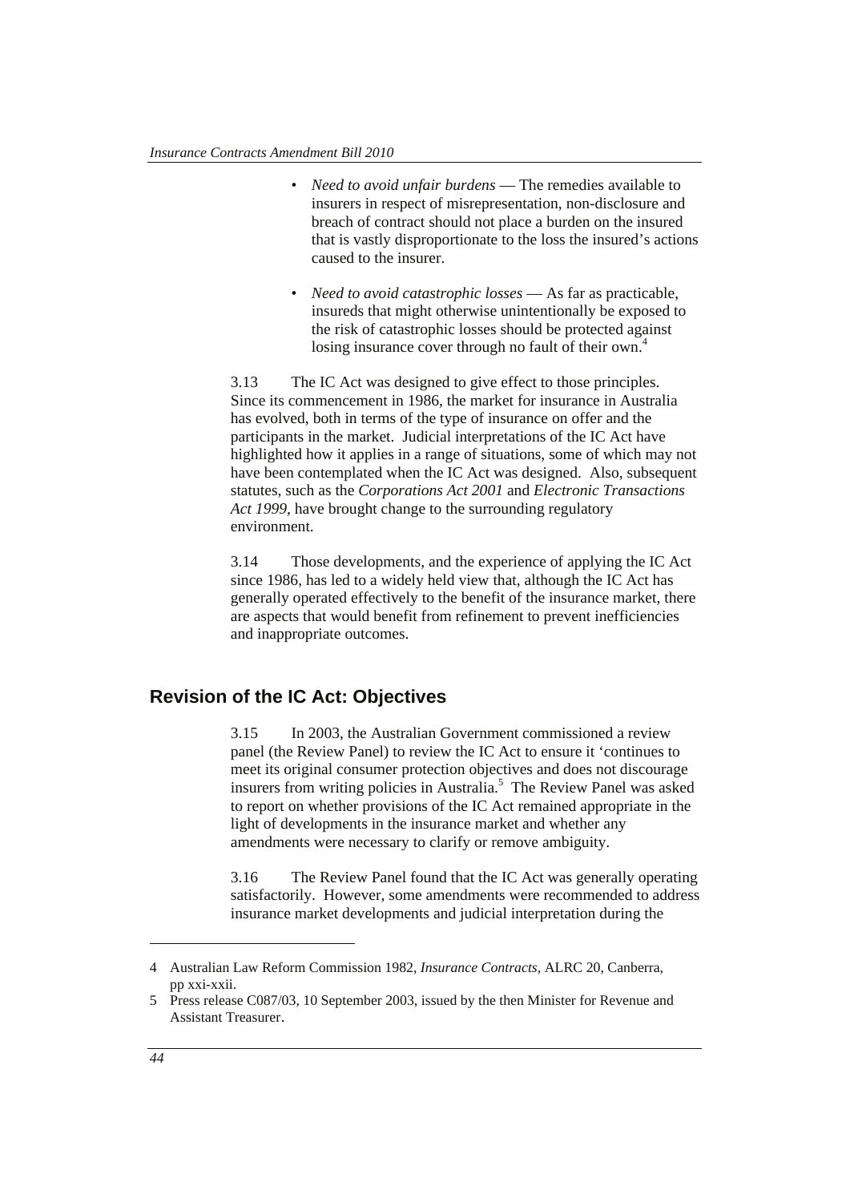- *Need to avoid unfair burdens* — The remedies available to insurers in respect of misrepresentation, non-disclosure and breach of contract should not place a burden on the insured that is vastly disproportionate to the loss the insured's actions caused to the insurer.

- *Need to avoid catastrophic losses* — As far as practicable, insureds that might otherwise unintentionally be exposed to the risk of catastrophic losses should be protected against losing insurance cover through no fault of their own.[4]

3.13 The IC Act was designed to give effect to those principles. Since its commencement in 1986, the market for insurance in Australia has evolved, both in terms of the type of insurance on offer and the participants in the market. Judicial interpretations of the IC Act have highlighted how it applies in a range of situations, some of which may not have been contemplated when the IC Act was designed. Also, subsequent statutes, such as the *Corporations Act 2001* and *Electronic Transactions Act 1999*, have brought change to the surrounding regulatory environment.

3.14 Those developments, and the experience of applying the IC Act since 1986, has led to a widely held view that, although the IC Act has generally operated effectively to the benefit of the insurance market, there are aspects that would benefit from refinement to prevent inefficiencies and inappropriate outcomes.

## Revision of the IC Act: Objectives

3.15 In 2003, the Australian Government commissioned a review panel (the Review Panel) to review the IC Act to ensure it 'continues to meet its original consumer protection objectives and does not discourage insurers from writing policies in Australia.[5] The Review Panel was asked to report on whether provisions of the IC Act remained appropriate in the light of developments in the insurance market and whether any amendments were necessary to clarify or remove ambiguity.

3.16 The Review Panel found that the IC Act was generally operating satisfactorily. However, some amendments were recommended to address insurance market developments and judicial interpretation during the

---

4 Australian Law Reform Commission 1982, *Insurance Contracts*, ALRC 20, Canberra, pp xxi-xxii.

5 Press release C087/03, 10 September 2003, issued by the then Minister for Revenue and Assistant Treasurer.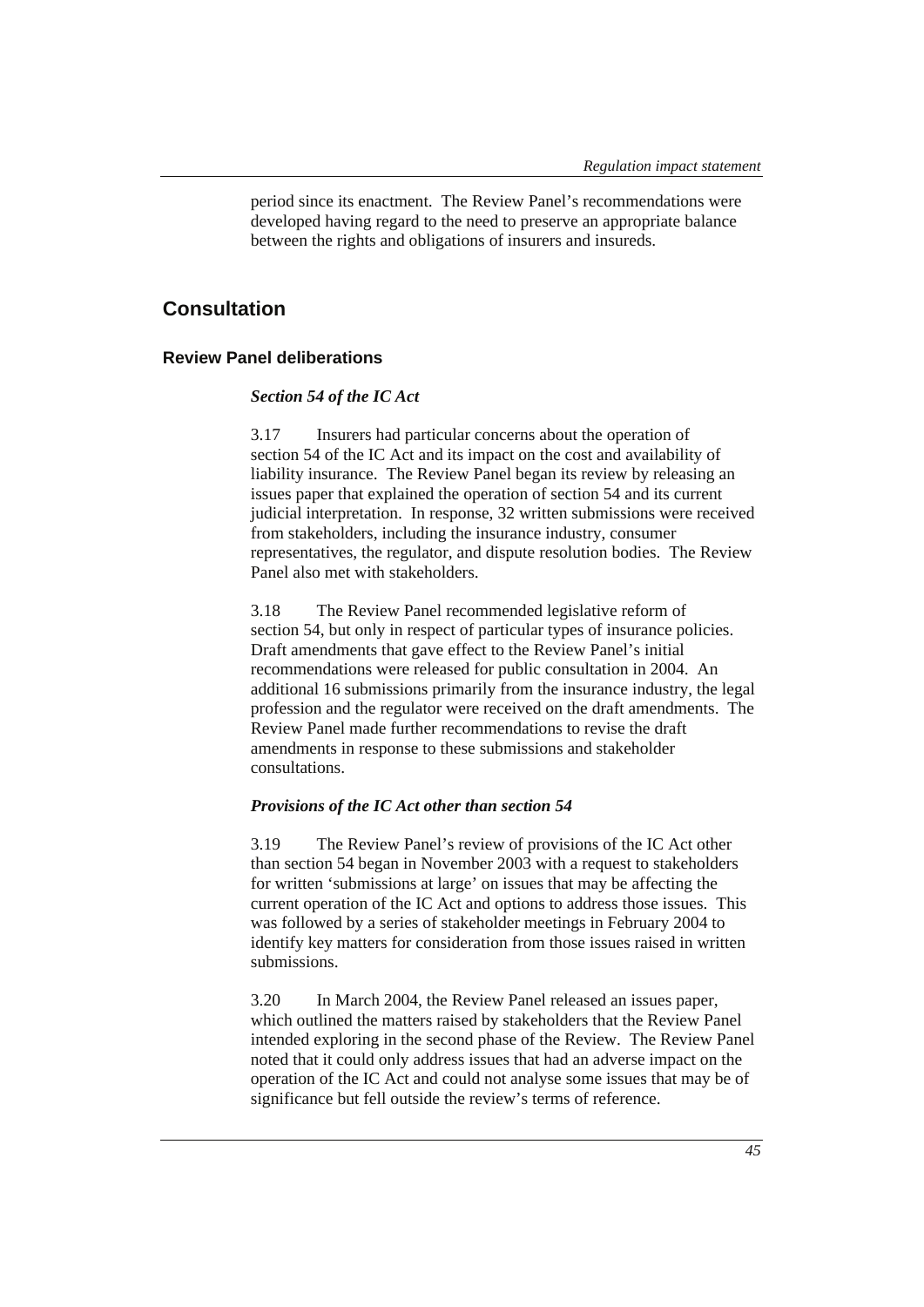period since its enactment. The Review Panel's recommendations were developed having regard to the need to preserve an appropriate balance between the rights and obligations of insurers and insureds.

## Consultation

### Review Panel deliberations

***Section 54 of the IC Act***

3.17 Insurers had particular concerns about the operation of section 54 of the IC Act and its impact on the cost and availability of liability insurance. The Review Panel began its review by releasing an issues paper that explained the operation of section 54 and its current judicial interpretation. In response, 32 written submissions were received from stakeholders, including the insurance industry, consumer representatives, the regulator, and dispute resolution bodies. The Review Panel also met with stakeholders.

3.18 The Review Panel recommended legislative reform of section 54, but only in respect of particular types of insurance policies. Draft amendments that gave effect to the Review Panel's initial recommendations were released for public consultation in 2004. An additional 16 submissions primarily from the insurance industry, the legal profession and the regulator were received on the draft amendments. The Review Panel made further recommendations to revise the draft amendments in response to these submissions and stakeholder consultations.

***Provisions of the IC Act other than section 54***

3.19 The Review Panel's review of provisions of the IC Act other than section 54 began in November 2003 with a request to stakeholders for written 'submissions at large' on issues that may be affecting the current operation of the IC Act and options to address those issues. This was followed by a series of stakeholder meetings in February 2004 to identify key matters for consideration from those issues raised in written submissions.

3.20 In March 2004, the Review Panel released an issues paper, which outlined the matters raised by stakeholders that the Review Panel intended exploring in the second phase of the Review. The Review Panel noted that it could only address issues that had an adverse impact on the operation of the IC Act and could not analyse some issues that may be of significance but fell outside the review's terms of reference.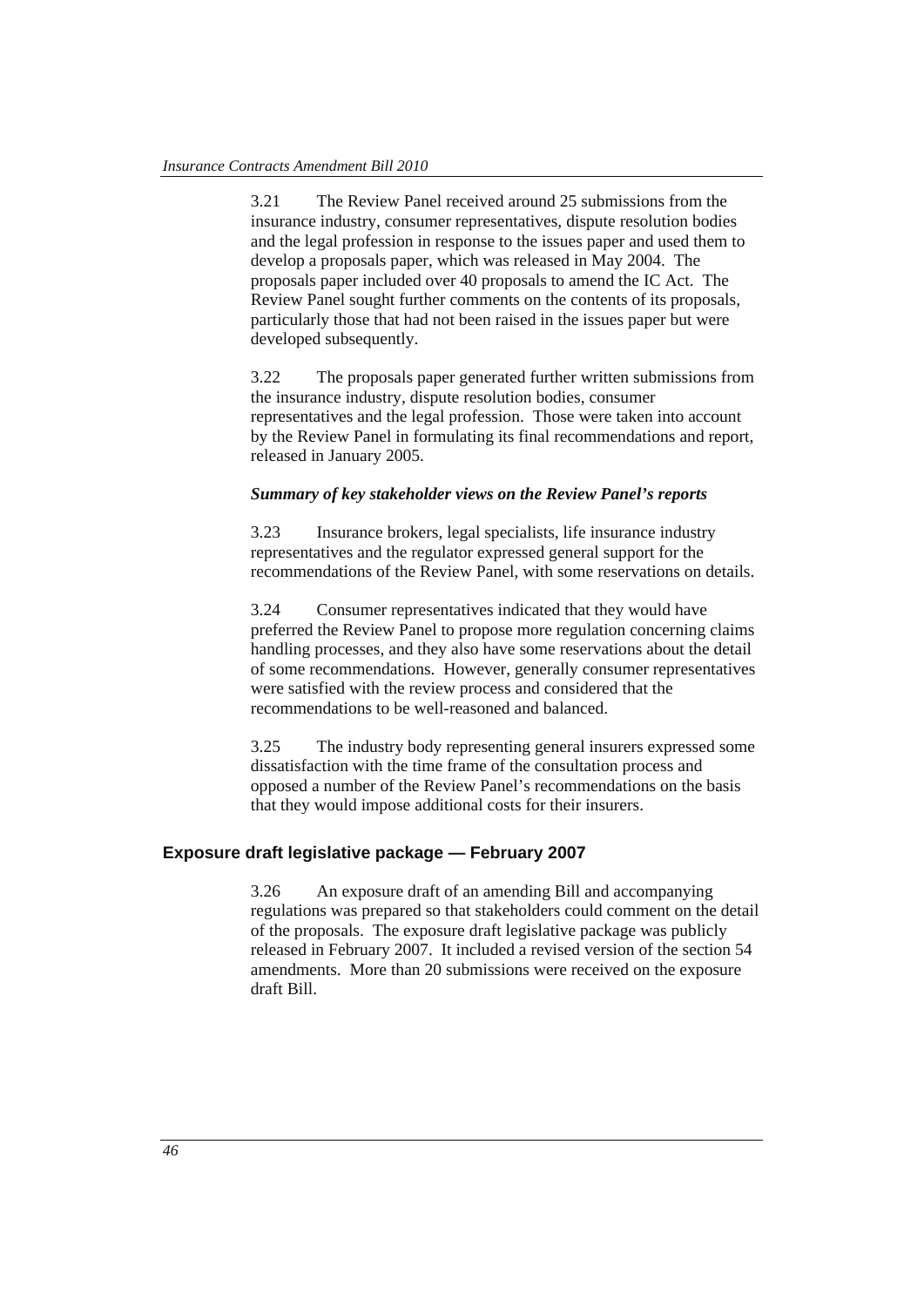3.21 The Review Panel received around 25 submissions from the insurance industry, consumer representatives, dispute resolution bodies and the legal profession in response to the issues paper and used them to develop a proposals paper, which was released in May 2004. The proposals paper included over 40 proposals to amend the IC Act. The Review Panel sought further comments on the contents of its proposals, particularly those that had not been raised in the issues paper but were developed subsequently.

3.22 The proposals paper generated further written submissions from the insurance industry, dispute resolution bodies, consumer representatives and the legal profession. Those were taken into account by the Review Panel in formulating its final recommendations and report, released in January 2005.

***Summary of key stakeholder views on the Review Panel's reports***

3.23 Insurance brokers, legal specialists, life insurance industry representatives and the regulator expressed general support for the recommendations of the Review Panel, with some reservations on details.

3.24 Consumer representatives indicated that they would have preferred the Review Panel to propose more regulation concerning claims handling processes, and they also have some reservations about the detail of some recommendations. However, generally consumer representatives were satisfied with the review process and considered that the recommendations to be well-reasoned and balanced.

3.25 The industry body representing general insurers expressed some dissatisfaction with the time frame of the consultation process and opposed a number of the Review Panel's recommendations on the basis that they would impose additional costs for their insurers.

## Exposure draft legislative package — February 2007

3.26 An exposure draft of an amending Bill and accompanying regulations was prepared so that stakeholders could comment on the detail of the proposals. The exposure draft legislative package was publicly released in February 2007. It included a revised version of the section 54 amendments. More than 20 submissions were received on the exposure draft Bill.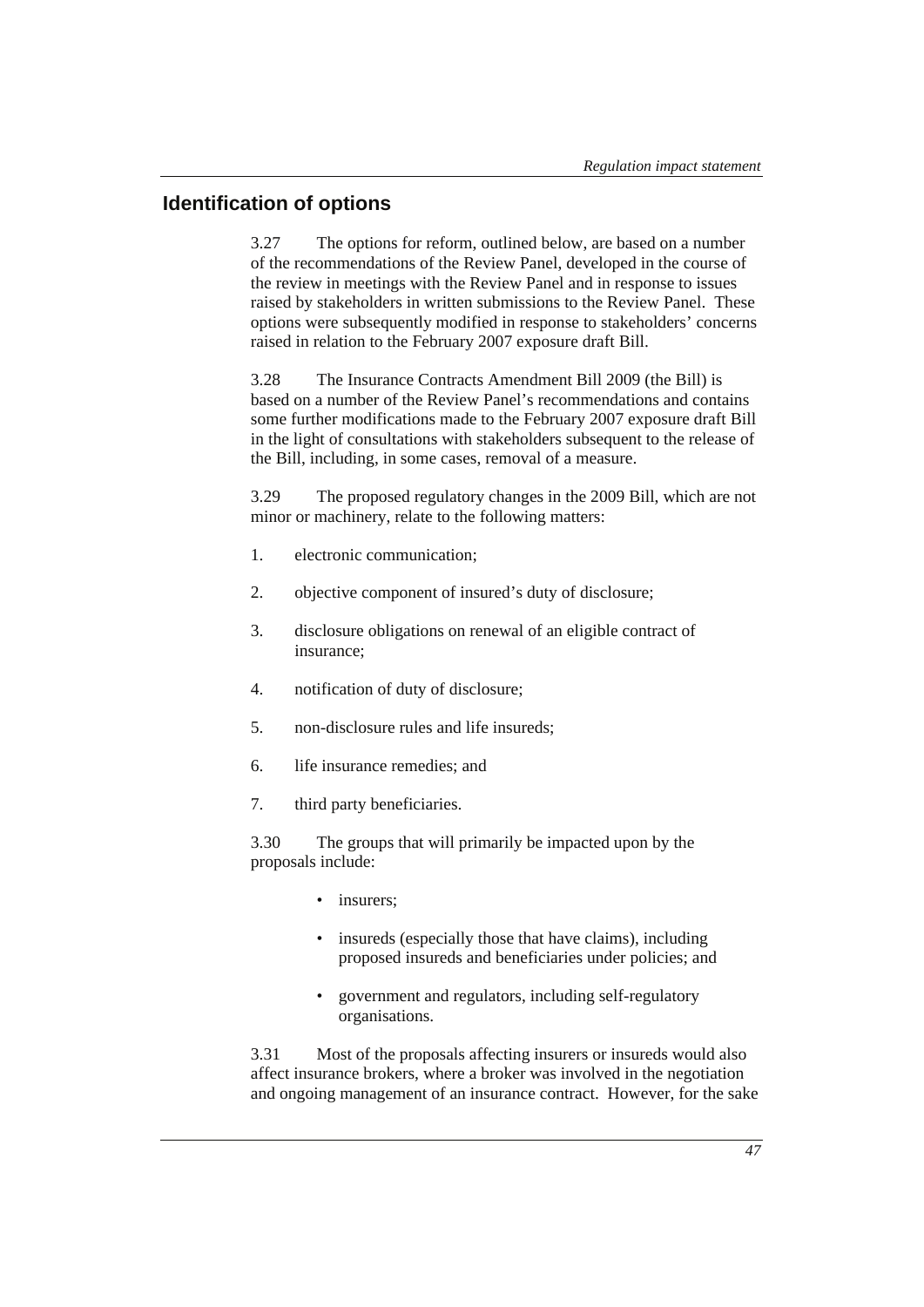## Identification of options

3.27 The options for reform, outlined below, are based on a number of the recommendations of the Review Panel, developed in the course of the review in meetings with the Review Panel and in response to issues raised by stakeholders in written submissions to the Review Panel. These options were subsequently modified in response to stakeholders' concerns raised in relation to the February 2007 exposure draft Bill.

3.28 The Insurance Contracts Amendment Bill 2009 (the Bill) is based on a number of the Review Panel's recommendations and contains some further modifications made to the February 2007 exposure draft Bill in the light of consultations with stakeholders subsequent to the release of the Bill, including, in some cases, removal of a measure.

3.29 The proposed regulatory changes in the 2009 Bill, which are not minor or machinery, relate to the following matters:

1. electronic communication;
2. objective component of insured's duty of disclosure;
3. disclosure obligations on renewal of an eligible contract of insurance;
4. notification of duty of disclosure;
5. non-disclosure rules and life insureds;
6. life insurance remedies; and
7. third party beneficiaries.

3.30 The groups that will primarily be impacted upon by the proposals include:

- insurers;
- insureds (especially those that have claims), including proposed insureds and beneficiaries under policies; and
- government and regulators, including self-regulatory organisations.

3.31 Most of the proposals affecting insurers or insureds would also affect insurance brokers, where a broker was involved in the negotiation and ongoing management of an insurance contract. However, for the sake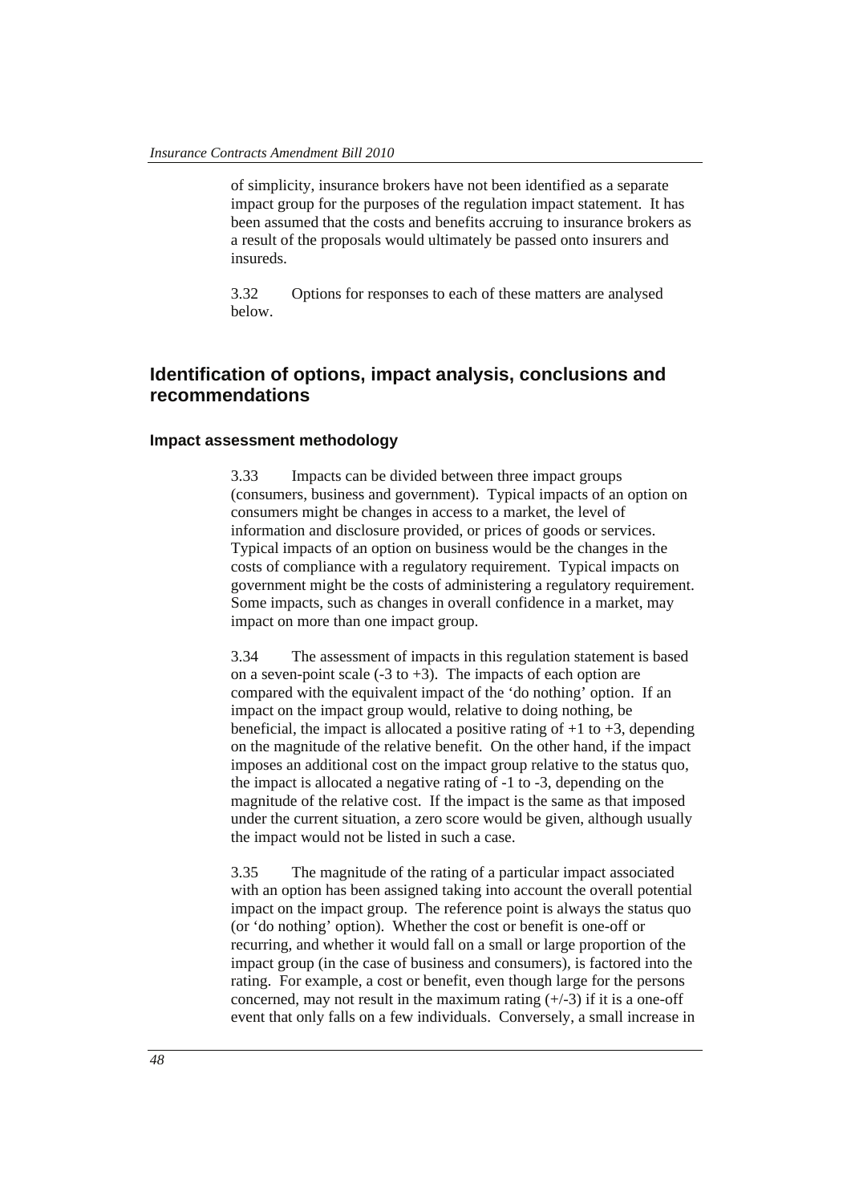of simplicity, insurance brokers have not been identified as a separate impact group for the purposes of the regulation impact statement. It has been assumed that the costs and benefits accruing to insurance brokers as a result of the proposals would ultimately be passed onto insurers and insureds.

3.32 Options for responses to each of these matters are analysed below.

## Identification of options, impact analysis, conclusions and recommendations

### Impact assessment methodology

3.33 Impacts can be divided between three impact groups (consumers, business and government). Typical impacts of an option on consumers might be changes in access to a market, the level of information and disclosure provided, or prices of goods or services. Typical impacts of an option on business would be the changes in the costs of compliance with a regulatory requirement. Typical impacts on government might be the costs of administering a regulatory requirement. Some impacts, such as changes in overall confidence in a market, may impact on more than one impact group.

3.34 The assessment of impacts in this regulation statement is based on a seven-point scale (-3 to +3). The impacts of each option are compared with the equivalent impact of the 'do nothing' option. If an impact on the impact group would, relative to doing nothing, be beneficial, the impact is allocated a positive rating of +1 to +3, depending on the magnitude of the relative benefit. On the other hand, if the impact imposes an additional cost on the impact group relative to the status quo, the impact is allocated a negative rating of -1 to -3, depending on the magnitude of the relative cost. If the impact is the same as that imposed under the current situation, a zero score would be given, although usually the impact would not be listed in such a case.

3.35 The magnitude of the rating of a particular impact associated with an option has been assigned taking into account the overall potential impact on the impact group. The reference point is always the status quo (or 'do nothing' option). Whether the cost or benefit is one-off or recurring, and whether it would fall on a small or large proportion of the impact group (in the case of business and consumers), is factored into the rating. For example, a cost or benefit, even though large for the persons concerned, may not result in the maximum rating (+/-3) if it is a one-off event that only falls on a few individuals. Conversely, a small increase in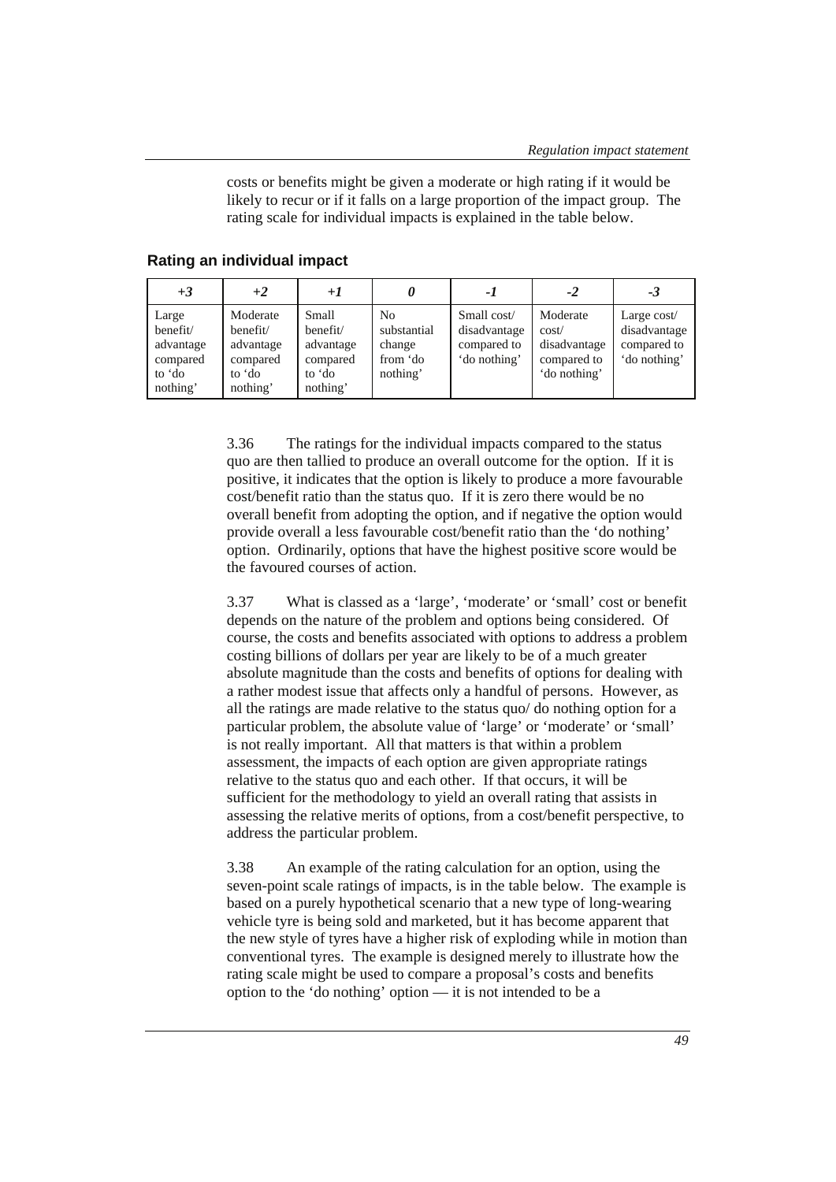costs or benefits might be given a moderate or high rating if it would be likely to recur or if it falls on a large proportion of the impact group. The rating scale for individual impacts is explained in the table below.

### Rating an individual impact

| *+3* | *+2* | *+1* | *0* | *-1* | *-2* | *-3* |
|---|---|---|---|---|---|---|
| Large benefit/ advantage compared to 'do nothing' | Moderate benefit/ advantage compared to 'do nothing' | Small benefit/ advantage compared to 'do nothing' | No substantial change from 'do nothing' | Small cost/ disadvantage compared to 'do nothing' | Moderate cost/ disadvantage compared to 'do nothing' | Large cost/ disadvantage compared to 'do nothing' |

3.36 The ratings for the individual impacts compared to the status quo are then tallied to produce an overall outcome for the option. If it is positive, it indicates that the option is likely to produce a more favourable cost/benefit ratio than the status quo. If it is zero there would be no overall benefit from adopting the option, and if negative the option would provide overall a less favourable cost/benefit ratio than the 'do nothing' option. Ordinarily, options that have the highest positive score would be the favoured courses of action.

3.37 What is classed as a 'large', 'moderate' or 'small' cost or benefit depends on the nature of the problem and options being considered. Of course, the costs and benefits associated with options to address a problem costing billions of dollars per year are likely to be of a much greater absolute magnitude than the costs and benefits of options for dealing with a rather modest issue that affects only a handful of persons. However, as all the ratings are made relative to the status quo/ do nothing option for a particular problem, the absolute value of 'large' or 'moderate' or 'small' is not really important. All that matters is that within a problem assessment, the impacts of each option are given appropriate ratings relative to the status quo and each other. If that occurs, it will be sufficient for the methodology to yield an overall rating that assists in assessing the relative merits of options, from a cost/benefit perspective, to address the particular problem.

3.38 An example of the rating calculation for an option, using the seven-point scale ratings of impacts, is in the table below. The example is based on a purely hypothetical scenario that a new type of long-wearing vehicle tyre is being sold and marketed, but it has become apparent that the new style of tyres have a higher risk of exploding while in motion than conventional tyres. The example is designed merely to illustrate how the rating scale might be used to compare a proposal's costs and benefits option to the 'do nothing' option — it is not intended to be a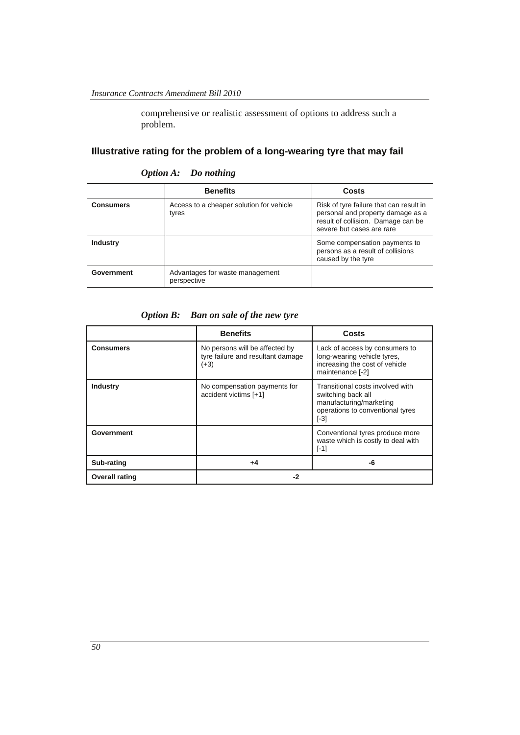comprehensive or realistic assessment of options to address such a problem.

## Illustrative rating for the problem of a long-wearing tyre that may fail

*Option A: Do nothing*

| | Benefits | Costs |
|---|---|---|
| **Consumers** | Access to a cheaper solution for vehicle tyres | Risk of tyre failure that can result in personal and property damage as a result of collision. Damage can be severe but cases are rare |
| **Industry** | | Some compensation payments to persons as a result of collisions caused by the tyre |
| **Government** | Advantages for waste management perspective | |

*Option B: Ban on sale of the new tyre*

| | Benefits | Costs |
|---|---|---|
| **Consumers** | No persons will be affected by tyre failure and resultant damage (+3) | Lack of access by consumers to long-wearing vehicle tyres, increasing the cost of vehicle maintenance [-2] |
| **Industry** | No compensation payments for accident victims [+1] | Transitional costs involved with switching back all manufacturing/marketing operations to conventional tyres [-3] |
| **Government** | | Conventional tyres produce more waste which is costly to deal with [-1] |
| **Sub-rating** | **+4** | **-6** |
| **Overall rating** | **-2** | |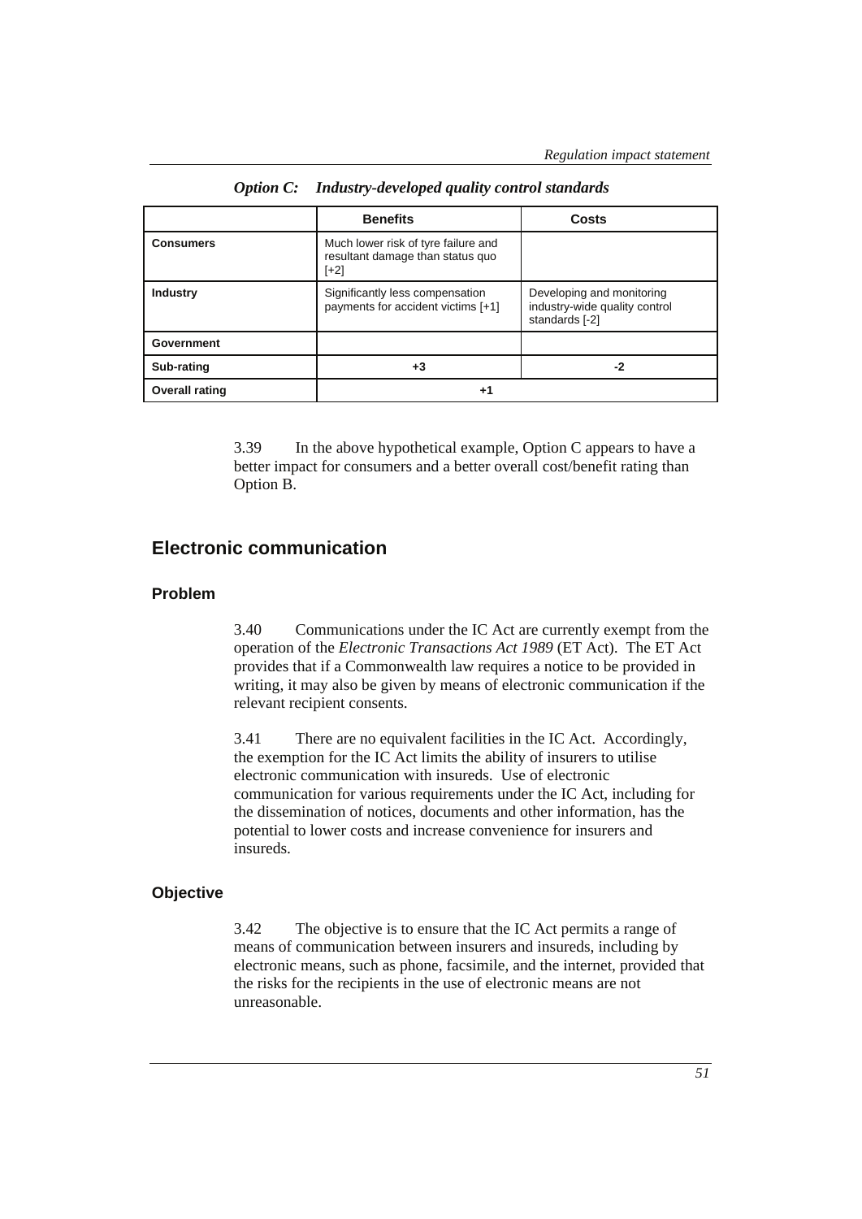*Option C: Industry-developed quality control standards*

| | Benefits | Costs |
|---|---|---|
| **Consumers** | Much lower risk of tyre failure and resultant damage than status quo [+2] | |
| **Industry** | Significantly less compensation payments for accident victims [+1] | Developing and monitoring industry-wide quality control standards [-2] |
| **Government** | | |
| **Sub-rating** | **+3** | **-2** |
| **Overall rating** | **+1** | |

3.39 In the above hypothetical example, Option C appears to have a better impact for consumers and a better overall cost/benefit rating than Option B.

## Electronic communication

### Problem

3.40 Communications under the IC Act are currently exempt from the operation of the *Electronic Transactions Act 1989* (ET Act). The ET Act provides that if a Commonwealth law requires a notice to be provided in writing, it may also be given by means of electronic communication if the relevant recipient consents.

3.41 There are no equivalent facilities in the IC Act. Accordingly, the exemption for the IC Act limits the ability of insurers to utilise electronic communication with insureds. Use of electronic communication for various requirements under the IC Act, including for the dissemination of notices, documents and other information, has the potential to lower costs and increase convenience for insurers and insureds.

### Objective

3.42 The objective is to ensure that the IC Act permits a range of means of communication between insurers and insureds, including by electronic means, such as phone, facsimile, and the internet, provided that the risks for the recipients in the use of electronic means are not unreasonable.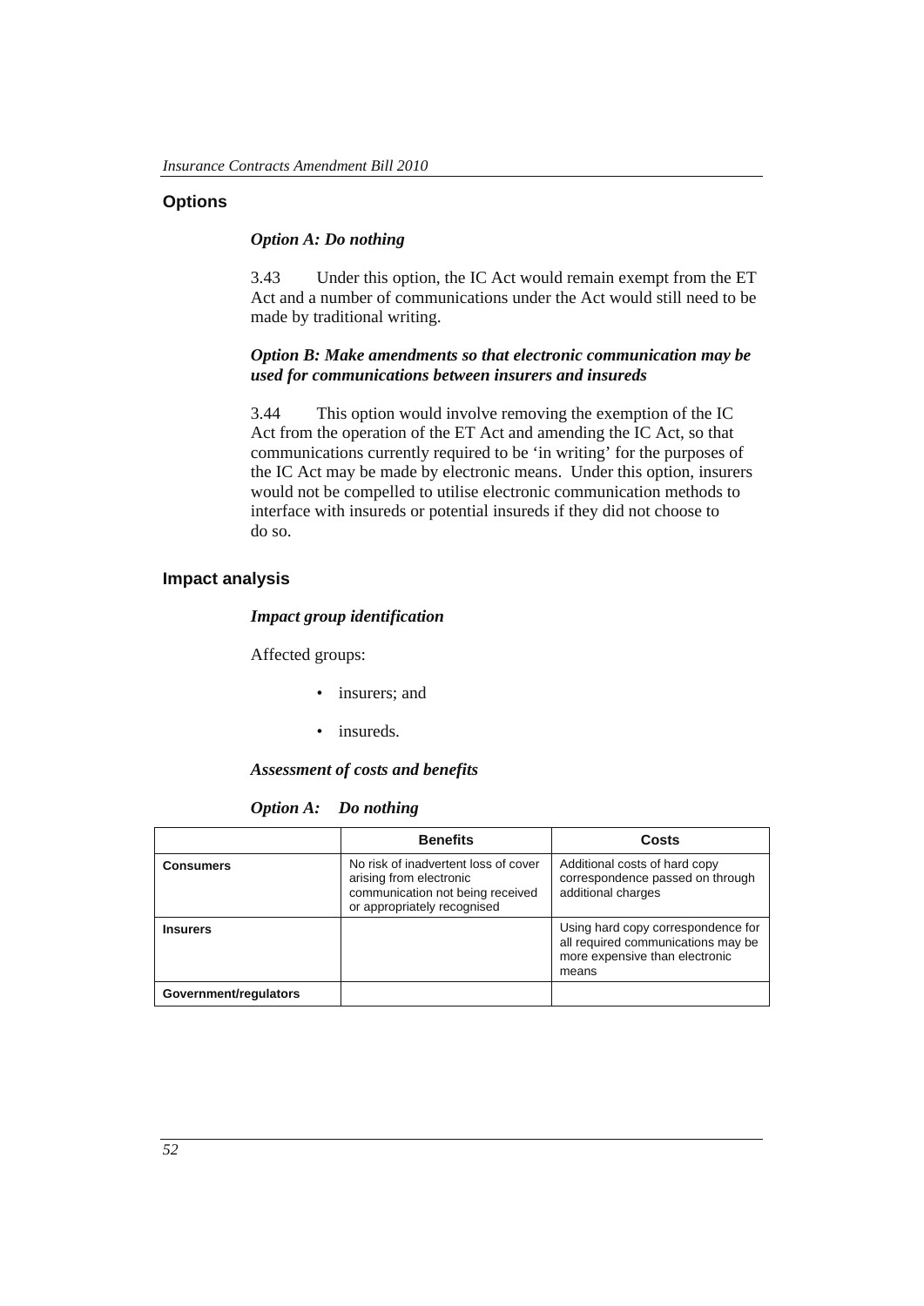## Options

### *Option A: Do nothing*

3.43 Under this option, the IC Act would remain exempt from the ET Act and a number of communications under the Act would still need to be made by traditional writing.

### *Option B: Make amendments so that electronic communication may be used for communications between insurers and insureds*

3.44 This option would involve removing the exemption of the IC Act from the operation of the ET Act and amending the IC Act, so that communications currently required to be 'in writing' for the purposes of the IC Act may be made by electronic means. Under this option, insurers would not be compelled to utilise electronic communication methods to interface with insureds or potential insureds if they did not choose to do so.

## Impact analysis

### *Impact group identification*

Affected groups:

- insurers; and
- insureds.

### *Assessment of costs and benefits*

*Option A: Do nothing*

| | Benefits | Costs |
|---|---|---|
| **Consumers** | No risk of inadvertent loss of cover arising from electronic communication not being received or appropriately recognised | Additional costs of hard copy correspondence passed on through additional charges |
| **Insurers** | | Using hard copy correspondence for all required communications may be more expensive than electronic means |
| **Government/regulators** | | |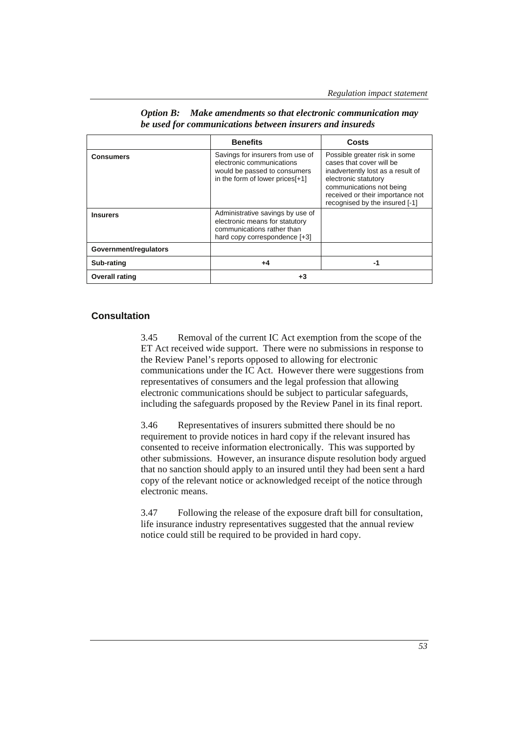*Option B: Make amendments so that electronic communication may be used for communications between insurers and insureds*

| | **Benefits** | **Costs** |
|---|---|---|
| **Consumers** | Savings for insurers from use of electronic communications would be passed to consumers in the form of lower prices[+1] | Possible greater risk in some cases that cover will be inadvertently lost as a result of electronic statutory communications not being received or their importance not recognised by the insured [-1] |
| **Insurers** | Administrative savings by use of electronic means for statutory communications rather than hard copy correspondence [+3] | |
| **Government/regulators** | | |
| **Sub-rating** | **+4** | **-1** |
| **Overall rating** | **+3** | |

## Consultation

3.45 Removal of the current IC Act exemption from the scope of the ET Act received wide support. There were no submissions in response to the Review Panel's reports opposed to allowing for electronic communications under the IC Act. However there were suggestions from representatives of consumers and the legal profession that allowing electronic communications should be subject to particular safeguards, including the safeguards proposed by the Review Panel in its final report.

3.46 Representatives of insurers submitted there should be no requirement to provide notices in hard copy if the relevant insured has consented to receive information electronically. This was supported by other submissions. However, an insurance dispute resolution body argued that no sanction should apply to an insured until they had been sent a hard copy of the relevant notice or acknowledged receipt of the notice through electronic means.

3.47 Following the release of the exposure draft bill for consultation, life insurance industry representatives suggested that the annual review notice could still be required to be provided in hard copy.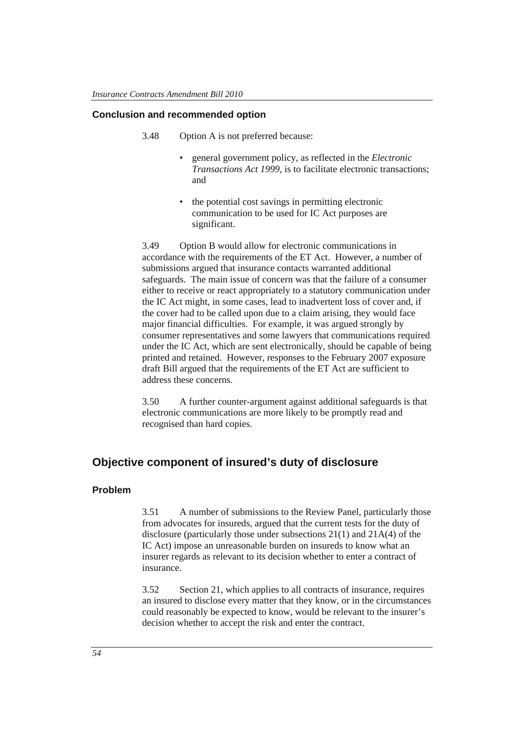### Conclusion and recommended option

3.48 Option A is not preferred because:

- general government policy, as reflected in the *Electronic Transactions Act 1999*, is to facilitate electronic transactions; and
- the potential cost savings in permitting electronic communication to be used for IC Act purposes are significant.

3.49 Option B would allow for electronic communications in accordance with the requirements of the ET Act. However, a number of submissions argued that insurance contacts warranted additional safeguards. The main issue of concern was that the failure of a consumer either to receive or react appropriately to a statutory communication under the IC Act might, in some cases, lead to inadvertent loss of cover and, if the cover had to be called upon due to a claim arising, they would face major financial difficulties. For example, it was argued strongly by consumer representatives and some lawyers that communications required under the IC Act, which are sent electronically, should be capable of being printed and retained. However, responses to the February 2007 exposure draft Bill argued that the requirements of the ET Act are sufficient to address these concerns.

3.50 A further counter-argument against additional safeguards is that electronic communications are more likely to be promptly read and recognised than hard copies.

## Objective component of insured's duty of disclosure

### Problem

3.51 A number of submissions to the Review Panel, particularly those from advocates for insureds, argued that the current tests for the duty of disclosure (particularly those under subsections 21(1) and 21A(4) of the IC Act) impose an unreasonable burden on insureds to know what an insurer regards as relevant to its decision whether to enter a contract of insurance.

3.52 Section 21, which applies to all contracts of insurance, requires an insured to disclose every matter that they know, or in the circumstances could reasonably be expected to know, would be relevant to the insurer's decision whether to accept the risk and enter the contract.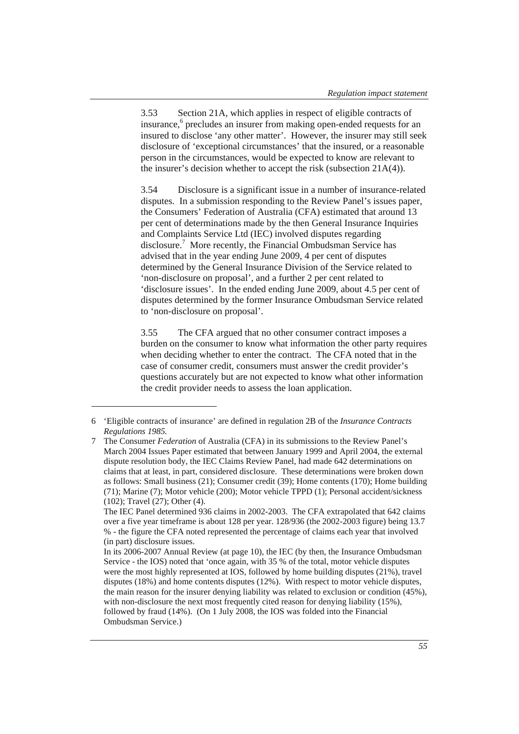3.53 Section 21A, which applies in respect of eligible contracts of insurance,[6] precludes an insurer from making open-ended requests for an insured to disclose 'any other matter'. However, the insurer may still seek disclosure of 'exceptional circumstances' that the insured, or a reasonable person in the circumstances, would be expected to know are relevant to the insurer's decision whether to accept the risk (subsection 21A(4)).

3.54 Disclosure is a significant issue in a number of insurance-related disputes. In a submission responding to the Review Panel's issues paper, the Consumers' Federation of Australia (CFA) estimated that around 13 per cent of determinations made by the then General Insurance Inquiries and Complaints Service Ltd (IEC) involved disputes regarding disclosure.[7] More recently, the Financial Ombudsman Service has advised that in the year ending June 2009, 4 per cent of disputes determined by the General Insurance Division of the Service related to 'non-disclosure on proposal', and a further 2 per cent related to 'disclosure issues'. In the ended ending June 2009, about 4.5 per cent of disputes determined by the former Insurance Ombudsman Service related to 'non-disclosure on proposal'.

3.55 The CFA argued that no other consumer contract imposes a burden on the consumer to know what information the other party requires when deciding whether to enter the contract. The CFA noted that in the case of consumer credit, consumers must answer the credit provider's questions accurately but are not expected to know what other information the credit provider needs to assess the loan application.

---

6 'Eligible contracts of insurance' are defined in regulation 2B of the *Insurance Contracts Regulations 1985.*

7 The Consumer *Federation* of Australia (CFA) in its submissions to the Review Panel's March 2004 Issues Paper estimated that between January 1999 and April 2004, the external dispute resolution body, the IEC Claims Review Panel, had made 642 determinations on claims that at least, in part, considered disclosure. These determinations were broken down as follows: Small business (21); Consumer credit (39); Home contents (170); Home building (71); Marine (7); Motor vehicle (200); Motor vehicle TPPD (1); Personal accident/sickness (102); Travel (27); Other (4).

The IEC Panel determined 936 claims in 2002-2003. The CFA extrapolated that 642 claims over a five year timeframe is about 128 per year. 128/936 (the 2002-2003 figure) being 13.7 % - the figure the CFA noted represented the percentage of claims each year that involved (in part) disclosure issues.

In its 2006-2007 Annual Review (at page 10), the IEC (by then, the Insurance Ombudsman Service - the IOS) noted that 'once again, with 35 % of the total, motor vehicle disputes were the most highly represented at IOS, followed by home building disputes (21%), travel disputes (18%) and home contents disputes (12%). With respect to motor vehicle disputes, the main reason for the insurer denying liability was related to exclusion or condition (45%), with non-disclosure the next most frequently cited reason for denying liability (15%), followed by fraud (14%). (On 1 July 2008, the IOS was folded into the Financial Ombudsman Service.)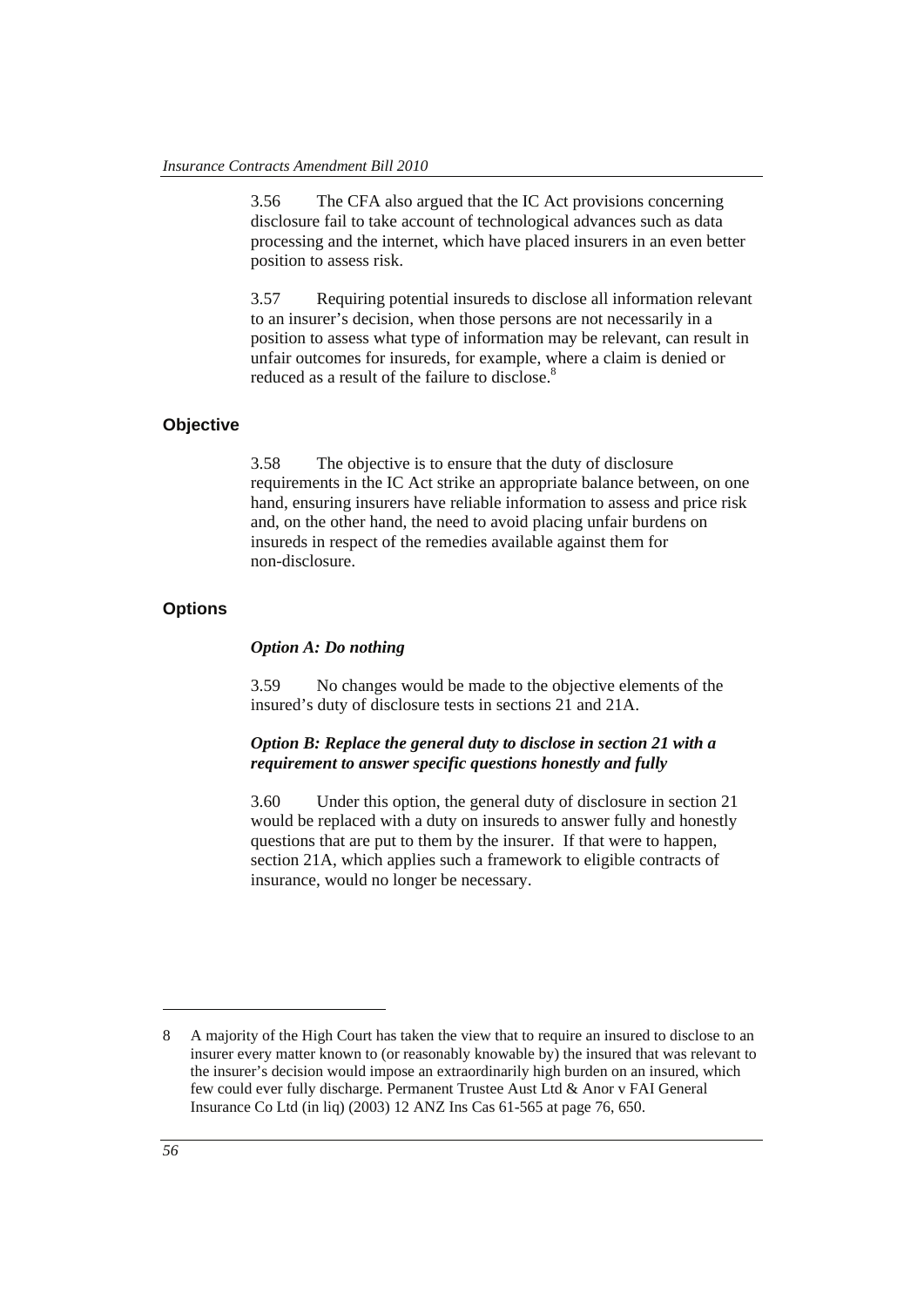3.56 The CFA also argued that the IC Act provisions concerning disclosure fail to take account of technological advances such as data processing and the internet, which have placed insurers in an even better position to assess risk.

3.57 Requiring potential insureds to disclose all information relevant to an insurer's decision, when those persons are not necessarily in a position to assess what type of information may be relevant, can result in unfair outcomes for insureds, for example, where a claim is denied or reduced as a result of the failure to disclose.[8]

### Objective

3.58 The objective is to ensure that the duty of disclosure requirements in the IC Act strike an appropriate balance between, on one hand, ensuring insurers have reliable information to assess and price risk and, on the other hand, the need to avoid placing unfair burdens on insureds in respect of the remedies available against them for non-disclosure.

### Options

***Option A: Do nothing***

3.59 No changes would be made to the objective elements of the insured's duty of disclosure tests in sections 21 and 21A.

***Option B: Replace the general duty to disclose in section 21 with a requirement to answer specific questions honestly and fully***

3.60 Under this option, the general duty of disclosure in section 21 would be replaced with a duty on insureds to answer fully and honestly questions that are put to them by the insurer. If that were to happen, section 21A, which applies such a framework to eligible contracts of insurance, would no longer be necessary.

---

8 A majority of the High Court has taken the view that to require an insured to disclose to an insurer every matter known to (or reasonably knowable by) the insured that was relevant to the insurer's decision would impose an extraordinarily high burden on an insured, which few could ever fully discharge. Permanent Trustee Aust Ltd & Anor v FAI General Insurance Co Ltd (in liq) (2003) 12 ANZ Ins Cas 61-565 at page 76, 650.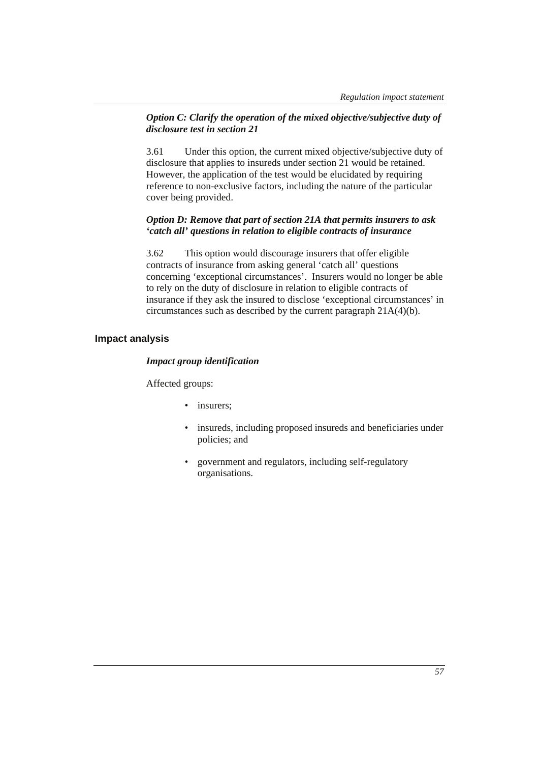### *Option C: Clarify the operation of the mixed objective/subjective duty of disclosure test in section 21*

3.61 Under this option, the current mixed objective/subjective duty of disclosure that applies to insureds under section 21 would be retained. However, the application of the test would be elucidated by requiring reference to non-exclusive factors, including the nature of the particular cover being provided.

### *Option D: Remove that part of section 21A that permits insurers to ask 'catch all' questions in relation to eligible contracts of insurance*

3.62 This option would discourage insurers that offer eligible contracts of insurance from asking general 'catch all' questions concerning 'exceptional circumstances'. Insurers would no longer be able to rely on the duty of disclosure in relation to eligible contracts of insurance if they ask the insured to disclose 'exceptional circumstances' in circumstances such as described by the current paragraph 21A(4)(b).

## Impact analysis

### *Impact group identification*

Affected groups:

- insurers;
- insureds, including proposed insureds and beneficiaries under policies; and
- government and regulators, including self-regulatory organisations.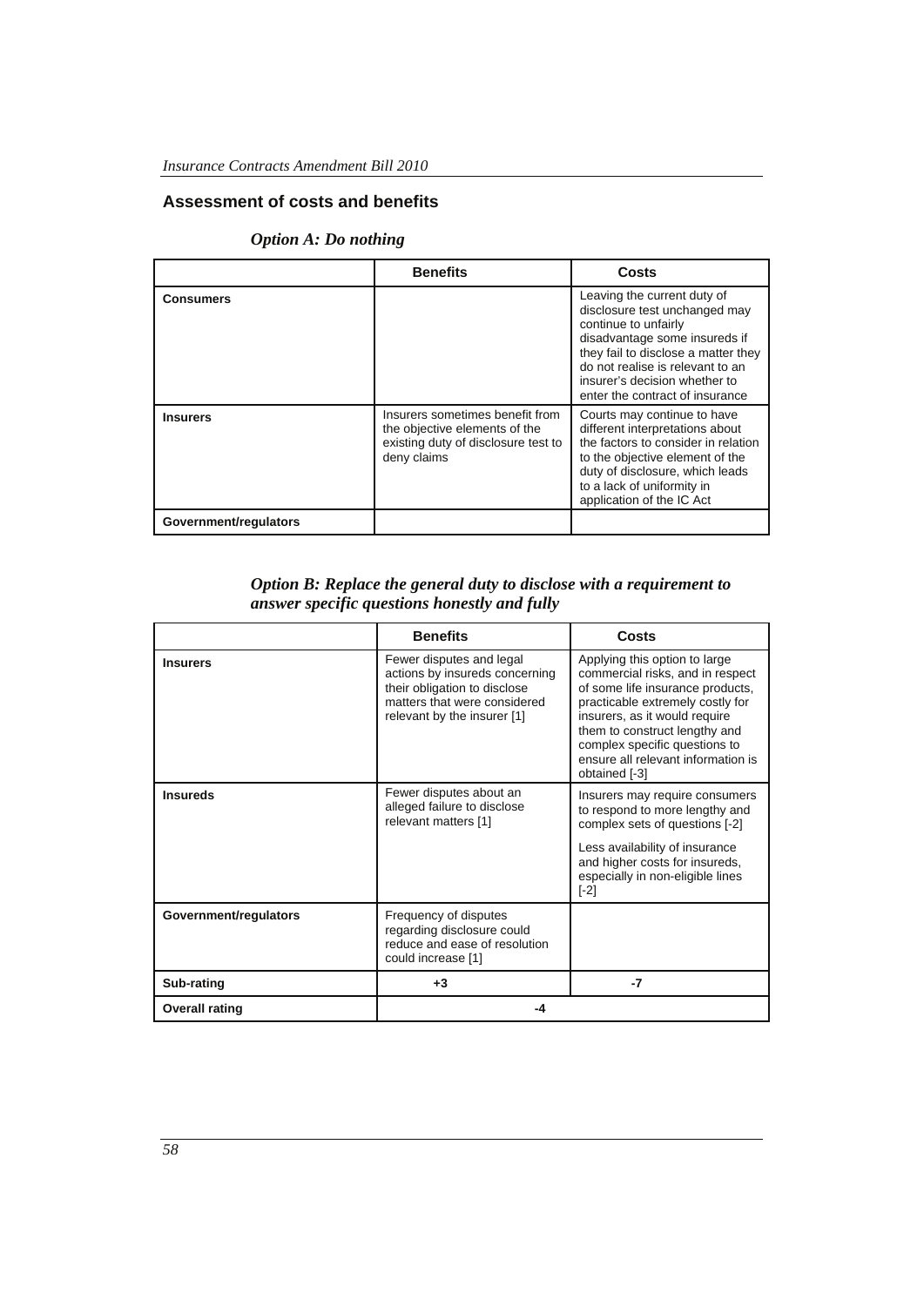## Assessment of costs and benefits

### *Option A: Do nothing*

| | Benefits | Costs |
|---|---|---|
| **Consumers** | | Leaving the current duty of disclosure test unchanged may continue to unfairly disadvantage some insureds if they fail to disclose a matter they do not realise is relevant to an insurer's decision whether to enter the contract of insurance |
| **Insurers** | Insurers sometimes benefit from the objective elements of the existing duty of disclosure test to deny claims | Courts may continue to have different interpretations about the factors to consider in relation to the objective element of the duty of disclosure, which leads to a lack of uniformity in application of the IC Act |
| **Government/regulators** | | |

### *Option B: Replace the general duty to disclose with a requirement to answer specific questions honestly and fully*

| | Benefits | Costs |
|---|---|---|
| **Insurers** | Fewer disputes and legal actions by insureds concerning their obligation to disclose matters that were considered relevant by the insurer [1] | Applying this option to large commercial risks, and in respect of some life insurance products, practicable extremely costly for insurers, as it would require them to construct lengthy and complex specific questions to ensure all relevant information is obtained [-3] |
| **Insureds** | Fewer disputes about an alleged failure to disclose relevant matters [1] | Insurers may require consumers to respond to more lengthy and complex sets of questions [-2]<br><br>Less availability of insurance and higher costs for insureds, especially in non-eligible lines [-2] |
| **Government/regulators** | Frequency of disputes regarding disclosure could reduce and ease of resolution could increase [1] | |
| **Sub-rating** | **+3** | **-7** |
| **Overall rating** | **-4** | |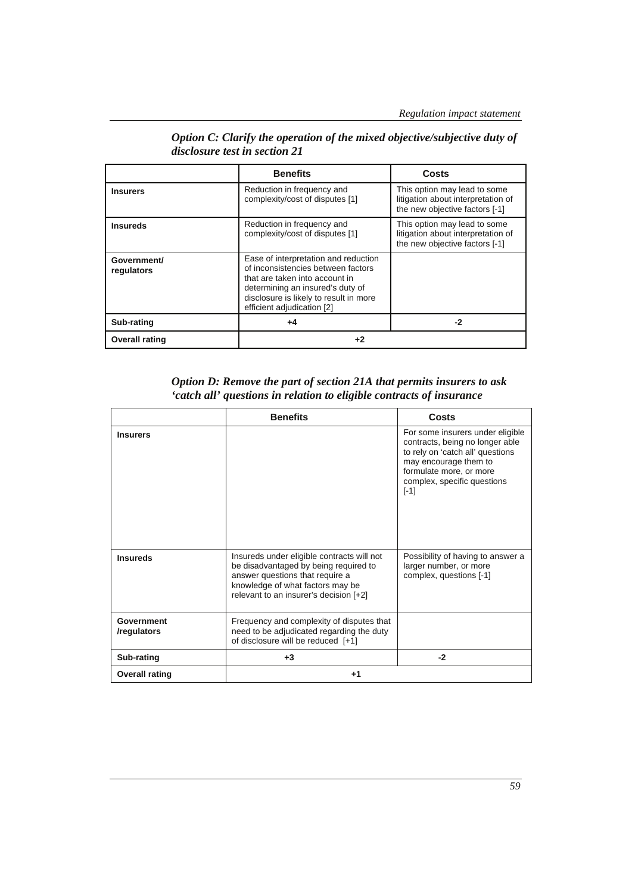***Option C: Clarify the operation of the mixed objective/subjective duty of disclosure test in section 21***

| | Benefits | Costs |
|---|---|---|
| **Insurers** | Reduction in frequency and complexity/cost of disputes [1] | This option may lead to some litigation about interpretation of the new objective factors [-1] |
| **Insureds** | Reduction in frequency and complexity/cost of disputes [1] | This option may lead to some litigation about interpretation of the new objective factors [-1] |
| **Government/ regulators** | Ease of interpretation and reduction of inconsistencies between factors that are taken into account in determining an insured's duty of disclosure is likely to result in more efficient adjudication [2] | |
| **Sub-rating** | **+4** | **-2** |
| **Overall rating** | **+2** | |

***Option D: Remove the part of section 21A that permits insurers to ask 'catch all' questions in relation to eligible contracts of insurance***

| | Benefits | Costs |
|---|---|---|
| **Insurers** | | For some insurers under eligible contracts, being no longer able to rely on 'catch all' questions may encourage them to formulate more, or more complex, specific questions [-1] |
| **Insureds** | Insureds under eligible contracts will not be disadvantaged by being required to answer questions that require a knowledge of what factors may be relevant to an insurer's decision [+2] | Possibility of having to answer a larger number, or more complex, questions [-1] |
| **Government /regulators** | Frequency and complexity of disputes that need to be adjudicated regarding the duty of disclosure will be reduced [+1] | |
| **Sub-rating** | **+3** | **-2** |
| **Overall rating** | **+1** | |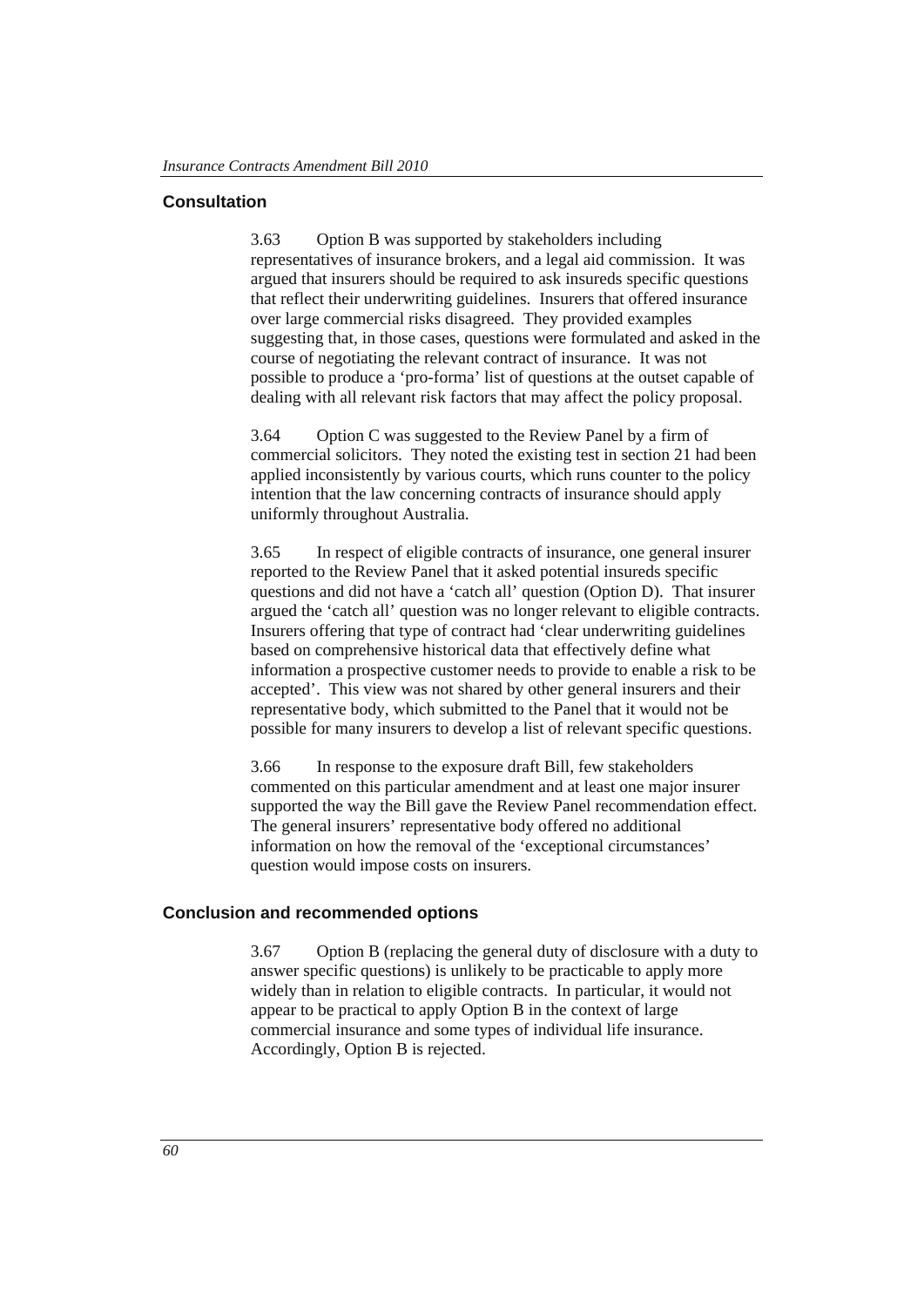## Consultation

3.63 Option B was supported by stakeholders including representatives of insurance brokers, and a legal aid commission. It was argued that insurers should be required to ask insureds specific questions that reflect their underwriting guidelines. Insurers that offered insurance over large commercial risks disagreed. They provided examples suggesting that, in those cases, questions were formulated and asked in the course of negotiating the relevant contract of insurance. It was not possible to produce a 'pro-forma' list of questions at the outset capable of dealing with all relevant risk factors that may affect the policy proposal.

3.64 Option C was suggested to the Review Panel by a firm of commercial solicitors. They noted the existing test in section 21 had been applied inconsistently by various courts, which runs counter to the policy intention that the law concerning contracts of insurance should apply uniformly throughout Australia.

3.65 In respect of eligible contracts of insurance, one general insurer reported to the Review Panel that it asked potential insureds specific questions and did not have a 'catch all' question (Option D). That insurer argued the 'catch all' question was no longer relevant to eligible contracts. Insurers offering that type of contract had 'clear underwriting guidelines based on comprehensive historical data that effectively define what information a prospective customer needs to provide to enable a risk to be accepted'. This view was not shared by other general insurers and their representative body, which submitted to the Panel that it would not be possible for many insurers to develop a list of relevant specific questions.

3.66 In response to the exposure draft Bill, few stakeholders commented on this particular amendment and at least one major insurer supported the way the Bill gave the Review Panel recommendation effect. The general insurers' representative body offered no additional information on how the removal of the 'exceptional circumstances' question would impose costs on insurers.

## Conclusion and recommended options

3.67 Option B (replacing the general duty of disclosure with a duty to answer specific questions) is unlikely to be practicable to apply more widely than in relation to eligible contracts. In particular, it would not appear to be practical to apply Option B in the context of large commercial insurance and some types of individual life insurance. Accordingly, Option B is rejected.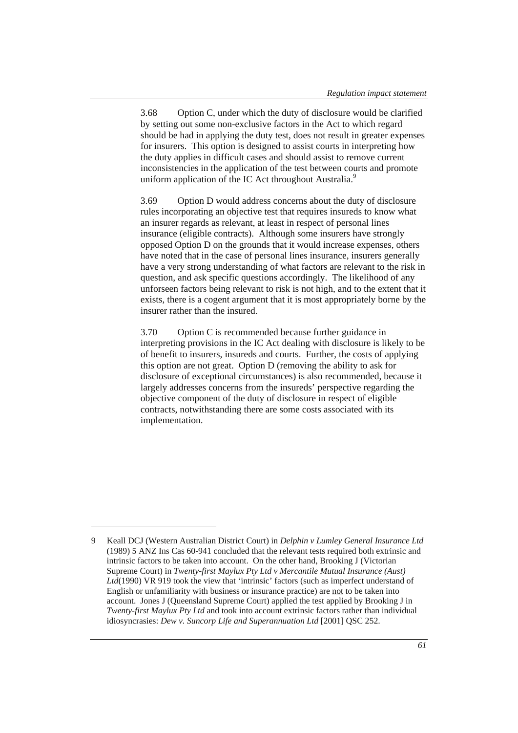3.68 Option C, under which the duty of disclosure would be clarified by setting out some non-exclusive factors in the Act to which regard should be had in applying the duty test, does not result in greater expenses for insurers. This option is designed to assist courts in interpreting how the duty applies in difficult cases and should assist to remove current inconsistencies in the application of the test between courts and promote uniform application of the IC Act throughout Australia.[9]

3.69 Option D would address concerns about the duty of disclosure rules incorporating an objective test that requires insureds to know what an insurer regards as relevant, at least in respect of personal lines insurance (eligible contracts). Although some insurers have strongly opposed Option D on the grounds that it would increase expenses, others have noted that in the case of personal lines insurance, insurers generally have a very strong understanding of what factors are relevant to the risk in question, and ask specific questions accordingly. The likelihood of any unforseen factors being relevant to risk is not high, and to the extent that it exists, there is a cogent argument that it is most appropriately borne by the insurer rather than the insured.

3.70 Option C is recommended because further guidance in interpreting provisions in the IC Act dealing with disclosure is likely to be of benefit to insurers, insureds and courts. Further, the costs of applying this option are not great. Option D (removing the ability to ask for disclosure of exceptional circumstances) is also recommended, because it largely addresses concerns from the insureds' perspective regarding the objective component of the duty of disclosure in respect of eligible contracts, notwithstanding there are some costs associated with its implementation.

---

9 Keall DCJ (Western Australian District Court) in *Delphin v Lumley General Insurance Ltd* (1989) 5 ANZ Ins Cas 60-941 concluded that the relevant tests required both extrinsic and intrinsic factors to be taken into account. On the other hand, Brooking J (Victorian Supreme Court) in *Twenty-first Maylux Pty Ltd v Mercantile Mutual Insurance (Aust) Ltd*(1990) VR 919 took the view that 'intrinsic' factors (such as imperfect understand of English or unfamiliarity with business or insurance practice) are <u>not</u> to be taken into account. Jones J (Queensland Supreme Court) applied the test applied by Brooking J in *Twenty-first Maylux Pty Ltd* and took into account extrinsic factors rather than individual idiosyncrasies: *Dew v. Suncorp Life and Superannuation Ltd* [2001] QSC 252.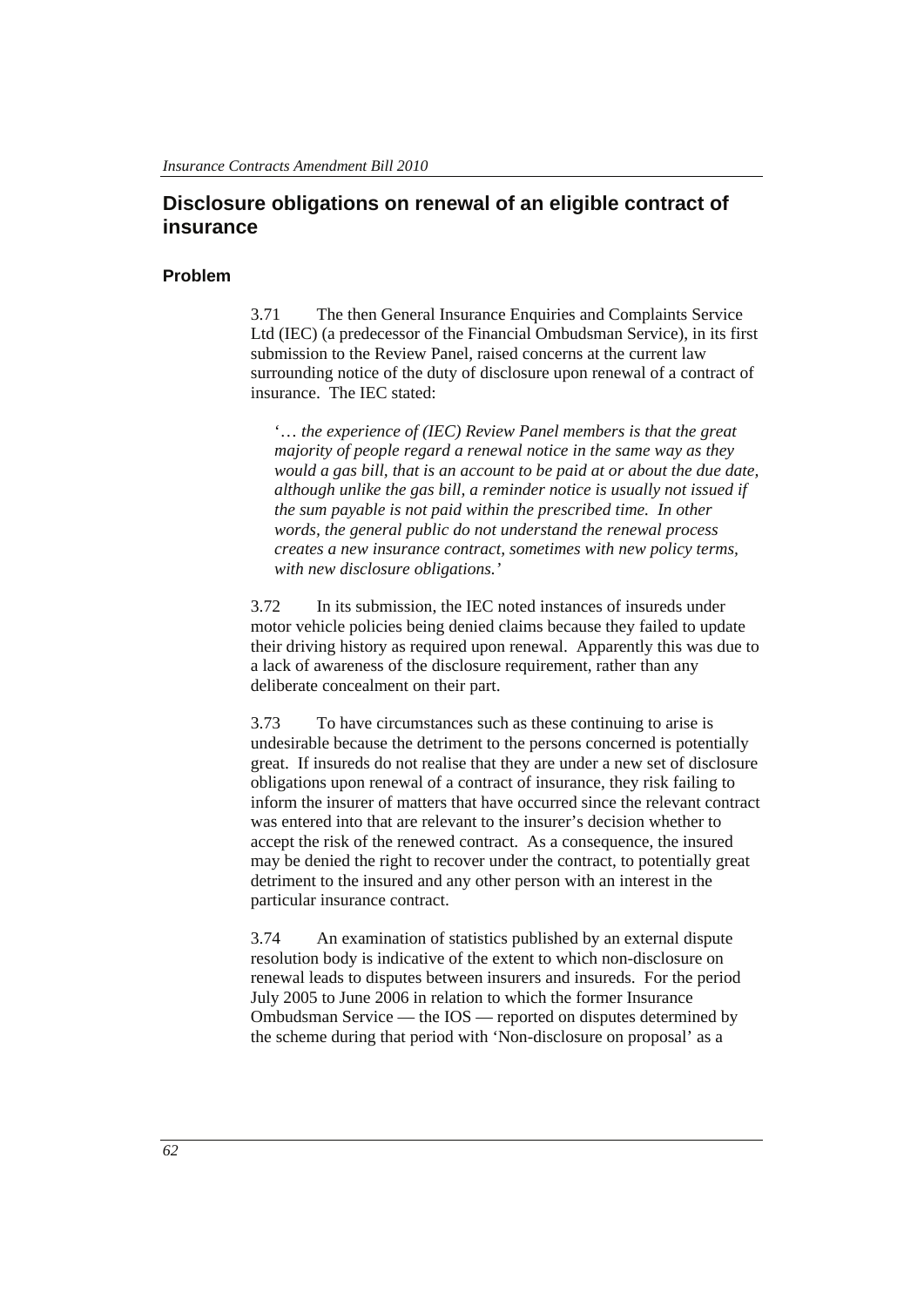## Disclosure obligations on renewal of an eligible contract of insurance

### Problem

3.71 The then General Insurance Enquiries and Complaints Service Ltd (IEC) (a predecessor of the Financial Ombudsman Service), in its first submission to the Review Panel, raised concerns at the current law surrounding notice of the duty of disclosure upon renewal of a contract of insurance. The IEC stated:

> '*… the experience of (IEC) Review Panel members is that the great majority of people regard a renewal notice in the same way as they would a gas bill, that is an account to be paid at or about the due date, although unlike the gas bill, a reminder notice is usually not issued if the sum payable is not paid within the prescribed time. In other words, the general public do not understand the renewal process creates a new insurance contract, sometimes with new policy terms, with new disclosure obligations.*'

3.72 In its submission, the IEC noted instances of insureds under motor vehicle policies being denied claims because they failed to update their driving history as required upon renewal. Apparently this was due to a lack of awareness of the disclosure requirement, rather than any deliberate concealment on their part.

3.73 To have circumstances such as these continuing to arise is undesirable because the detriment to the persons concerned is potentially great. If insureds do not realise that they are under a new set of disclosure obligations upon renewal of a contract of insurance, they risk failing to inform the insurer of matters that have occurred since the relevant contract was entered into that are relevant to the insurer's decision whether to accept the risk of the renewed contract. As a consequence, the insured may be denied the right to recover under the contract, to potentially great detriment to the insured and any other person with an interest in the particular insurance contract.

3.74 An examination of statistics published by an external dispute resolution body is indicative of the extent to which non-disclosure on renewal leads to disputes between insurers and insureds. For the period July 2005 to June 2006 in relation to which the former Insurance Ombudsman Service — the IOS — reported on disputes determined by the scheme during that period with 'Non-disclosure on proposal' as a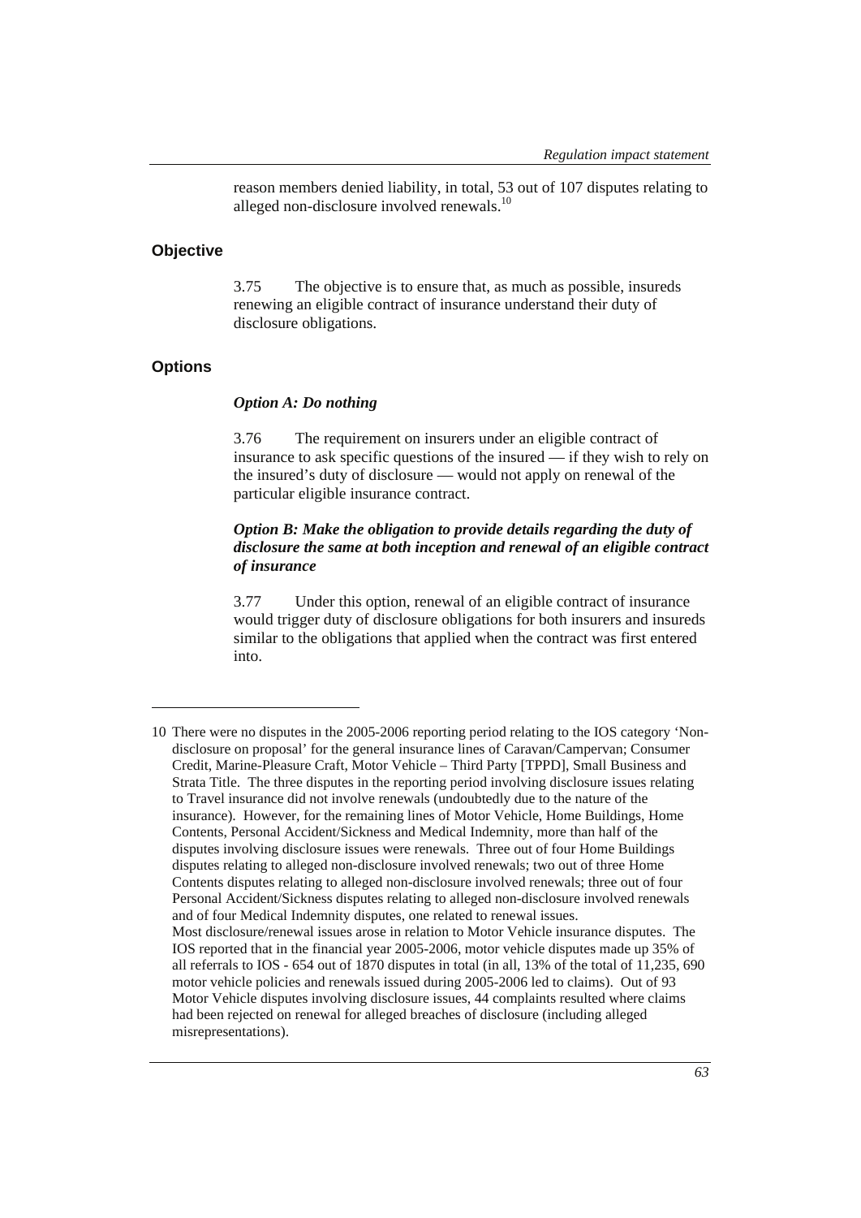reason members denied liability, in total, 53 out of 107 disputes relating to alleged non-disclosure involved renewals.[10]

### Objective

3.75 The objective is to ensure that, as much as possible, insureds renewing an eligible contract of insurance understand their duty of disclosure obligations.

### Options

#### *Option A: Do nothing*

3.76 The requirement on insurers under an eligible contract of insurance to ask specific questions of the insured — if they wish to rely on the insured's duty of disclosure — would not apply on renewal of the particular eligible insurance contract.

#### *Option B: Make the obligation to provide details regarding the duty of disclosure the same at both inception and renewal of an eligible contract of insurance*

3.77 Under this option, renewal of an eligible contract of insurance would trigger duty of disclosure obligations for both insurers and insureds similar to the obligations that applied when the contract was first entered into.

---

10 There were no disputes in the 2005-2006 reporting period relating to the IOS category 'Non-disclosure on proposal' for the general insurance lines of Caravan/Campervan; Consumer Credit, Marine-Pleasure Craft, Motor Vehicle – Third Party [TPPD], Small Business and Strata Title. The three disputes in the reporting period involving disclosure issues relating to Travel insurance did not involve renewals (undoubtedly due to the nature of the insurance). However, for the remaining lines of Motor Vehicle, Home Buildings, Home Contents, Personal Accident/Sickness and Medical Indemnity, more than half of the disputes involving disclosure issues were renewals. Three out of four Home Buildings disputes relating to alleged non-disclosure involved renewals; two out of three Home Contents disputes relating to alleged non-disclosure involved renewals; three out of four Personal Accident/Sickness disputes relating to alleged non-disclosure involved renewals and of four Medical Indemnity disputes, one related to renewal issues.
Most disclosure/renewal issues arose in relation to Motor Vehicle insurance disputes. The IOS reported that in the financial year 2005-2006, motor vehicle disputes made up 35% of all referrals to IOS - 654 out of 1870 disputes in total (in all, 13% of the total of 11,235, 690 motor vehicle policies and renewals issued during 2005-2006 led to claims). Out of 93 Motor Vehicle disputes involving disclosure issues, 44 complaints resulted where claims had been rejected on renewal for alleged breaches of disclosure (including alleged misrepresentations).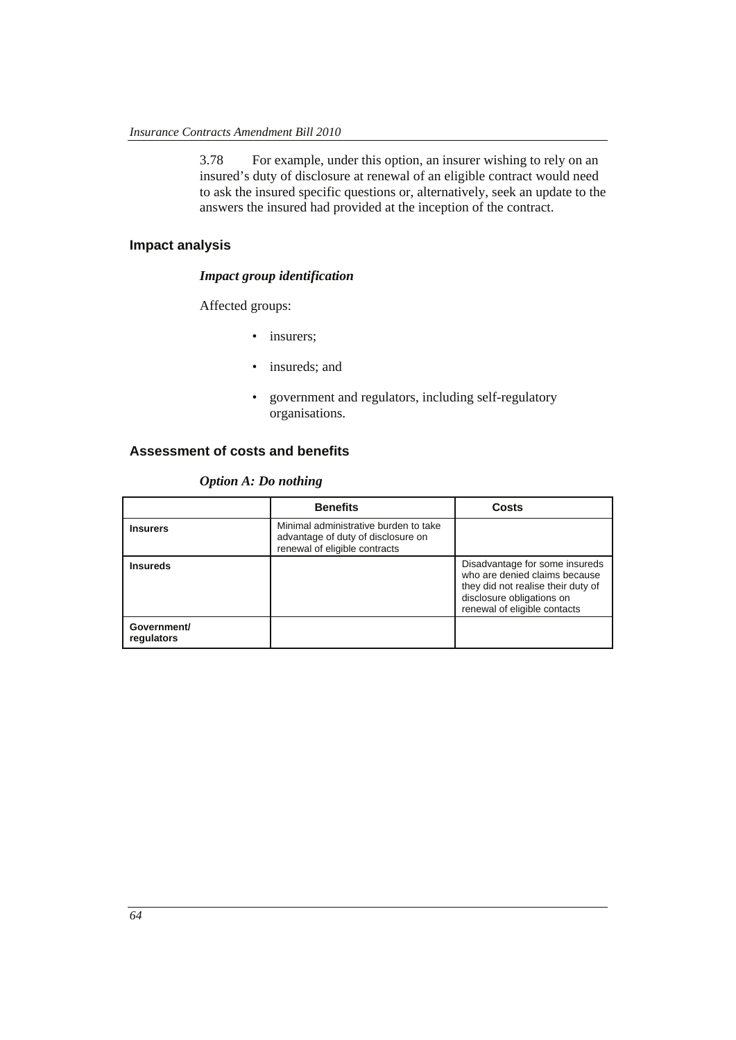3.78 For example, under this option, an insurer wishing to rely on an insured's duty of disclosure at renewal of an eligible contract would need to ask the insured specific questions or, alternatively, seek an update to the answers the insured had provided at the inception of the contract.

## Impact analysis

### *Impact group identification*

Affected groups:

- insurers;
- insureds; and
- government and regulators, including self-regulatory organisations.

## Assessment of costs and benefits

### *Option A: Do nothing*

| | Benefits | Costs |
|---|---|---|
| **Insurers** | Minimal administrative burden to take advantage of duty of disclosure on renewal of eligible contracts | |
| **Insureds** | | Disadvantage for some insureds who are denied claims because they did not realise their duty of disclosure obligations on renewal of eligible contacts |
| **Government/ regulators** | | |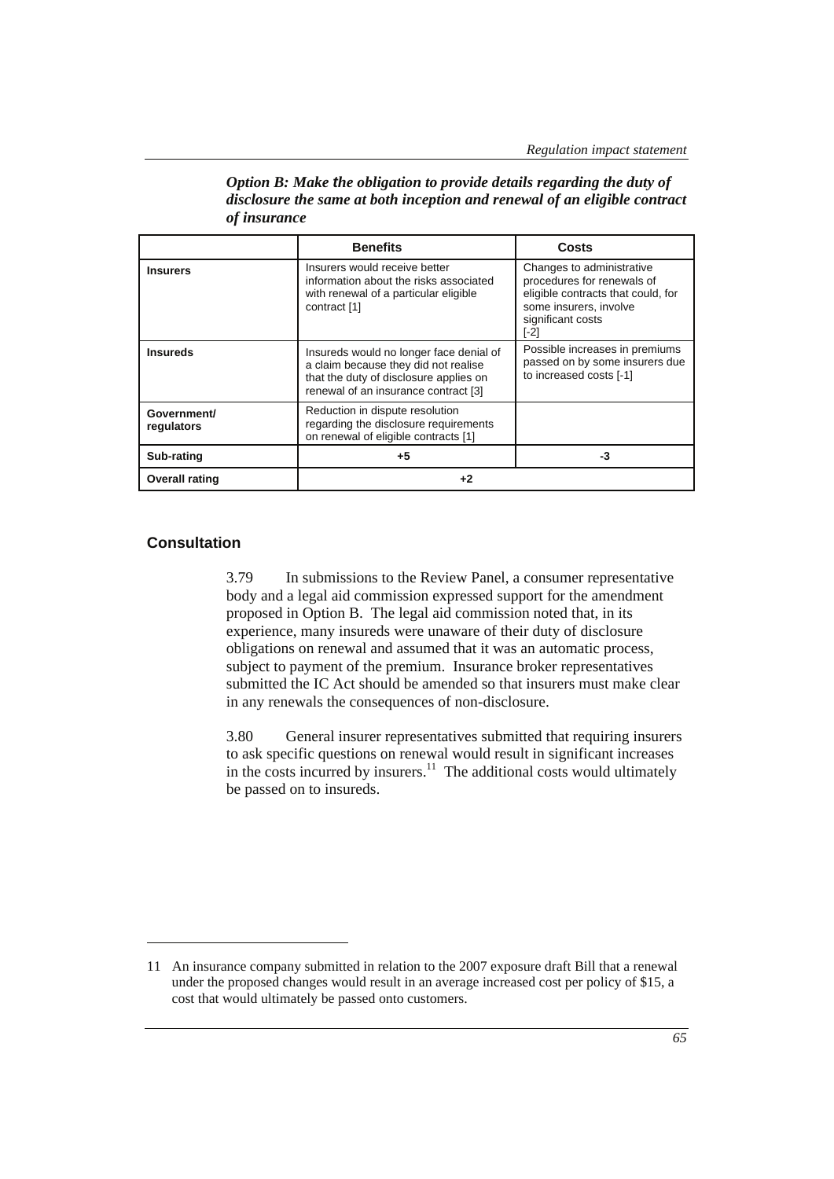***Option B: Make the obligation to provide details regarding the duty of disclosure the same at both inception and renewal of an eligible contract of insurance***

| | Benefits | Costs |
|---|---|---|
| **Insurers** | Insurers would receive better information about the risks associated with renewal of a particular eligible contract [1] | Changes to administrative procedures for renewals of eligible contracts that could, for some insurers, involve significant costs [-2] |
| **Insureds** | Insureds would no longer face denial of a claim because they did not realise that the duty of disclosure applies on renewal of an insurance contract [3] | Possible increases in premiums passed on by some insurers due to increased costs [-1] |
| **Government/ regulators** | Reduction in dispute resolution regarding the disclosure requirements on renewal of eligible contracts [1] | |
| **Sub-rating** | +5 | -3 |
| **Overall rating** | +2 | |

## Consultation

3.79 In submissions to the Review Panel, a consumer representative body and a legal aid commission expressed support for the amendment proposed in Option B. The legal aid commission noted that, in its experience, many insureds were unaware of their duty of disclosure obligations on renewal and assumed that it was an automatic process, subject to payment of the premium. Insurance broker representatives submitted the IC Act should be amended so that insurers must make clear in any renewals the consequences of non-disclosure.

3.80 General insurer representatives submitted that requiring insurers to ask specific questions on renewal would result in significant increases in the costs incurred by insurers.[11] The additional costs would ultimately be passed on to insureds.

11 An insurance company submitted in relation to the 2007 exposure draft Bill that a renewal under the proposed changes would result in an average increased cost per policy of $15, a cost that would ultimately be passed onto customers.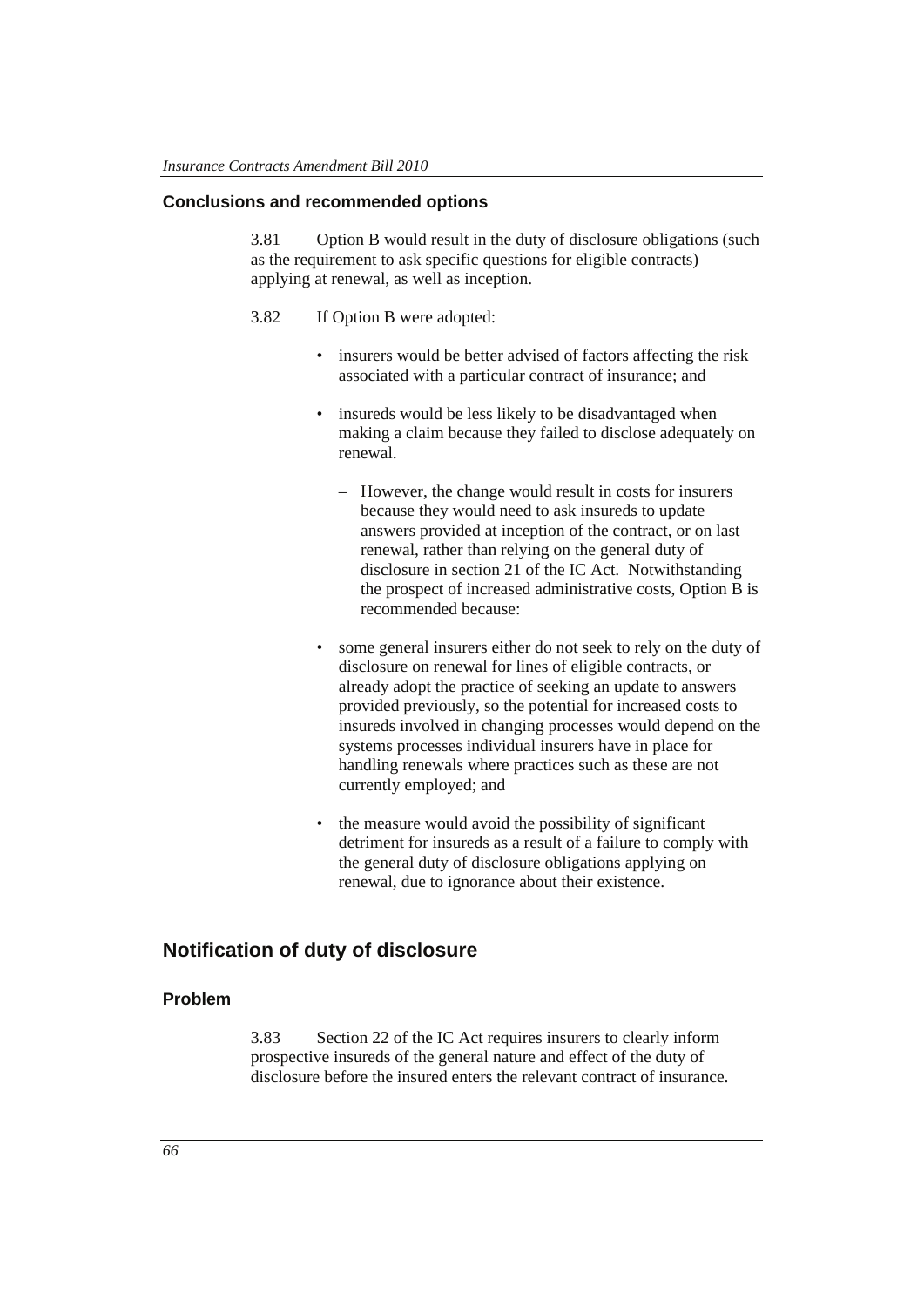### Conclusions and recommended options

3.81 Option B would result in the duty of disclosure obligations (such as the requirement to ask specific questions for eligible contracts) applying at renewal, as well as inception.

3.82 If Option B were adopted:

- insurers would be better advised of factors affecting the risk associated with a particular contract of insurance; and
- insureds would be less likely to be disadvantaged when making a claim because they failed to disclose adequately on renewal.
  - However, the change would result in costs for insurers because they would need to ask insureds to update answers provided at inception of the contract, or on last renewal, rather than relying on the general duty of disclosure in section 21 of the IC Act. Notwithstanding the prospect of increased administrative costs, Option B is recommended because:
- some general insurers either do not seek to rely on the duty of disclosure on renewal for lines of eligible contracts, or already adopt the practice of seeking an update to answers provided previously, so the potential for increased costs to insureds involved in changing processes would depend on the systems processes individual insurers have in place for handling renewals where practices such as these are not currently employed; and
- the measure would avoid the possibility of significant detriment for insureds as a result of a failure to comply with the general duty of disclosure obligations applying on renewal, due to ignorance about their existence.

## Notification of duty of disclosure

### Problem

3.83 Section 22 of the IC Act requires insurers to clearly inform prospective insureds of the general nature and effect of the duty of disclosure before the insured enters the relevant contract of insurance.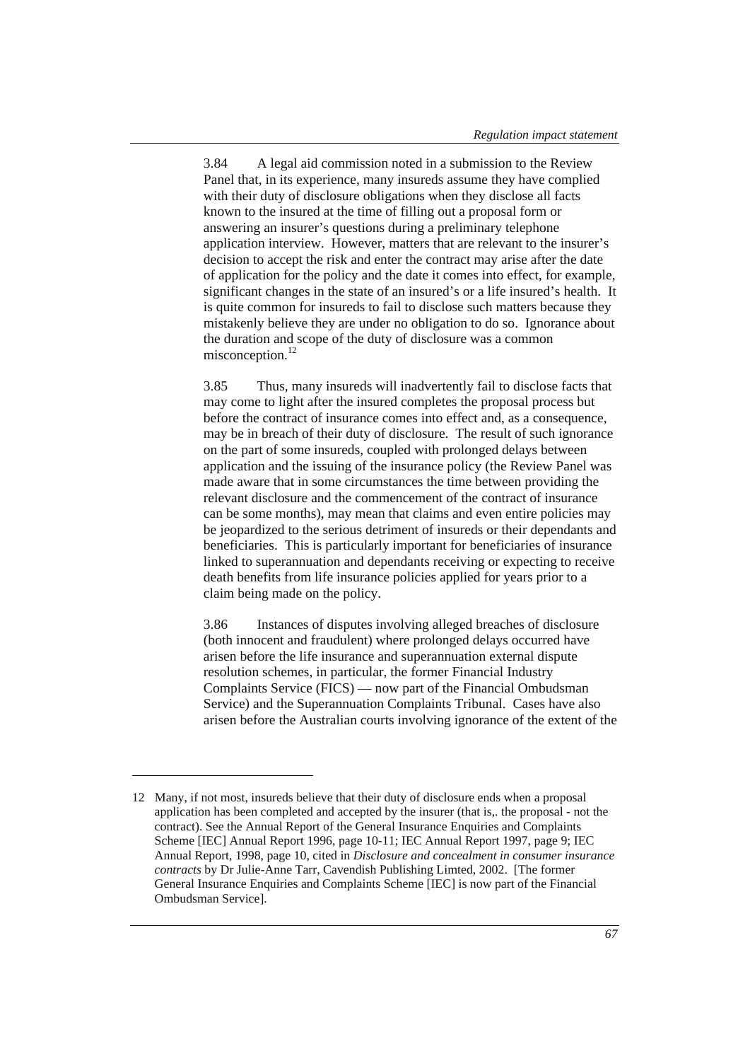3.84 A legal aid commission noted in a submission to the Review Panel that, in its experience, many insureds assume they have complied with their duty of disclosure obligations when they disclose all facts known to the insured at the time of filling out a proposal form or answering an insurer's questions during a preliminary telephone application interview. However, matters that are relevant to the insurer's decision to accept the risk and enter the contract may arise after the date of application for the policy and the date it comes into effect, for example, significant changes in the state of an insured's or a life insured's health. It is quite common for insureds to fail to disclose such matters because they mistakenly believe they are under no obligation to do so. Ignorance about the duration and scope of the duty of disclosure was a common misconception.[12]

3.85 Thus, many insureds will inadvertently fail to disclose facts that may come to light after the insured completes the proposal process but before the contract of insurance comes into effect and, as a consequence, may be in breach of their duty of disclosure. The result of such ignorance on the part of some insureds, coupled with prolonged delays between application and the issuing of the insurance policy (the Review Panel was made aware that in some circumstances the time between providing the relevant disclosure and the commencement of the contract of insurance can be some months), may mean that claims and even entire policies may be jeopardized to the serious detriment of insureds or their dependants and beneficiaries. This is particularly important for beneficiaries of insurance linked to superannuation and dependants receiving or expecting to receive death benefits from life insurance policies applied for years prior to a claim being made on the policy.

3.86 Instances of disputes involving alleged breaches of disclosure (both innocent and fraudulent) where prolonged delays occurred have arisen before the life insurance and superannuation external dispute resolution schemes, in particular, the former Financial Industry Complaints Service (FICS) — now part of the Financial Ombudsman Service) and the Superannuation Complaints Tribunal. Cases have also arisen before the Australian courts involving ignorance of the extent of the

---

12 Many, if not most, insureds believe that their duty of disclosure ends when a proposal application has been completed and accepted by the insurer (that is,. the proposal - not the contract). See the Annual Report of the General Insurance Enquiries and Complaints Scheme [IEC] Annual Report 1996, page 10-11; IEC Annual Report 1997, page 9; IEC Annual Report, 1998, page 10, cited in *Disclosure and concealment in consumer insurance contracts* by Dr Julie-Anne Tarr, Cavendish Publishing Limted, 2002. [The former General Insurance Enquiries and Complaints Scheme [IEC] is now part of the Financial Ombudsman Service].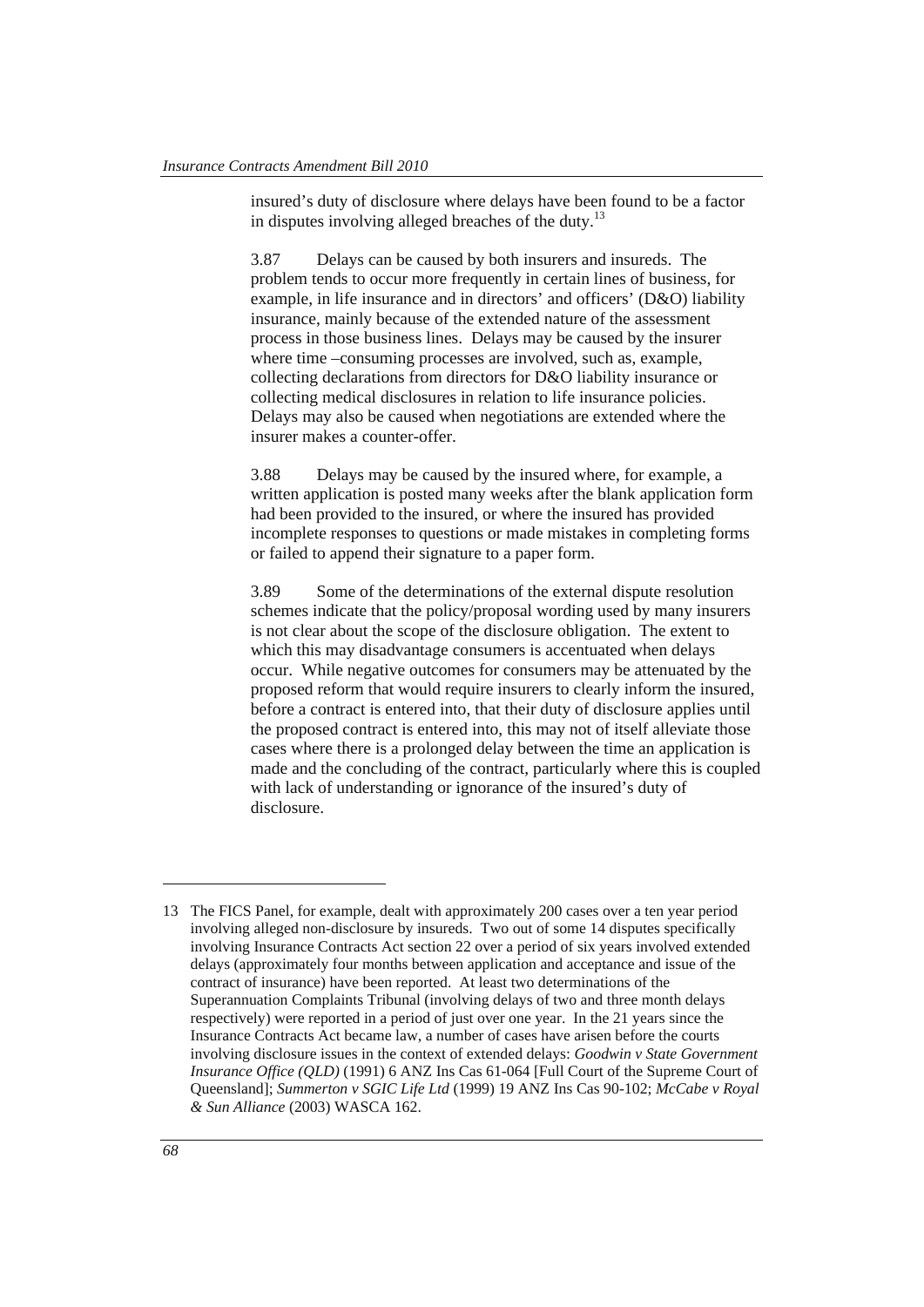insured's duty of disclosure where delays have been found to be a factor in disputes involving alleged breaches of the duty.[13]

3.87 Delays can be caused by both insurers and insureds. The problem tends to occur more frequently in certain lines of business, for example, in life insurance and in directors' and officers' (D&O) liability insurance, mainly because of the extended nature of the assessment process in those business lines. Delays may be caused by the insurer where time –consuming processes are involved, such as, example, collecting declarations from directors for D&O liability insurance or collecting medical disclosures in relation to life insurance policies. Delays may also be caused when negotiations are extended where the insurer makes a counter-offer.

3.88 Delays may be caused by the insured where, for example, a written application is posted many weeks after the blank application form had been provided to the insured, or where the insured has provided incomplete responses to questions or made mistakes in completing forms or failed to append their signature to a paper form.

3.89 Some of the determinations of the external dispute resolution schemes indicate that the policy/proposal wording used by many insurers is not clear about the scope of the disclosure obligation. The extent to which this may disadvantage consumers is accentuated when delays occur. While negative outcomes for consumers may be attenuated by the proposed reform that would require insurers to clearly inform the insured, before a contract is entered into, that their duty of disclosure applies until the proposed contract is entered into, this may not of itself alleviate those cases where there is a prolonged delay between the time an application is made and the concluding of the contract, particularly where this is coupled with lack of understanding or ignorance of the insured's duty of disclosure.

---

13 The FICS Panel, for example, dealt with approximately 200 cases over a ten year period involving alleged non-disclosure by insureds. Two out of some 14 disputes specifically involving Insurance Contracts Act section 22 over a period of six years involved extended delays (approximately four months between application and acceptance and issue of the contract of insurance) have been reported. At least two determinations of the Superannuation Complaints Tribunal (involving delays of two and three month delays respectively) were reported in a period of just over one year. In the 21 years since the Insurance Contracts Act became law, a number of cases have arisen before the courts involving disclosure issues in the context of extended delays: *Goodwin v State Government Insurance Office (QLD)* (1991) 6 ANZ Ins Cas 61-064 [Full Court of the Supreme Court of Queensland]; *Summerton v SGIC Life Ltd* (1999) 19 ANZ Ins Cas 90-102; *McCabe v Royal & Sun Alliance* (2003) WASCA 162.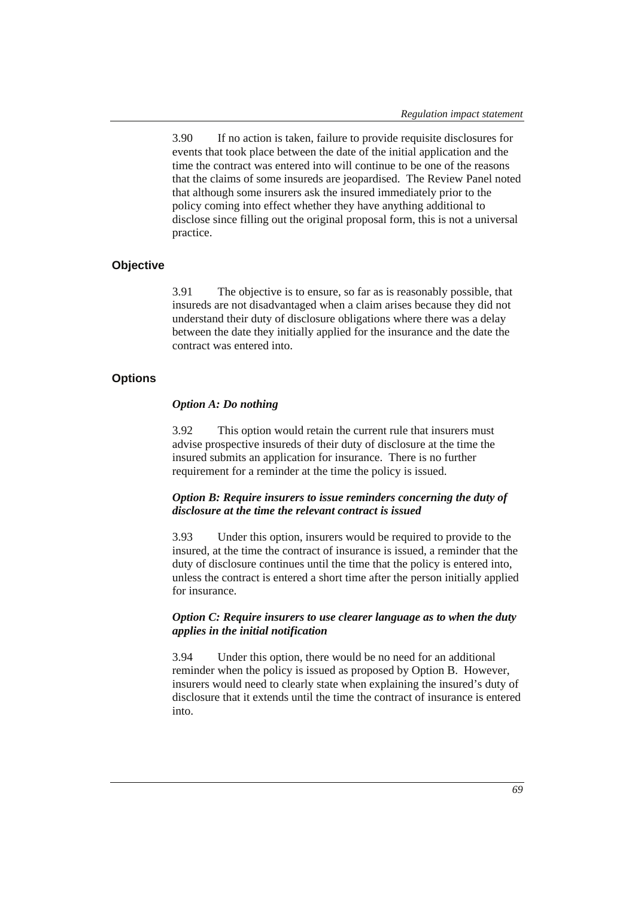3.90 If no action is taken, failure to provide requisite disclosures for events that took place between the date of the initial application and the time the contract was entered into will continue to be one of the reasons that the claims of some insureds are jeopardised. The Review Panel noted that although some insurers ask the insured immediately prior to the policy coming into effect whether they have anything additional to disclose since filling out the original proposal form, this is not a universal practice.

### Objective

3.91 The objective is to ensure, so far as is reasonably possible, that insureds are not disadvantaged when a claim arises because they did not understand their duty of disclosure obligations where there was a delay between the date they initially applied for the insurance and the date the contract was entered into.

### Options

***Option A: Do nothing***

3.92 This option would retain the current rule that insurers must advise prospective insureds of their duty of disclosure at the time the insured submits an application for insurance. There is no further requirement for a reminder at the time the policy is issued.

***Option B: Require insurers to issue reminders concerning the duty of disclosure at the time the relevant contract is issued***

3.93 Under this option, insurers would be required to provide to the insured, at the time the contract of insurance is issued, a reminder that the duty of disclosure continues until the time that the policy is entered into, unless the contract is entered a short time after the person initially applied for insurance.

***Option C: Require insurers to use clearer language as to when the duty applies in the initial notification***

3.94 Under this option, there would be no need for an additional reminder when the policy is issued as proposed by Option B. However, insurers would need to clearly state when explaining the insured's duty of disclosure that it extends until the time the contract of insurance is entered into.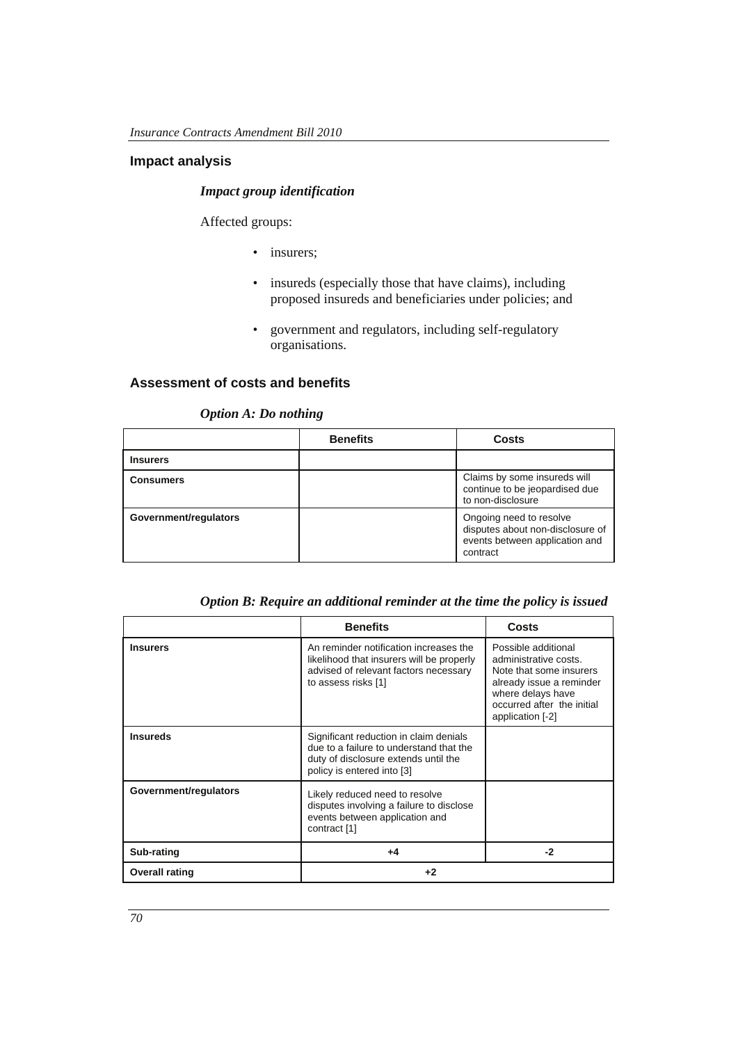## Impact analysis

### *Impact group identification*

Affected groups:

- insurers;
- insureds (especially those that have claims), including proposed insureds and beneficiaries under policies; and
- government and regulators, including self-regulatory organisations.

## Assessment of costs and benefits

### *Option A: Do nothing*

| | Benefits | Costs |
|---|---|---|
| **Insurers** | | |
| **Consumers** | | Claims by some insureds will continue to be jeopardised due to non-disclosure |
| **Government/regulators** | | Ongoing need to resolve disputes about non-disclosure of events between application and contract |

### *Option B: Require an additional reminder at the time the policy is issued*

| | Benefits | Costs |
|---|---|---|
| **Insurers** | An reminder notification increases the likelihood that insurers will be properly advised of relevant factors necessary to assess risks [1] | Possible additional administrative costs. Note that some insurers already issue a reminder where delays have occurred after the initial application [-2] |
| **Insureds** | Significant reduction in claim denials due to a failure to understand that the duty of disclosure extends until the policy is entered into [3] | |
| **Government/regulators** | Likely reduced need to resolve disputes involving a failure to disclose events between application and contract [1] | |
| **Sub-rating** | +4 | -2 |
| **Overall rating** | +2 | |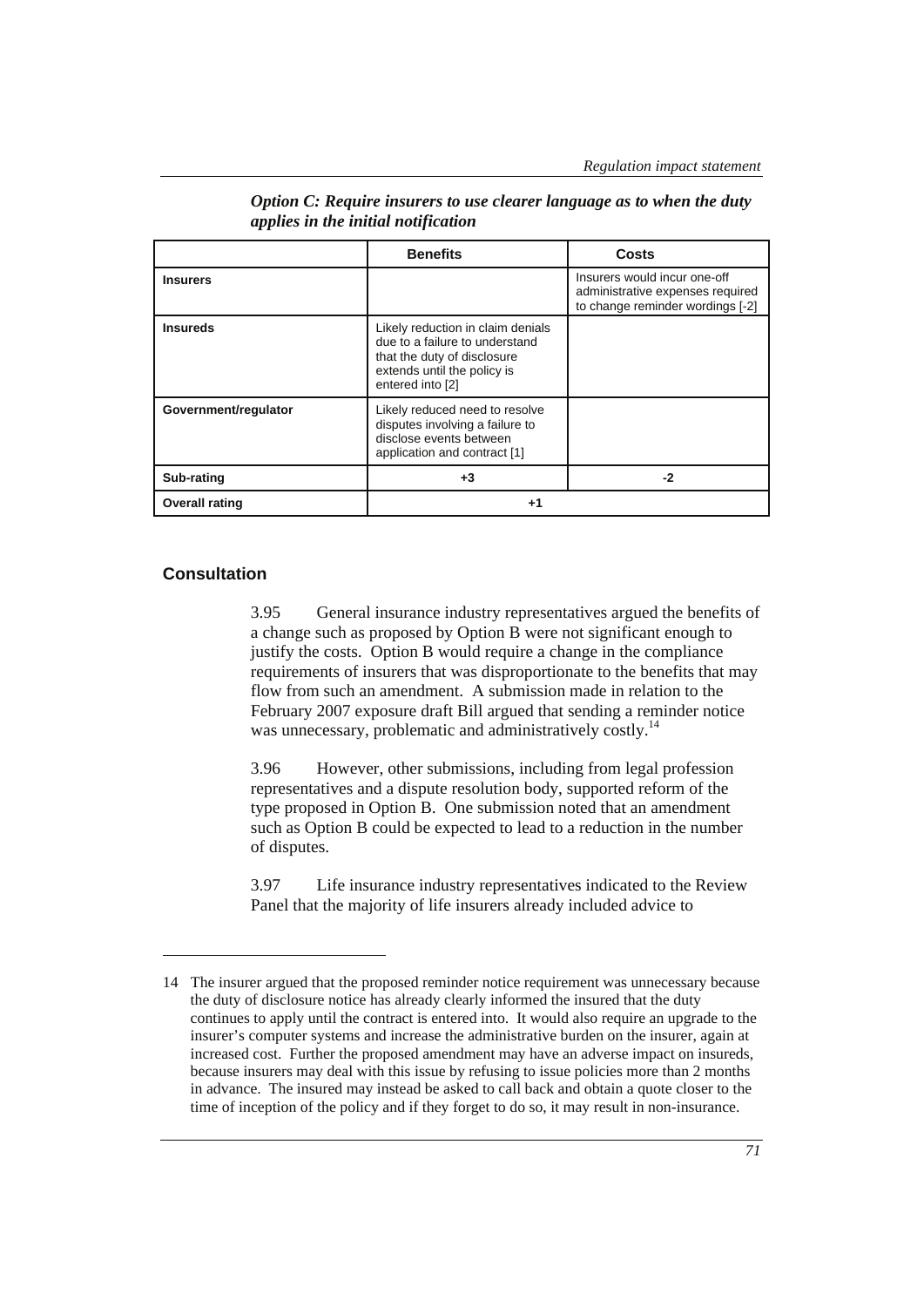*Option C: Require insurers to use clearer language as to when the duty applies in the initial notification*

| | Benefits | Costs |
|---|---|---|
| **Insurers** | | Insurers would incur one-off administrative expenses required to change reminder wordings [-2] |
| **Insureds** | Likely reduction in claim denials due to a failure to understand that the duty of disclosure extends until the policy is entered into [2] | |
| **Government/regulator** | Likely reduced need to resolve disputes involving a failure to disclose events between application and contract [1] | |
| **Sub-rating** | **+3** | **-2** |
| **Overall rating** | **+1** | |

## Consultation

3.95 General insurance industry representatives argued the benefits of a change such as proposed by Option B were not significant enough to justify the costs. Option B would require a change in the compliance requirements of insurers that was disproportionate to the benefits that may flow from such an amendment. A submission made in relation to the February 2007 exposure draft Bill argued that sending a reminder notice was unnecessary, problematic and administratively costly.[14]

3.96 However, other submissions, including from legal profession representatives and a dispute resolution body, supported reform of the type proposed in Option B. One submission noted that an amendment such as Option B could be expected to lead to a reduction in the number of disputes.

3.97 Life insurance industry representatives indicated to the Review Panel that the majority of life insurers already included advice to

14 The insurer argued that the proposed reminder notice requirement was unnecessary because the duty of disclosure notice has already clearly informed the insured that the duty continues to apply until the contract is entered into. It would also require an upgrade to the insurer's computer systems and increase the administrative burden on the insurer, again at increased cost. Further the proposed amendment may have an adverse impact on insureds, because insurers may deal with this issue by refusing to issue policies more than 2 months in advance. The insured may instead be asked to call back and obtain a quote closer to the time of inception of the policy and if they forget to do so, it may result in non-insurance.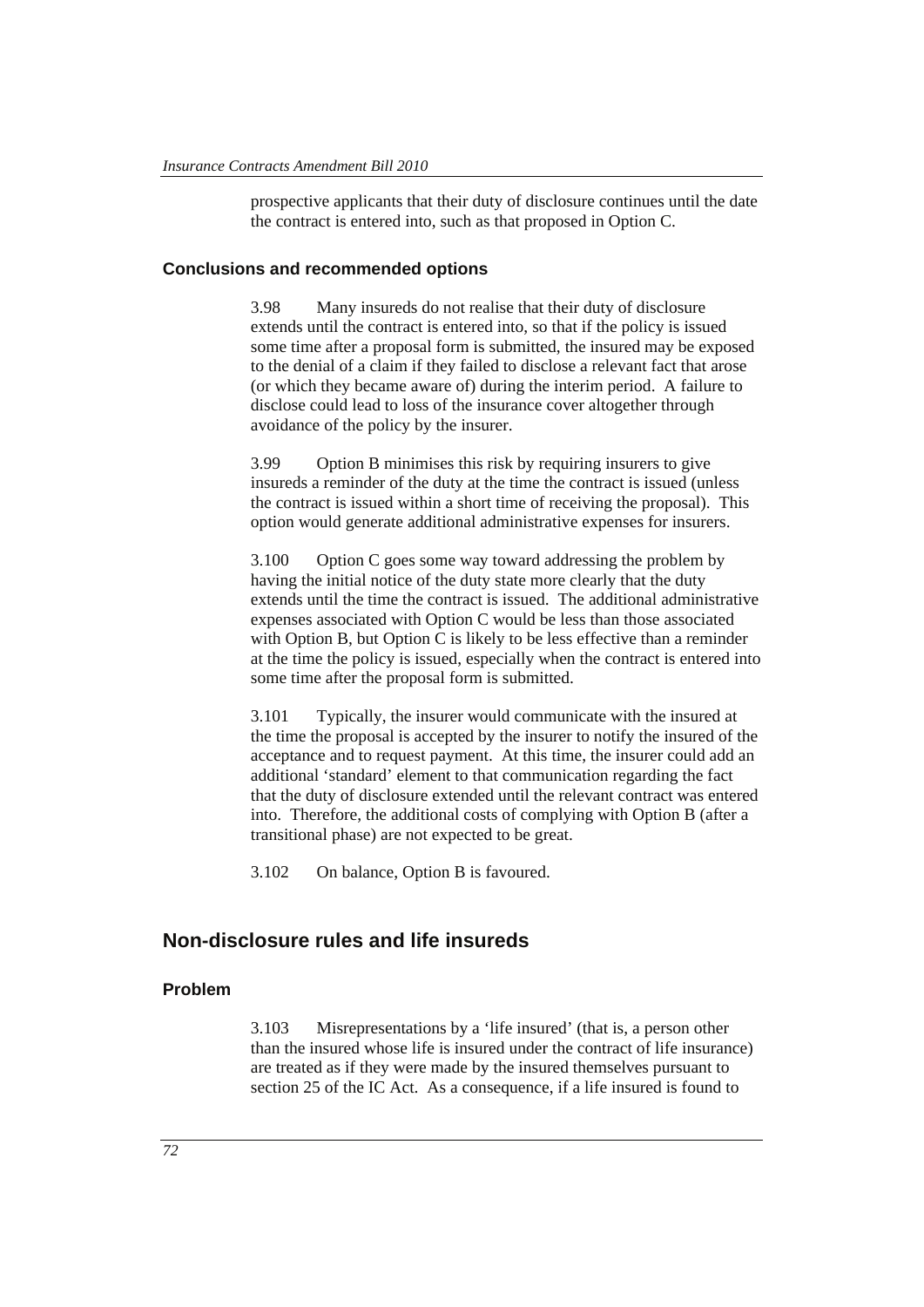prospective applicants that their duty of disclosure continues until the date the contract is entered into, such as that proposed in Option C.

### Conclusions and recommended options

3.98 Many insureds do not realise that their duty of disclosure extends until the contract is entered into, so that if the policy is issued some time after a proposal form is submitted, the insured may be exposed to the denial of a claim if they failed to disclose a relevant fact that arose (or which they became aware of) during the interim period. A failure to disclose could lead to loss of the insurance cover altogether through avoidance of the policy by the insurer.

3.99 Option B minimises this risk by requiring insurers to give insureds a reminder of the duty at the time the contract is issued (unless the contract is issued within a short time of receiving the proposal). This option would generate additional administrative expenses for insurers.

3.100 Option C goes some way toward addressing the problem by having the initial notice of the duty state more clearly that the duty extends until the time the contract is issued. The additional administrative expenses associated with Option C would be less than those associated with Option B, but Option C is likely to be less effective than a reminder at the time the policy is issued, especially when the contract is entered into some time after the proposal form is submitted.

3.101 Typically, the insurer would communicate with the insured at the time the proposal is accepted by the insurer to notify the insured of the acceptance and to request payment. At this time, the insurer could add an additional 'standard' element to that communication regarding the fact that the duty of disclosure extended until the relevant contract was entered into. Therefore, the additional costs of complying with Option B (after a transitional phase) are not expected to be great.

3.102 On balance, Option B is favoured.

## Non-disclosure rules and life insureds

### Problem

3.103 Misrepresentations by a 'life insured' (that is, a person other than the insured whose life is insured under the contract of life insurance) are treated as if they were made by the insured themselves pursuant to section 25 of the IC Act. As a consequence, if a life insured is found to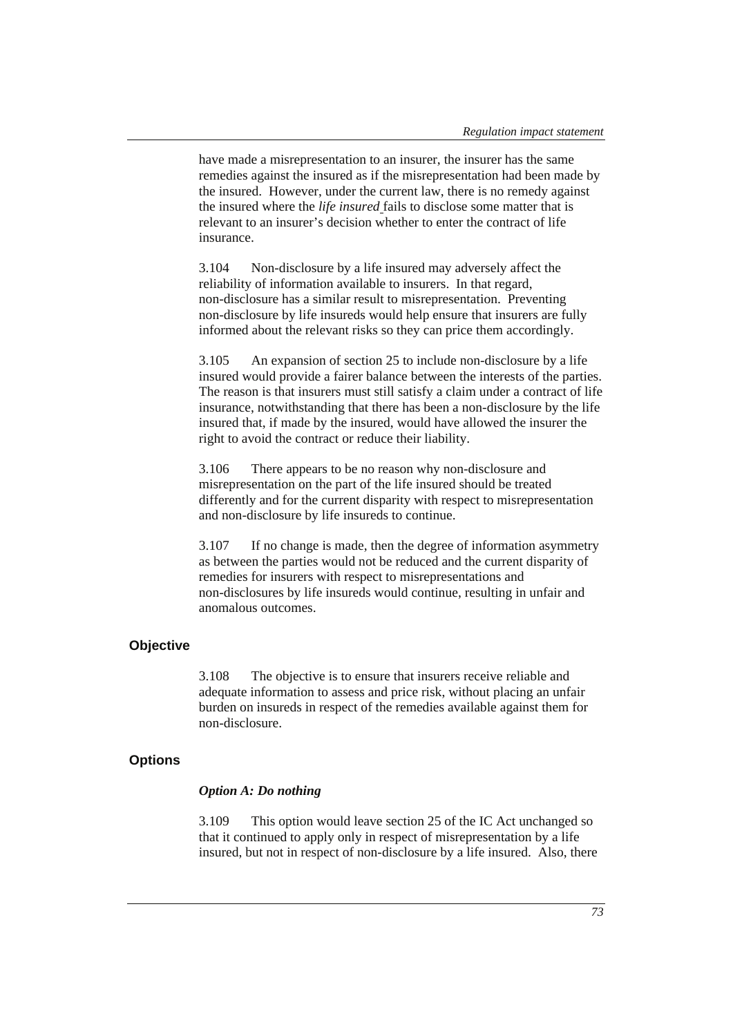have made a misrepresentation to an insurer, the insurer has the same remedies against the insured as if the misrepresentation had been made by the insured. However, under the current law, there is no remedy against the insured where the *life insured* fails to disclose some matter that is relevant to an insurer's decision whether to enter the contract of life insurance.

3.104 Non-disclosure by a life insured may adversely affect the reliability of information available to insurers. In that regard, non-disclosure has a similar result to misrepresentation. Preventing non-disclosure by life insureds would help ensure that insurers are fully informed about the relevant risks so they can price them accordingly.

3.105 An expansion of section 25 to include non-disclosure by a life insured would provide a fairer balance between the interests of the parties. The reason is that insurers must still satisfy a claim under a contract of life insurance, notwithstanding that there has been a non-disclosure by the life insured that, if made by the insured, would have allowed the insurer the right to avoid the contract or reduce their liability.

3.106 There appears to be no reason why non-disclosure and misrepresentation on the part of the life insured should be treated differently and for the current disparity with respect to misrepresentation and non-disclosure by life insureds to continue.

3.107 If no change is made, then the degree of information asymmetry as between the parties would not be reduced and the current disparity of remedies for insurers with respect to misrepresentations and non-disclosures by life insureds would continue, resulting in unfair and anomalous outcomes.

## Objective

3.108 The objective is to ensure that insurers receive reliable and adequate information to assess and price risk, without placing an unfair burden on insureds in respect of the remedies available against them for non-disclosure.

## Options

### *Option A: Do nothing*

3.109 This option would leave section 25 of the IC Act unchanged so that it continued to apply only in respect of misrepresentation by a life insured, but not in respect of non-disclosure by a life insured. Also, there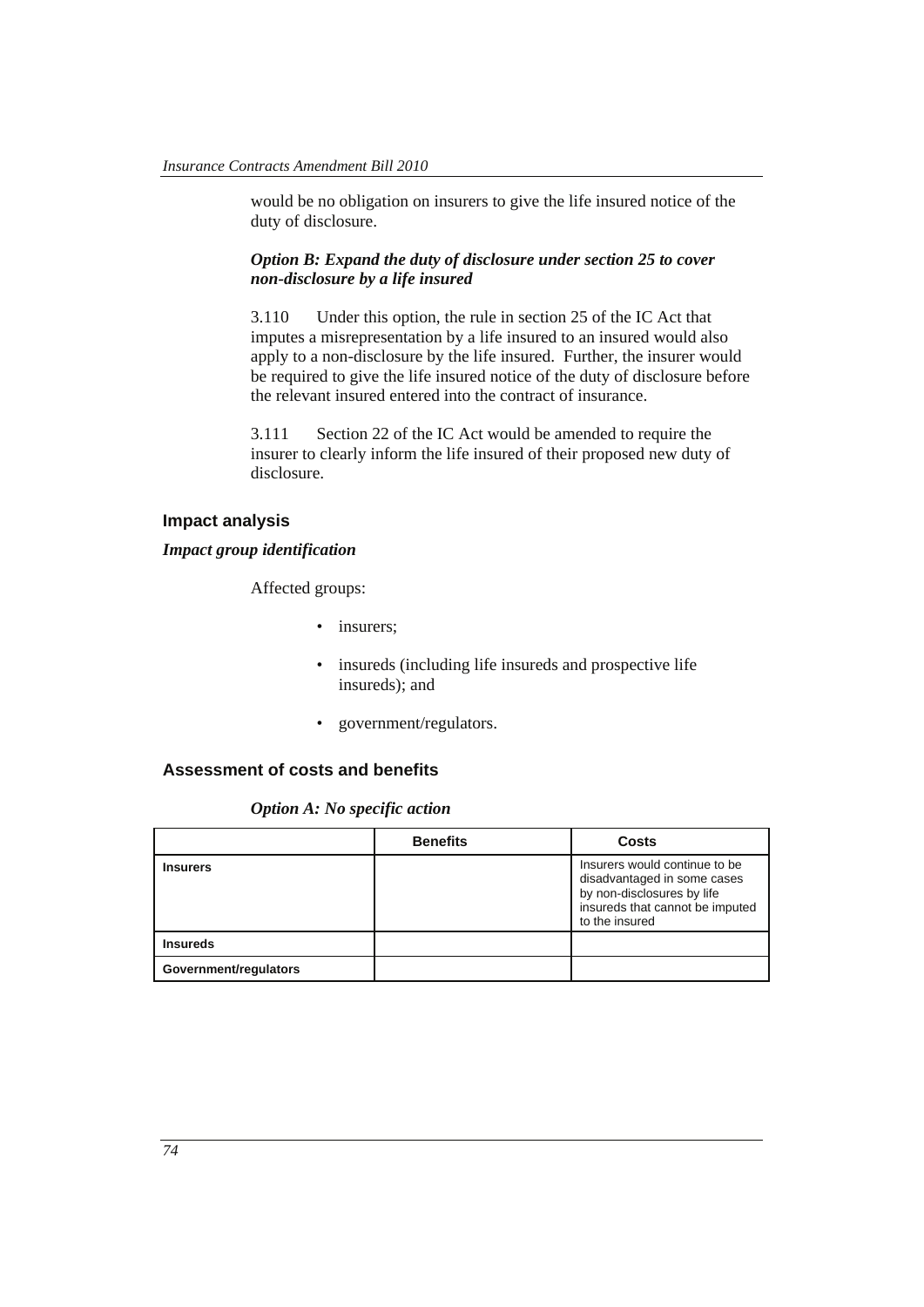would be no obligation on insurers to give the life insured notice of the duty of disclosure.

*Option B: Expand the duty of disclosure under section 25 to cover non-disclosure by a life insured*

3.110 Under this option, the rule in section 25 of the IC Act that imputes a misrepresentation by a life insured to an insured would also apply to a non-disclosure by the life insured. Further, the insurer would be required to give the life insured notice of the duty of disclosure before the relevant insured entered into the contract of insurance.

3.111 Section 22 of the IC Act would be amended to require the insurer to clearly inform the life insured of their proposed new duty of disclosure.

### Impact analysis

***Impact group identification***

Affected groups:

- insurers;
- insureds (including life insureds and prospective life insureds); and
- government/regulators.

### Assessment of costs and benefits

***Option A: No specific action***

| | Benefits | Costs |
|---|---|---|
| **Insurers** | | Insurers would continue to be disadvantaged in some cases by non-disclosures by life insureds that cannot be imputed to the insured |
| **Insureds** | | |
| **Government/regulators** | | |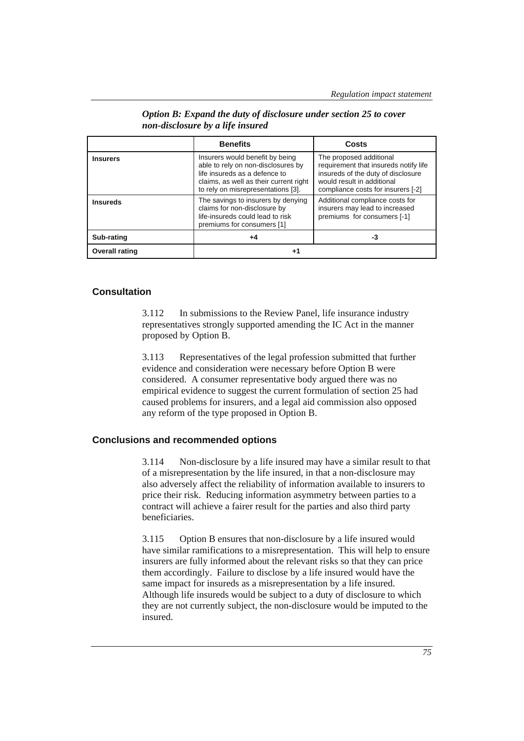*Option B: Expand the duty of disclosure under section 25 to cover non-disclosure by a life insured*

| | Benefits | Costs |
|---|---|---|
| **Insurers** | Insurers would benefit by being able to rely on non-disclosures by life insureds as a defence to claims, as well as their current right to rely on misrepresentations [3]. | The proposed additional requirement that insureds notify life insureds of the duty of disclosure would result in additional compliance costs for insurers [-2] |
| **Insureds** | The savings to insurers by denying claims for non-disclosure by life-insureds could lead to risk premiums for consumers [1] | Additional compliance costs for insurers may lead to increased premiums for consumers [-1] |
| **Sub-rating** | **+4** | **-3** |
| **Overall rating** | **+1** | |

### Consultation

3.112 In submissions to the Review Panel, life insurance industry representatives strongly supported amending the IC Act in the manner proposed by Option B.

3.113 Representatives of the legal profession submitted that further evidence and consideration were necessary before Option B were considered. A consumer representative body argued there was no empirical evidence to suggest the current formulation of section 25 had caused problems for insurers, and a legal aid commission also opposed any reform of the type proposed in Option B.

### Conclusions and recommended options

3.114 Non-disclosure by a life insured may have a similar result to that of a misrepresentation by the life insured, in that a non-disclosure may also adversely affect the reliability of information available to insurers to price their risk. Reducing information asymmetry between parties to a contract will achieve a fairer result for the parties and also third party beneficiaries.

3.115 Option B ensures that non-disclosure by a life insured would have similar ramifications to a misrepresentation. This will help to ensure insurers are fully informed about the relevant risks so that they can price them accordingly. Failure to disclose by a life insured would have the same impact for insureds as a misrepresentation by a life insured. Although life insureds would be subject to a duty of disclosure to which they are not currently subject, the non-disclosure would be imputed to the insured.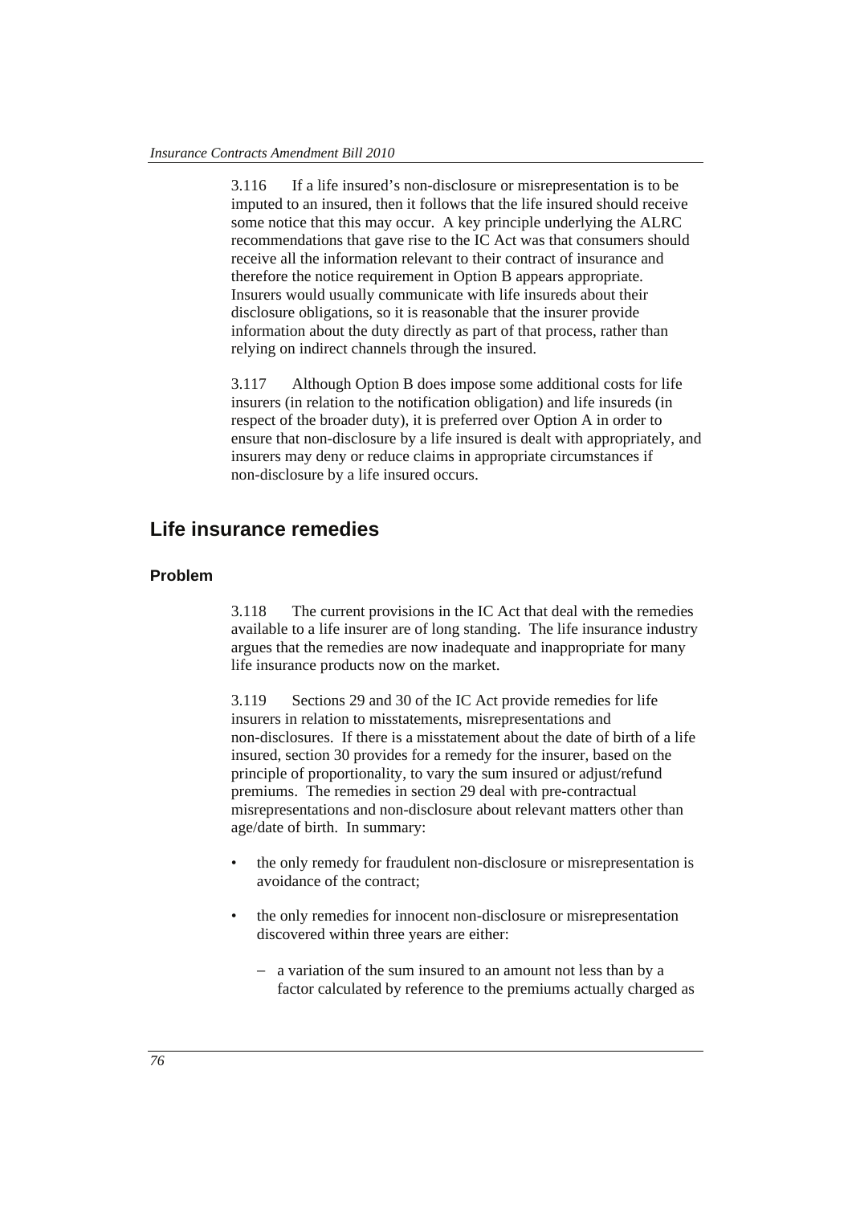3.116 If a life insured's non-disclosure or misrepresentation is to be imputed to an insured, then it follows that the life insured should receive some notice that this may occur. A key principle underlying the ALRC recommendations that gave rise to the IC Act was that consumers should receive all the information relevant to their contract of insurance and therefore the notice requirement in Option B appears appropriate. Insurers would usually communicate with life insureds about their disclosure obligations, so it is reasonable that the insurer provide information about the duty directly as part of that process, rather than relying on indirect channels through the insured.

3.117 Although Option B does impose some additional costs for life insurers (in relation to the notification obligation) and life insureds (in respect of the broader duty), it is preferred over Option A in order to ensure that non-disclosure by a life insured is dealt with appropriately, and insurers may deny or reduce claims in appropriate circumstances if non-disclosure by a life insured occurs.

## Life insurance remedies

### Problem

3.118 The current provisions in the IC Act that deal with the remedies available to a life insurer are of long standing. The life insurance industry argues that the remedies are now inadequate and inappropriate for many life insurance products now on the market.

3.119 Sections 29 and 30 of the IC Act provide remedies for life insurers in relation to misstatements, misrepresentations and non-disclosures. If there is a misstatement about the date of birth of a life insured, section 30 provides for a remedy for the insurer, based on the principle of proportionality, to vary the sum insured or adjust/refund premiums. The remedies in section 29 deal with pre-contractual misrepresentations and non-disclosure about relevant matters other than age/date of birth. In summary:

- the only remedy for fraudulent non-disclosure or misrepresentation is avoidance of the contract;
- the only remedies for innocent non-disclosure or misrepresentation discovered within three years are either:
  - a variation of the sum insured to an amount not less than by a factor calculated by reference to the premiums actually charged as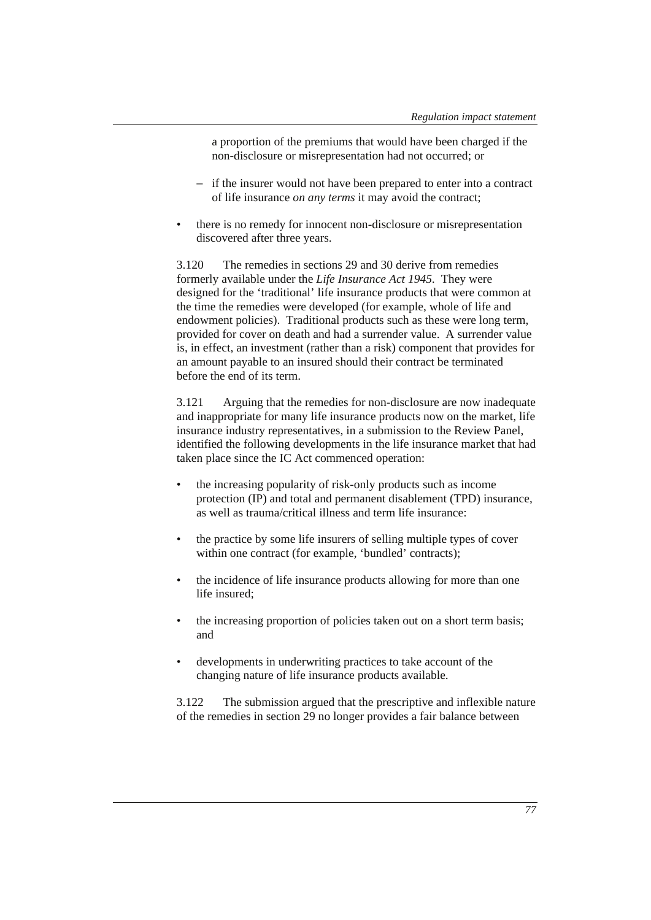a proportion of the premiums that would have been charged if the non-disclosure or misrepresentation had not occurred; or

  – if the insurer would not have been prepared to enter into a contract of life insurance *on any terms* it may avoid the contract;

- there is no remedy for innocent non-disclosure or misrepresentation discovered after three years.

3.120 The remedies in sections 29 and 30 derive from remedies formerly available under the *Life Insurance Act 1945*. They were designed for the 'traditional' life insurance products that were common at the time the remedies were developed (for example, whole of life and endowment policies). Traditional products such as these were long term, provided for cover on death and had a surrender value. A surrender value is, in effect, an investment (rather than a risk) component that provides for an amount payable to an insured should their contract be terminated before the end of its term.

3.121 Arguing that the remedies for non-disclosure are now inadequate and inappropriate for many life insurance products now on the market, life insurance industry representatives, in a submission to the Review Panel, identified the following developments in the life insurance market that had taken place since the IC Act commenced operation:

- the increasing popularity of risk-only products such as income protection (IP) and total and permanent disablement (TPD) insurance, as well as trauma/critical illness and term life insurance:
- the practice by some life insurers of selling multiple types of cover within one contract (for example, 'bundled' contracts);
- the incidence of life insurance products allowing for more than one life insured;
- the increasing proportion of policies taken out on a short term basis; and
- developments in underwriting practices to take account of the changing nature of life insurance products available.

3.122 The submission argued that the prescriptive and inflexible nature of the remedies in section 29 no longer provides a fair balance between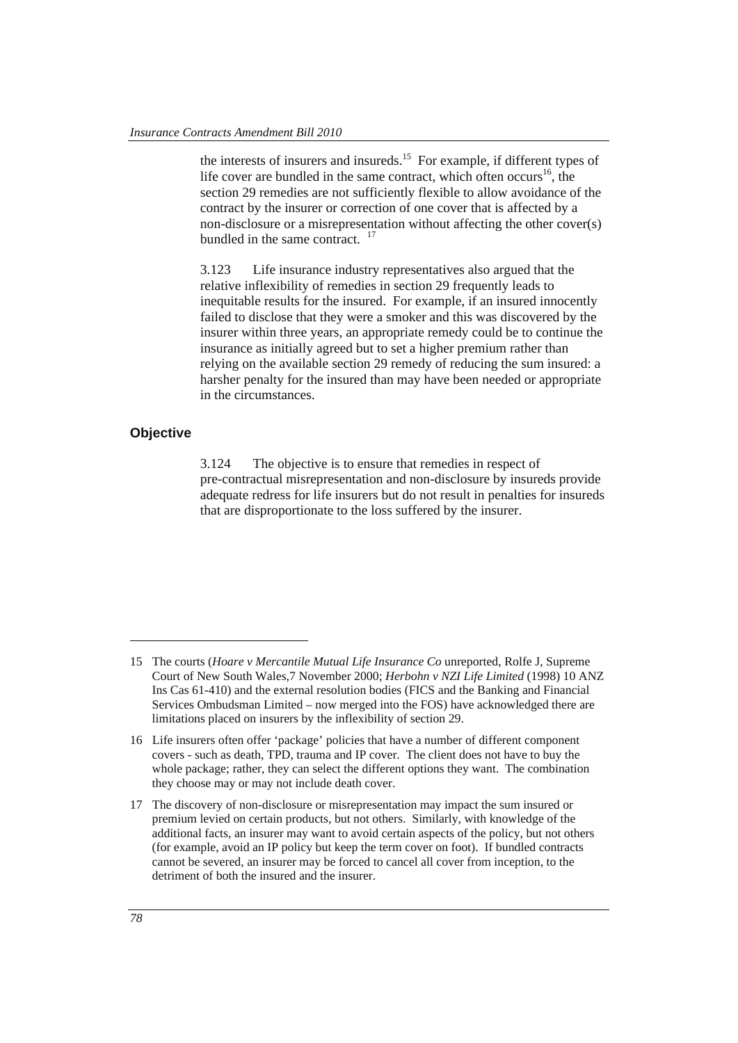the interests of insurers and insureds.[15] For example, if different types of life cover are bundled in the same contract, which often occurs[16], the section 29 remedies are not sufficiently flexible to allow avoidance of the contract by the insurer or correction of one cover that is affected by a non-disclosure or a misrepresentation without affecting the other cover(s) bundled in the same contract.[17]

3.123 Life insurance industry representatives also argued that the relative inflexibility of remedies in section 29 frequently leads to inequitable results for the insured. For example, if an insured innocently failed to disclose that they were a smoker and this was discovered by the insurer within three years, an appropriate remedy could be to continue the insurance as initially agreed but to set a higher premium rather than relying on the available section 29 remedy of reducing the sum insured: a harsher penalty for the insured than may have been needed or appropriate in the circumstances.

### Objective

3.124 The objective is to ensure that remedies in respect of pre-contractual misrepresentation and non-disclosure by insureds provide adequate redress for life insurers but do not result in penalties for insureds that are disproportionate to the loss suffered by the insurer.

---

15 The courts (*Hoare v Mercantile Mutual Life Insurance Co* unreported, Rolfe J, Supreme Court of New South Wales,7 November 2000; *Herbohn v NZI Life Limited* (1998) 10 ANZ Ins Cas 61-410) and the external resolution bodies (FICS and the Banking and Financial Services Ombudsman Limited – now merged into the FOS) have acknowledged there are limitations placed on insurers by the inflexibility of section 29.

16 Life insurers often offer 'package' policies that have a number of different component covers - such as death, TPD, trauma and IP cover. The client does not have to buy the whole package; rather, they can select the different options they want. The combination they choose may or may not include death cover.

17 The discovery of non-disclosure or misrepresentation may impact the sum insured or premium levied on certain products, but not others. Similarly, with knowledge of the additional facts, an insurer may want to avoid certain aspects of the policy, but not others (for example, avoid an IP policy but keep the term cover on foot). If bundled contracts cannot be severed, an insurer may be forced to cancel all cover from inception, to the detriment of both the insured and the insurer.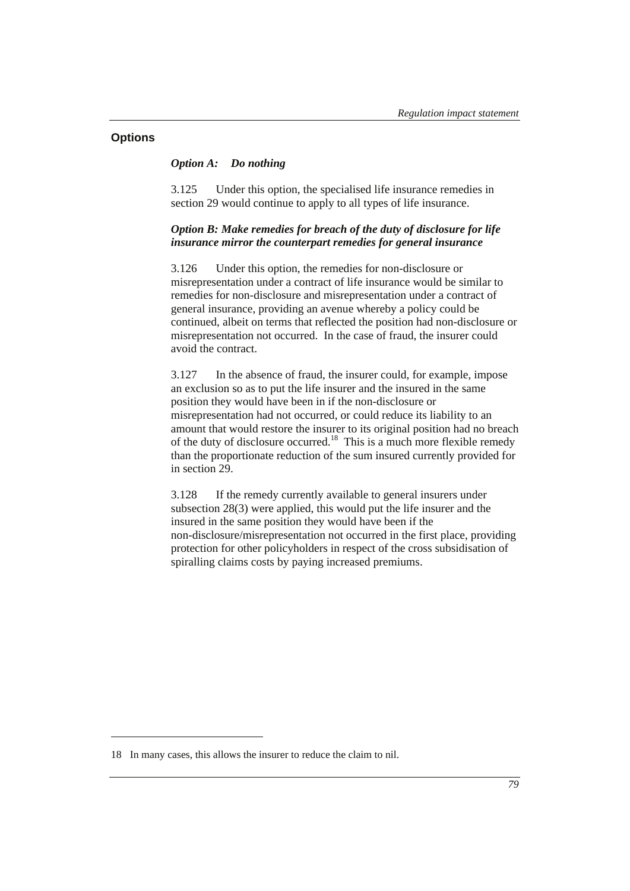## Options

### *Option A: Do nothing*

3.125 Under this option, the specialised life insurance remedies in section 29 would continue to apply to all types of life insurance.

### *Option B: Make remedies for breach of the duty of disclosure for life insurance mirror the counterpart remedies for general insurance*

3.126 Under this option, the remedies for non-disclosure or misrepresentation under a contract of life insurance would be similar to remedies for non-disclosure and misrepresentation under a contract of general insurance, providing an avenue whereby a policy could be continued, albeit on terms that reflected the position had non-disclosure or misrepresentation not occurred. In the case of fraud, the insurer could avoid the contract.

3.127 In the absence of fraud, the insurer could, for example, impose an exclusion so as to put the life insurer and the insured in the same position they would have been in if the non-disclosure or misrepresentation had not occurred, or could reduce its liability to an amount that would restore the insurer to its original position had no breach of the duty of disclosure occurred.[18] This is a much more flexible remedy than the proportionate reduction of the sum insured currently provided for in section 29.

3.128 If the remedy currently available to general insurers under subsection 28(3) were applied, this would put the life insurer and the insured in the same position they would have been if the non-disclosure/misrepresentation not occurred in the first place, providing protection for other policyholders in respect of the cross subsidisation of spiralling claims costs by paying increased premiums.

---

18 In many cases, this allows the insurer to reduce the claim to nil.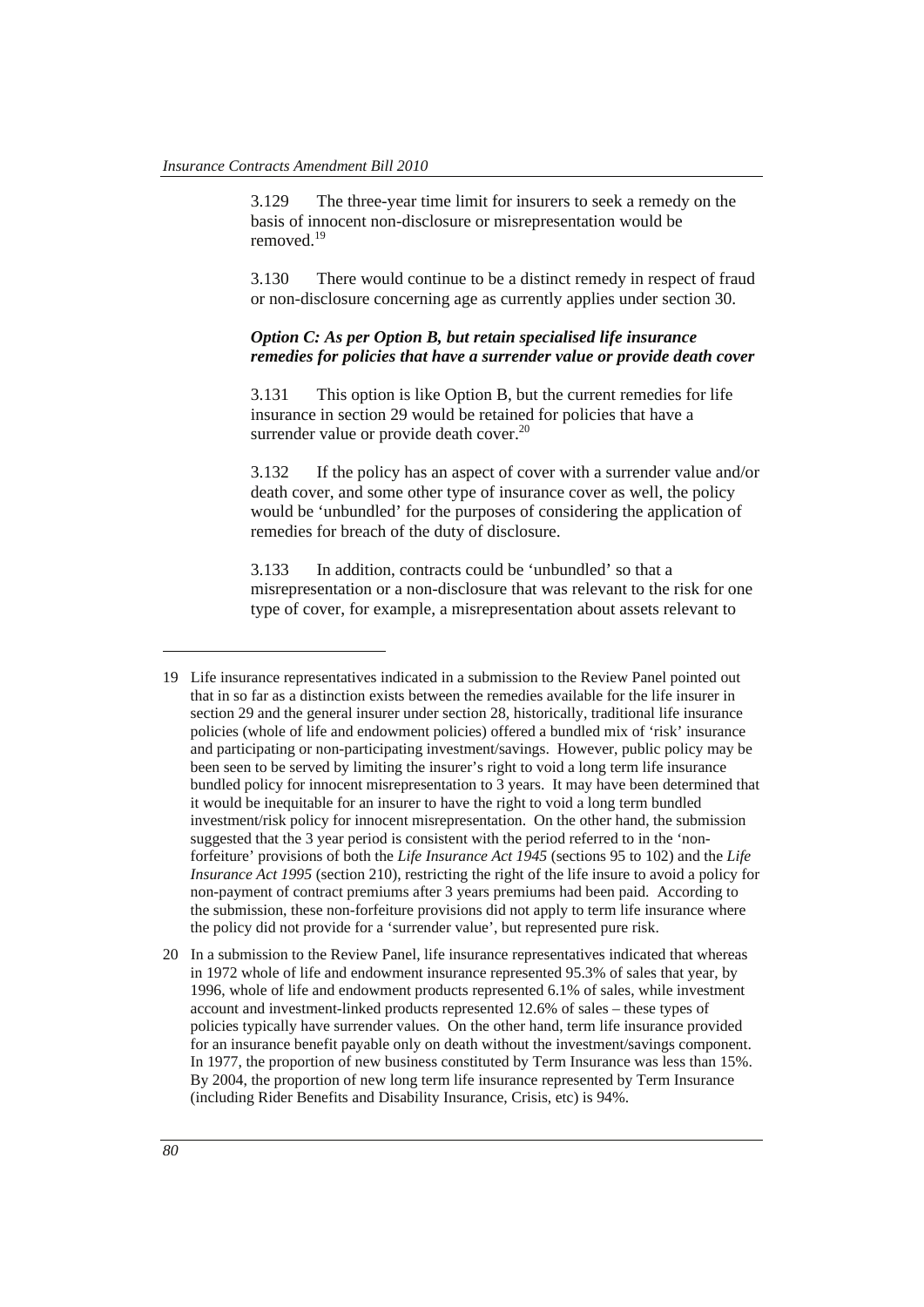3.129 The three-year time limit for insurers to seek a remedy on the basis of innocent non-disclosure or misrepresentation would be removed.[19]

3.130 There would continue to be a distinct remedy in respect of fraud or non-disclosure concerning age as currently applies under section 30.

***Option C: As per Option B, but retain specialised life insurance remedies for policies that have a surrender value or provide death cover***

3.131 This option is like Option B, but the current remedies for life insurance in section 29 would be retained for policies that have a surrender value or provide death cover.[20]

3.132 If the policy has an aspect of cover with a surrender value and/or death cover, and some other type of insurance cover as well, the policy would be 'unbundled' for the purposes of considering the application of remedies for breach of the duty of disclosure.

3.133 In addition, contracts could be 'unbundled' so that a misrepresentation or a non-disclosure that was relevant to the risk for one type of cover, for example, a misrepresentation about assets relevant to

---

19 Life insurance representatives indicated in a submission to the Review Panel pointed out that in so far as a distinction exists between the remedies available for the life insurer in section 29 and the general insurer under section 28, historically, traditional life insurance policies (whole of life and endowment policies) offered a bundled mix of 'risk' insurance and participating or non-participating investment/savings. However, public policy may be been seen to be served by limiting the insurer's right to void a long term life insurance bundled policy for innocent misrepresentation to 3 years. It may have been determined that it would be inequitable for an insurer to have the right to void a long term bundled investment/risk policy for innocent misrepresentation. On the other hand, the submission suggested that the 3 year period is consistent with the period referred to in the 'non-forfeiture' provisions of both the *Life Insurance Act 1945* (sections 95 to 102) and the *Life Insurance Act 1995* (section 210), restricting the right of the life insure to avoid a policy for non-payment of contract premiums after 3 years premiums had been paid. According to the submission, these non-forfeiture provisions did not apply to term life insurance where the policy did not provide for a 'surrender value', but represented pure risk.

20 In a submission to the Review Panel, life insurance representatives indicated that whereas in 1972 whole of life and endowment insurance represented 95.3% of sales that year, by 1996, whole of life and endowment products represented 6.1% of sales, while investment account and investment-linked products represented 12.6% of sales – these types of policies typically have surrender values. On the other hand, term life insurance provided for an insurance benefit payable only on death without the investment/savings component. In 1977, the proportion of new business constituted by Term Insurance was less than 15%. By 2004, the proportion of new long term life insurance represented by Term Insurance (including Rider Benefits and Disability Insurance, Crisis, etc) is 94%.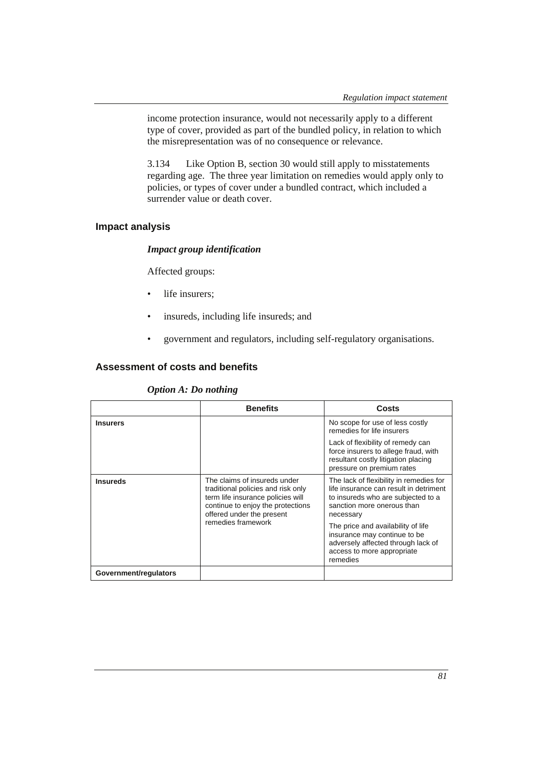income protection insurance, would not necessarily apply to a different type of cover, provided as part of the bundled policy, in relation to which the misrepresentation was of no consequence or relevance.

3.134 Like Option B, section 30 would still apply to misstatements regarding age. The three year limitation on remedies would apply only to policies, or types of cover under a bundled contract, which included a surrender value or death cover.

## Impact analysis

### *Impact group identification*

Affected groups:

- life insurers;
- insureds, including life insureds; and
- government and regulators, including self-regulatory organisations.

## Assessment of costs and benefits

### *Option A: Do nothing*

| | Benefits | Costs |
|---|---|---|
| **Insurers** | | No scope for use of less costly remedies for life insurers<br><br>Lack of flexibility of remedy can force insurers to allege fraud, with resultant costly litigation placing pressure on premium rates |
| **Insureds** | The claims of insureds under traditional policies and risk only term life insurance policies will continue to enjoy the protections offered under the present remedies framework | The lack of flexibility in remedies for life insurance can result in detriment to insureds who are subjected to a sanction more onerous than necessary<br><br>The price and availability of life insurance may continue to be adversely affected through lack of access to more appropriate remedies |
| **Government/regulators** | | |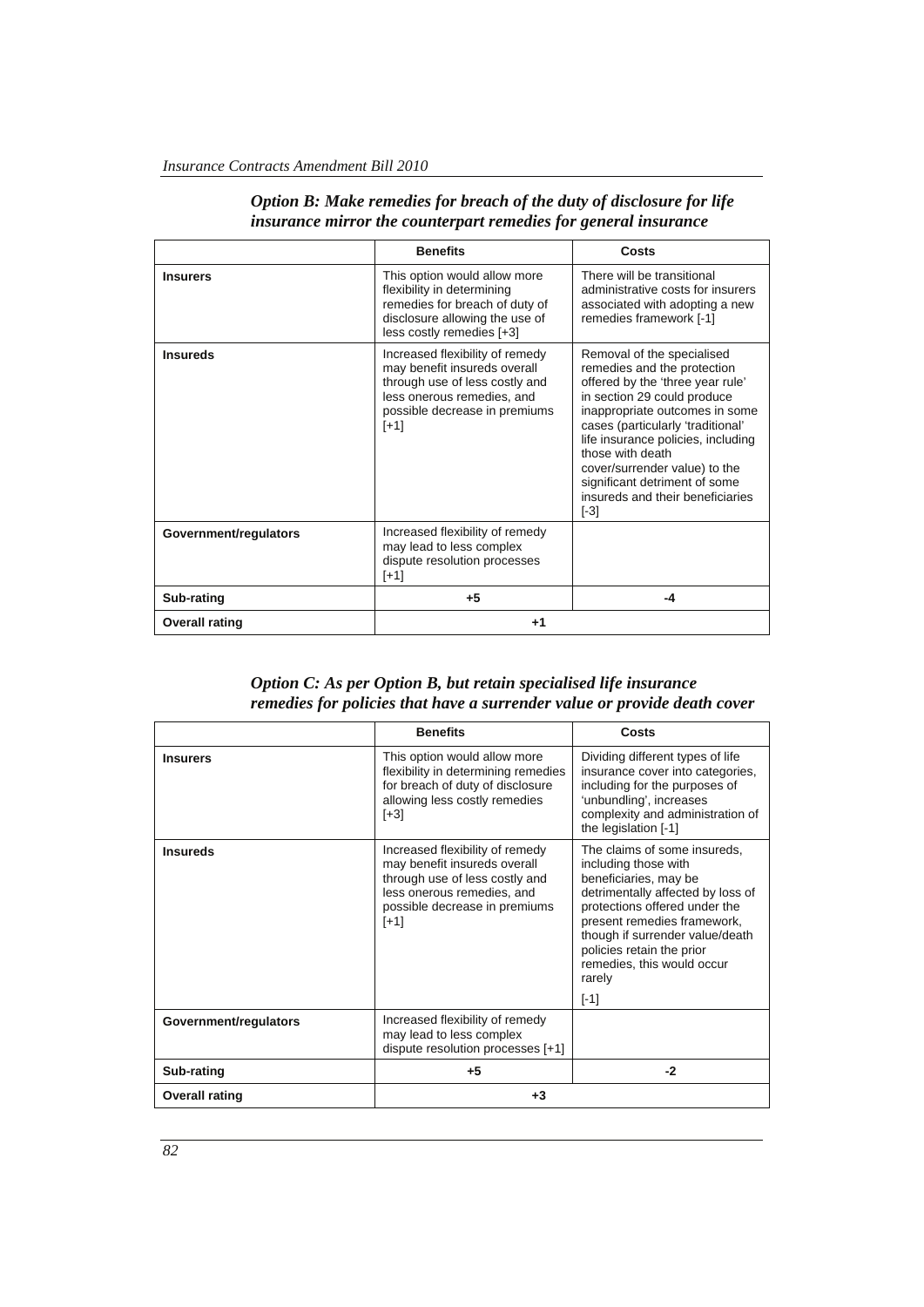*Option B: Make remedies for breach of the duty of disclosure for life insurance mirror the counterpart remedies for general insurance*

| | Benefits | Costs |
|---|---|---|
| **Insurers** | This option would allow more flexibility in determining remedies for breach of duty of disclosure allowing the use of less costly remedies [+3] | There will be transitional administrative costs for insurers associated with adopting a new remedies framework [-1] |
| **Insureds** | Increased flexibility of remedy may benefit insureds overall through use of less costly and less onerous remedies, and possible decrease in premiums [+1] | Removal of the specialised remedies and the protection offered by the 'three year rule' in section 29 could produce inappropriate outcomes in some cases (particularly 'traditional' life insurance policies, including those with death cover/surrender value) to the significant detriment of some insureds and their beneficiaries [-3] |
| **Government/regulators** | Increased flexibility of remedy may lead to less complex dispute resolution processes [+1] | |
| **Sub-rating** | **+5** | **-4** |
| **Overall rating** | **+1** | |

*Option C: As per Option B, but retain specialised life insurance remedies for policies that have a surrender value or provide death cover*

| | Benefits | Costs |
|---|---|---|
| **Insurers** | This option would allow more flexibility in determining remedies for breach of duty of disclosure allowing less costly remedies [+3] | Dividing different types of life insurance cover into categories, including for the purposes of 'unbundling', increases complexity and administration of the legislation [-1] |
| **Insureds** | Increased flexibility of remedy may benefit insureds overall through use of less costly and less onerous remedies, and possible decrease in premiums [+1] | The claims of some insureds, including those with beneficiaries, may be detrimentally affected by loss of protections offered under the present remedies framework, though if surrender value/death policies retain the prior remedies, this would occur rarely [-1] |
| **Government/regulators** | Increased flexibility of remedy may lead to less complex dispute resolution processes [+1] | |
| **Sub-rating** | **+5** | **-2** |
| **Overall rating** | **+3** | |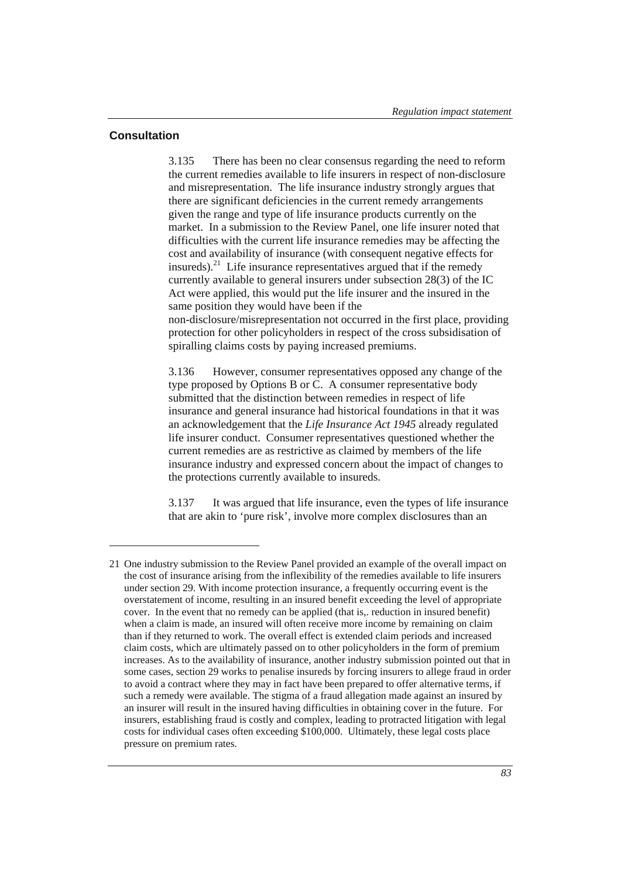## Consultation

3.135 There has been no clear consensus regarding the need to reform the current remedies available to life insurers in respect of non-disclosure and misrepresentation. The life insurance industry strongly argues that there are significant deficiencies in the current remedy arrangements given the range and type of life insurance products currently on the market. In a submission to the Review Panel, one life insurer noted that difficulties with the current life insurance remedies may be affecting the cost and availability of insurance (with consequent negative effects for insureds).[21] Life insurance representatives argued that if the remedy currently available to general insurers under subsection 28(3) of the IC Act were applied, this would put the life insurer and the insured in the same position they would have been if the non-disclosure/misrepresentation not occurred in the first place, providing protection for other policyholders in respect of the cross subsidisation of spiralling claims costs by paying increased premiums.

3.136 However, consumer representatives opposed any change of the type proposed by Options B or C. A consumer representative body submitted that the distinction between remedies in respect of life insurance and general insurance had historical foundations in that it was an acknowledgement that the *Life Insurance Act 1945* already regulated life insurer conduct. Consumer representatives questioned whether the current remedies are as restrictive as claimed by members of the life insurance industry and expressed concern about the impact of changes to the protections currently available to insureds.

3.137 It was argued that life insurance, even the types of life insurance that are akin to 'pure risk', involve more complex disclosures than an

---

21 One industry submission to the Review Panel provided an example of the overall impact on the cost of insurance arising from the inflexibility of the remedies available to life insurers under section 29. With income protection insurance, a frequently occurring event is the overstatement of income, resulting in an insured benefit exceeding the level of appropriate cover. In the event that no remedy can be applied (that is,. reduction in insured benefit) when a claim is made, an insured will often receive more income by remaining on claim than if they returned to work. The overall effect is extended claim periods and increased claim costs, which are ultimately passed on to other policyholders in the form of premium increases. As to the availability of insurance, another industry submission pointed out that in some cases, section 29 works to penalise insureds by forcing insurers to allege fraud in order to avoid a contract where they may in fact have been prepared to offer alternative terms, if such a remedy were available. The stigma of a fraud allegation made against an insured by an insurer will result in the insured having difficulties in obtaining cover in the future. For insurers, establishing fraud is costly and complex, leading to protracted litigation with legal costs for individual cases often exceeding $100,000. Ultimately, these legal costs place pressure on premium rates.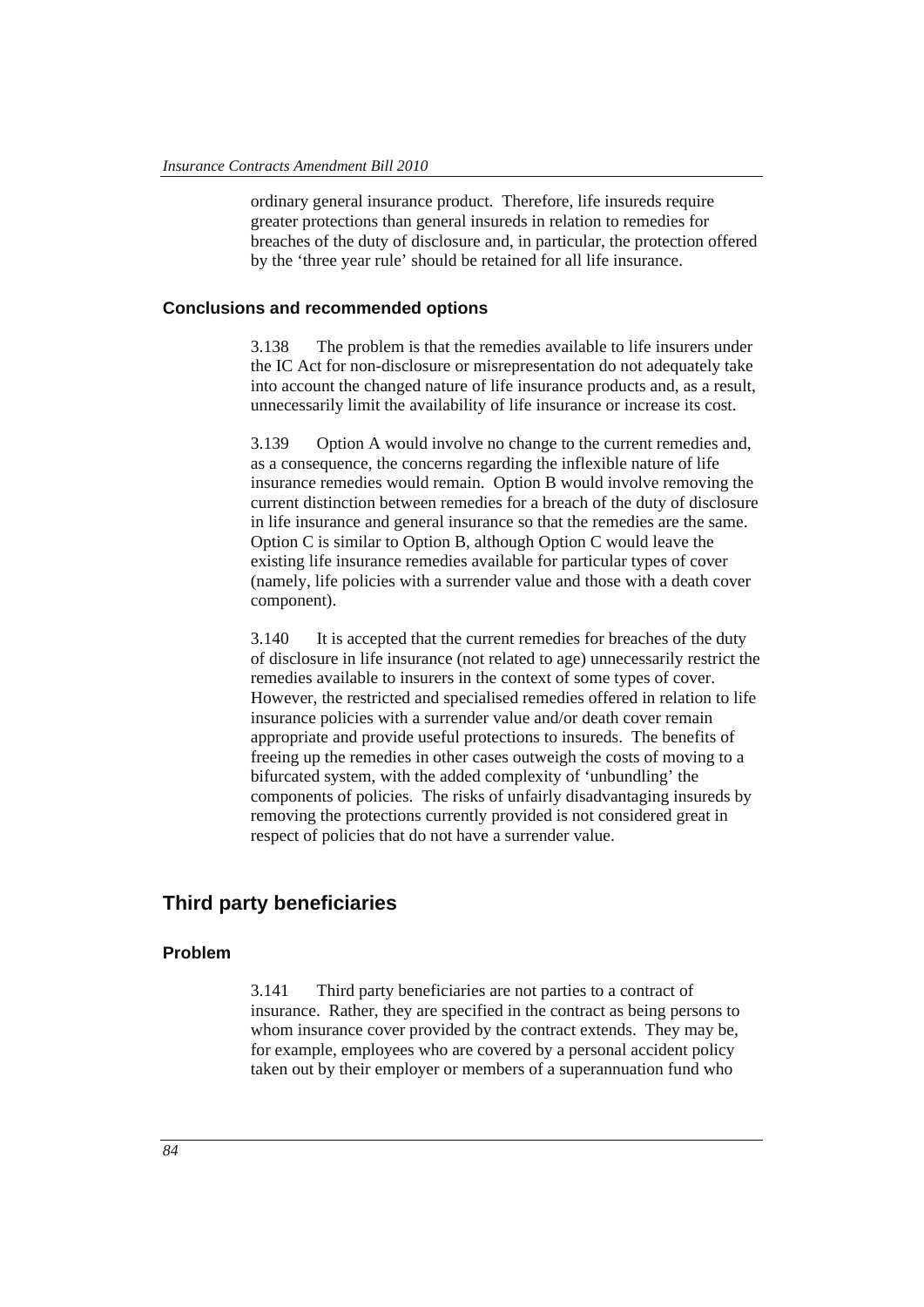ordinary general insurance product. Therefore, life insureds require greater protections than general insureds in relation to remedies for breaches of the duty of disclosure and, in particular, the protection offered by the 'three year rule' should be retained for all life insurance.

### Conclusions and recommended options

3.138 The problem is that the remedies available to life insurers under the IC Act for non-disclosure or misrepresentation do not adequately take into account the changed nature of life insurance products and, as a result, unnecessarily limit the availability of life insurance or increase its cost.

3.139 Option A would involve no change to the current remedies and, as a consequence, the concerns regarding the inflexible nature of life insurance remedies would remain. Option B would involve removing the current distinction between remedies for a breach of the duty of disclosure in life insurance and general insurance so that the remedies are the same. Option C is similar to Option B, although Option C would leave the existing life insurance remedies available for particular types of cover (namely, life policies with a surrender value and those with a death cover component).

3.140 It is accepted that the current remedies for breaches of the duty of disclosure in life insurance (not related to age) unnecessarily restrict the remedies available to insurers in the context of some types of cover. However, the restricted and specialised remedies offered in relation to life insurance policies with a surrender value and/or death cover remain appropriate and provide useful protections to insureds. The benefits of freeing up the remedies in other cases outweigh the costs of moving to a bifurcated system, with the added complexity of 'unbundling' the components of policies. The risks of unfairly disadvantaging insureds by removing the protections currently provided is not considered great in respect of policies that do not have a surrender value.

## Third party beneficiaries

### Problem

3.141 Third party beneficiaries are not parties to a contract of insurance. Rather, they are specified in the contract as being persons to whom insurance cover provided by the contract extends. They may be, for example, employees who are covered by a personal accident policy taken out by their employer or members of a superannuation fund who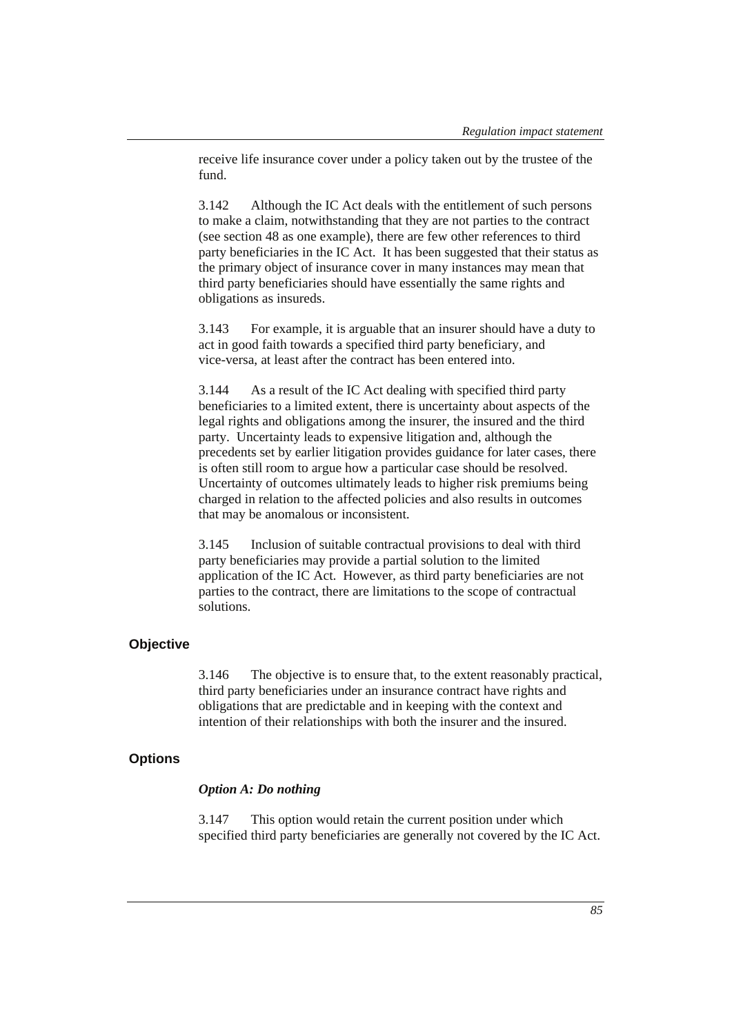receive life insurance cover under a policy taken out by the trustee of the fund.

3.142 Although the IC Act deals with the entitlement of such persons to make a claim, notwithstanding that they are not parties to the contract (see section 48 as one example), there are few other references to third party beneficiaries in the IC Act. It has been suggested that their status as the primary object of insurance cover in many instances may mean that third party beneficiaries should have essentially the same rights and obligations as insureds.

3.143 For example, it is arguable that an insurer should have a duty to act in good faith towards a specified third party beneficiary, and vice-versa, at least after the contract has been entered into.

3.144 As a result of the IC Act dealing with specified third party beneficiaries to a limited extent, there is uncertainty about aspects of the legal rights and obligations among the insurer, the insured and the third party. Uncertainty leads to expensive litigation and, although the precedents set by earlier litigation provides guidance for later cases, there is often still room to argue how a particular case should be resolved. Uncertainty of outcomes ultimately leads to higher risk premiums being charged in relation to the affected policies and also results in outcomes that may be anomalous or inconsistent.

3.145 Inclusion of suitable contractual provisions to deal with third party beneficiaries may provide a partial solution to the limited application of the IC Act. However, as third party beneficiaries are not parties to the contract, there are limitations to the scope of contractual solutions.

## Objective

3.146 The objective is to ensure that, to the extent reasonably practical, third party beneficiaries under an insurance contract have rights and obligations that are predictable and in keeping with the context and intention of their relationships with both the insurer and the insured.

## Options

### *Option A: Do nothing*

3.147 This option would retain the current position under which specified third party beneficiaries are generally not covered by the IC Act.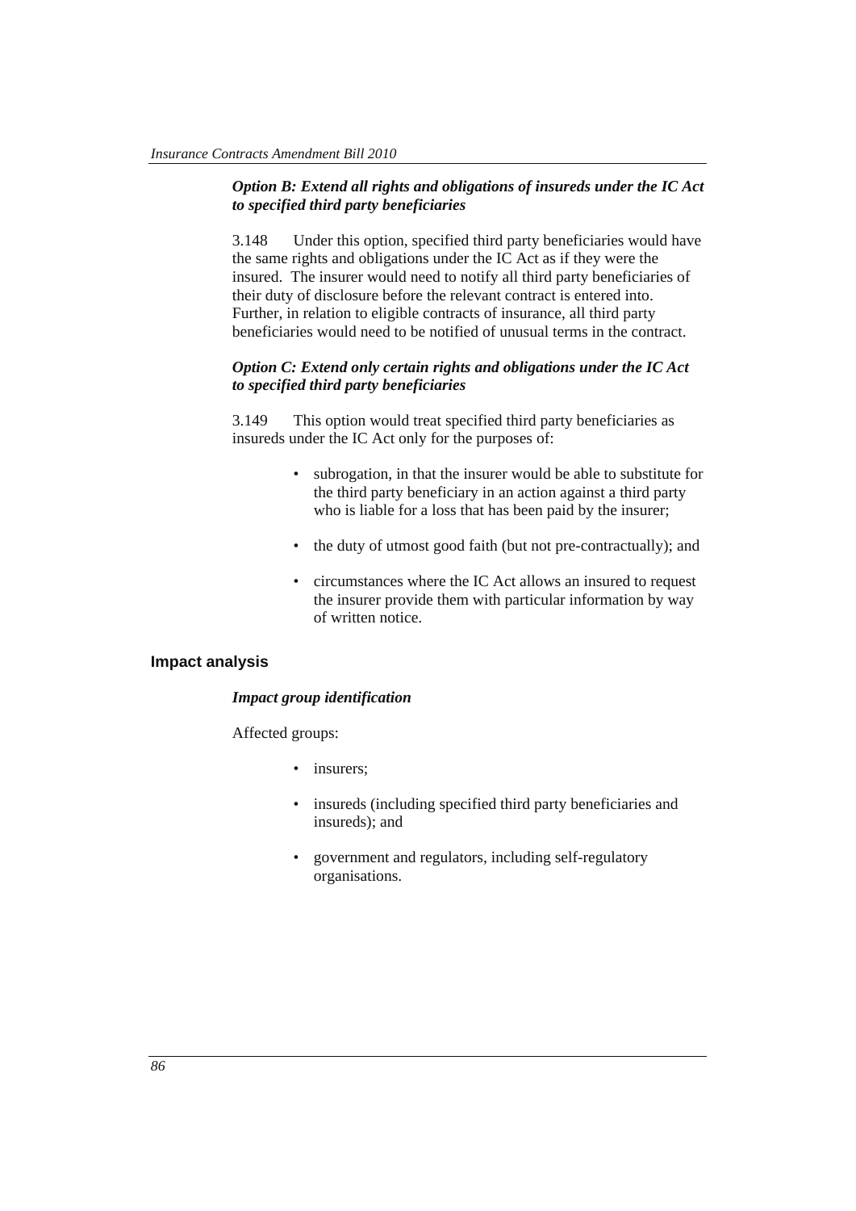*Option B: Extend all rights and obligations of insureds under the IC Act to specified third party beneficiaries*

3.148 Under this option, specified third party beneficiaries would have the same rights and obligations under the IC Act as if they were the insured. The insurer would need to notify all third party beneficiaries of their duty of disclosure before the relevant contract is entered into. Further, in relation to eligible contracts of insurance, all third party beneficiaries would need to be notified of unusual terms in the contract.

*Option C: Extend only certain rights and obligations under the IC Act to specified third party beneficiaries*

3.149 This option would treat specified third party beneficiaries as insureds under the IC Act only for the purposes of:

- subrogation, in that the insurer would be able to substitute for the third party beneficiary in an action against a third party who is liable for a loss that has been paid by the insurer;
- the duty of utmost good faith (but not pre-contractually); and
- circumstances where the IC Act allows an insured to request the insurer provide them with particular information by way of written notice.

## Impact analysis

*Impact group identification*

Affected groups:

- insurers;
- insureds (including specified third party beneficiaries and insureds); and
- government and regulators, including self-regulatory organisations.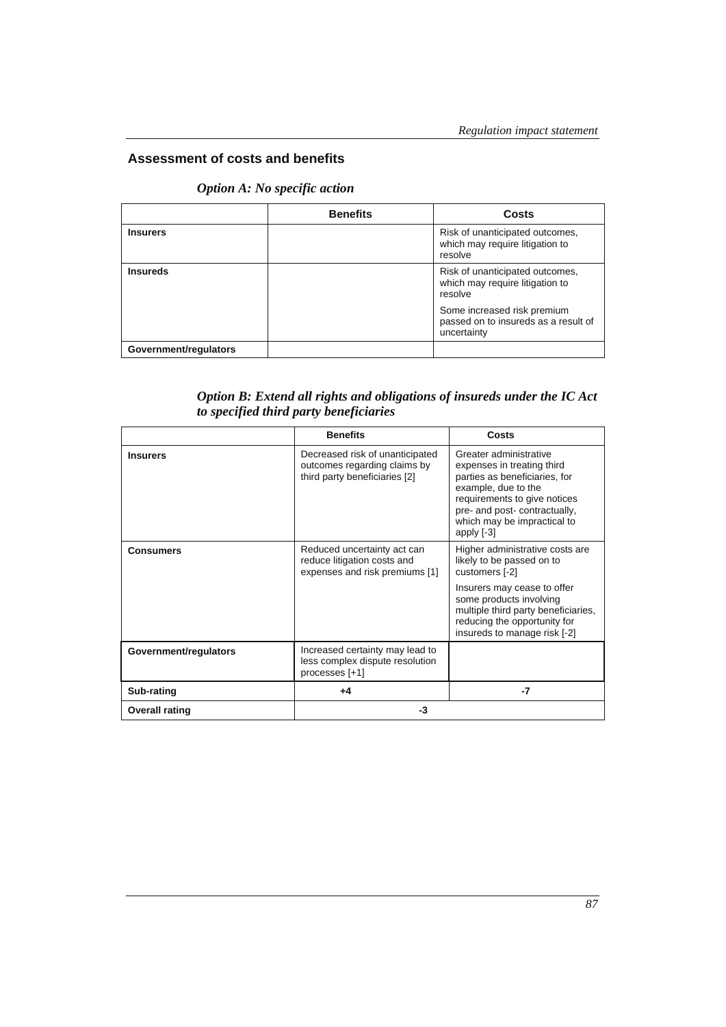## Assessment of costs and benefits

### *Option A: No specific action*

| | Benefits | Costs |
|---|---|---|
| **Insurers** | | Risk of unanticipated outcomes, which may require litigation to resolve |
| **Insureds** | | Risk of unanticipated outcomes, which may require litigation to resolve<br><br>Some increased risk premium passed on to insureds as a result of uncertainty |
| **Government/regulators** | | |

### *Option B: Extend all rights and obligations of insureds under the IC Act to specified third party beneficiaries*

| | Benefits | Costs |
|---|---|---|
| **Insurers** | Decreased risk of unanticipated outcomes regarding claims by third party beneficiaries [2] | Greater administrative expenses in treating third parties as beneficiaries, for example, due to the requirements to give notices pre- and post- contractually, which may be impractical to apply [-3] |
| **Consumers** | Reduced uncertainty act can reduce litigation costs and expenses and risk premiums [1] | Higher administrative costs are likely to be passed on to customers [-2]<br><br>Insurers may cease to offer some products involving multiple third party beneficiaries, reducing the opportunity for insureds to manage risk [-2] |
| **Government/regulators** | Increased certainty may lead to less complex dispute resolution processes [+1] | |
| **Sub-rating** | **+4** | **-7** |
| **Overall rating** | **-3** | |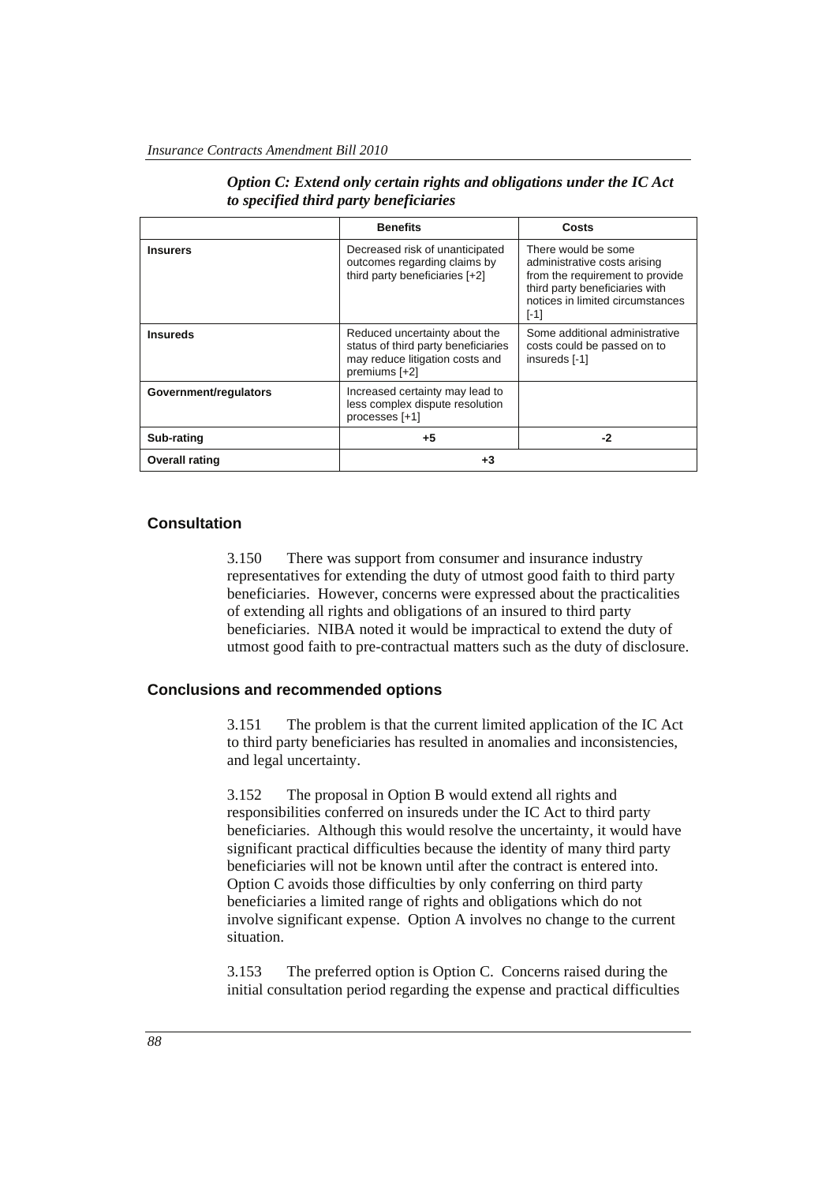*Option C: Extend only certain rights and obligations under the IC Act to specified third party beneficiaries*

| | Benefits | Costs |
|---|---|---|
| **Insurers** | Decreased risk of unanticipated outcomes regarding claims by third party beneficiaries [+2] | There would be some administrative costs arising from the requirement to provide third party beneficiaries with notices in limited circumstances [-1] |
| **Insureds** | Reduced uncertainty about the status of third party beneficiaries may reduce litigation costs and premiums [+2] | Some additional administrative costs could be passed on to insureds [-1] |
| **Government/regulators** | Increased certainty may lead to less complex dispute resolution processes [+1] | |
| **Sub-rating** | **+5** | **-2** |
| **Overall rating** | **+3** | |

## Consultation

3.150 There was support from consumer and insurance industry representatives for extending the duty of utmost good faith to third party beneficiaries. However, concerns were expressed about the practicalities of extending all rights and obligations of an insured to third party beneficiaries. NIBA noted it would be impractical to extend the duty of utmost good faith to pre-contractual matters such as the duty of disclosure.

## Conclusions and recommended options

3.151 The problem is that the current limited application of the IC Act to third party beneficiaries has resulted in anomalies and inconsistencies, and legal uncertainty.

3.152 The proposal in Option B would extend all rights and responsibilities conferred on insureds under the IC Act to third party beneficiaries. Although this would resolve the uncertainty, it would have significant practical difficulties because the identity of many third party beneficiaries will not be known until after the contract is entered into. Option C avoids those difficulties by only conferring on third party beneficiaries a limited range of rights and obligations which do not involve significant expense. Option A involves no change to the current situation.

3.153 The preferred option is Option C. Concerns raised during the initial consultation period regarding the expense and practical difficulties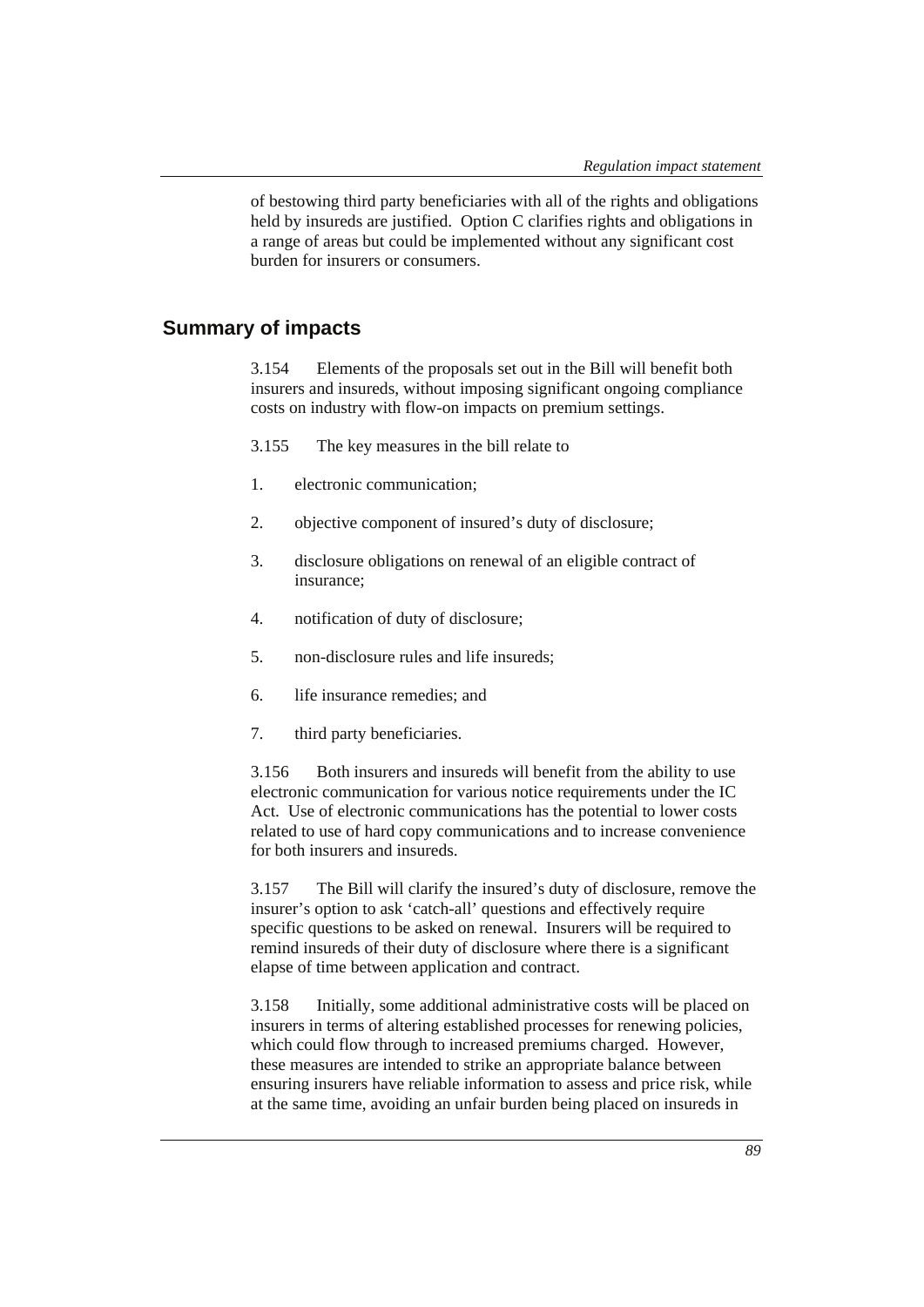of bestowing third party beneficiaries with all of the rights and obligations held by insureds are justified. Option C clarifies rights and obligations in a range of areas but could be implemented without any significant cost burden for insurers or consumers.

## Summary of impacts

3.154 Elements of the proposals set out in the Bill will benefit both insurers and insureds, without imposing significant ongoing compliance costs on industry with flow-on impacts on premium settings.

3.155 The key measures in the bill relate to

1. electronic communication;
2. objective component of insured's duty of disclosure;
3. disclosure obligations on renewal of an eligible contract of insurance;
4. notification of duty of disclosure;
5. non-disclosure rules and life insureds;
6. life insurance remedies; and
7. third party beneficiaries.

3.156 Both insurers and insureds will benefit from the ability to use electronic communication for various notice requirements under the IC Act. Use of electronic communications has the potential to lower costs related to use of hard copy communications and to increase convenience for both insurers and insureds.

3.157 The Bill will clarify the insured's duty of disclosure, remove the insurer's option to ask 'catch-all' questions and effectively require specific questions to be asked on renewal. Insurers will be required to remind insureds of their duty of disclosure where there is a significant elapse of time between application and contract.

3.158 Initially, some additional administrative costs will be placed on insurers in terms of altering established processes for renewing policies, which could flow through to increased premiums charged. However, these measures are intended to strike an appropriate balance between ensuring insurers have reliable information to assess and price risk, while at the same time, avoiding an unfair burden being placed on insureds in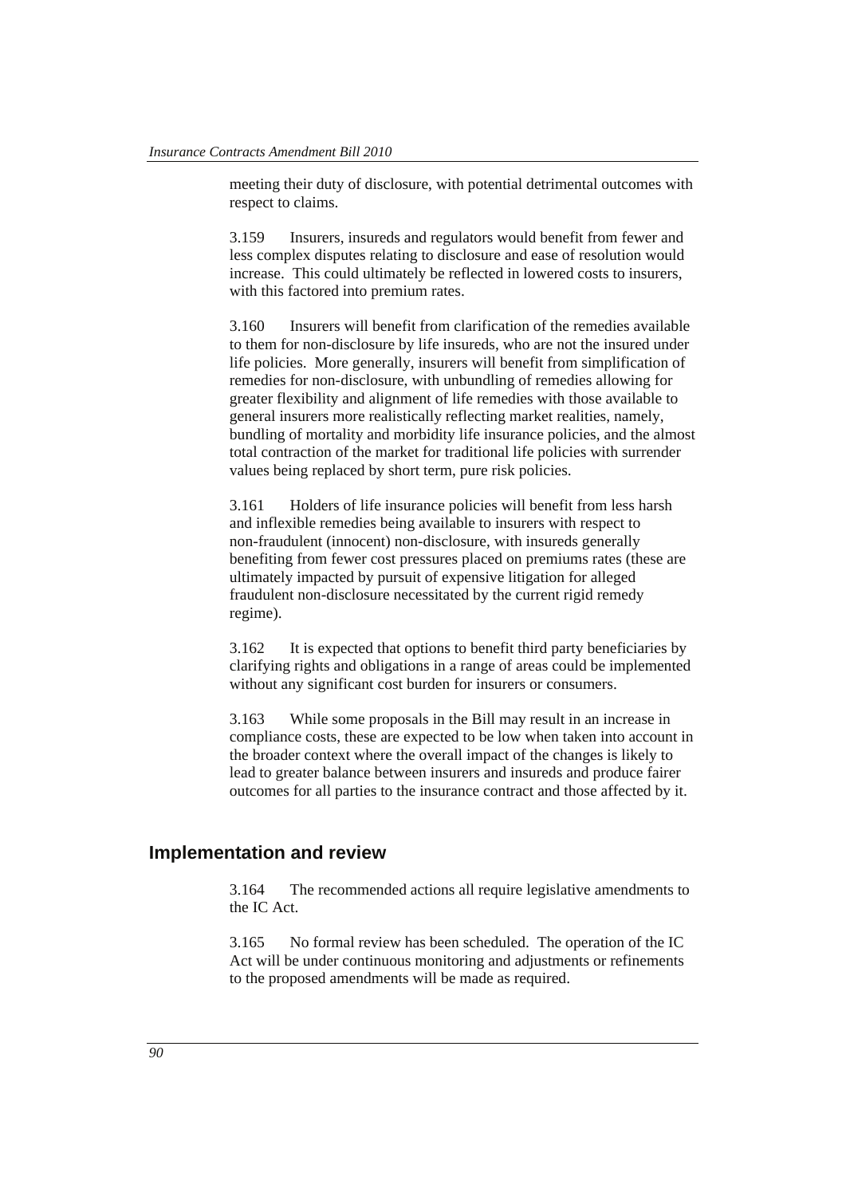meeting their duty of disclosure, with potential detrimental outcomes with respect to claims.

3.159 Insurers, insureds and regulators would benefit from fewer and less complex disputes relating to disclosure and ease of resolution would increase. This could ultimately be reflected in lowered costs to insurers, with this factored into premium rates.

3.160 Insurers will benefit from clarification of the remedies available to them for non-disclosure by life insureds, who are not the insured under life policies. More generally, insurers will benefit from simplification of remedies for non-disclosure, with unbundling of remedies allowing for greater flexibility and alignment of life remedies with those available to general insurers more realistically reflecting market realities, namely, bundling of mortality and morbidity life insurance policies, and the almost total contraction of the market for traditional life policies with surrender values being replaced by short term, pure risk policies.

3.161 Holders of life insurance policies will benefit from less harsh and inflexible remedies being available to insurers with respect to non-fraudulent (innocent) non-disclosure, with insureds generally benefiting from fewer cost pressures placed on premiums rates (these are ultimately impacted by pursuit of expensive litigation for alleged fraudulent non-disclosure necessitated by the current rigid remedy regime).

3.162 It is expected that options to benefit third party beneficiaries by clarifying rights and obligations in a range of areas could be implemented without any significant cost burden for insurers or consumers.

3.163 While some proposals in the Bill may result in an increase in compliance costs, these are expected to be low when taken into account in the broader context where the overall impact of the changes is likely to lead to greater balance between insurers and insureds and produce fairer outcomes for all parties to the insurance contract and those affected by it.

## Implementation and review

3.164 The recommended actions all require legislative amendments to the IC Act.

3.165 No formal review has been scheduled. The operation of the IC Act will be under continuous monitoring and adjustments or refinements to the proposed amendments will be made as required.